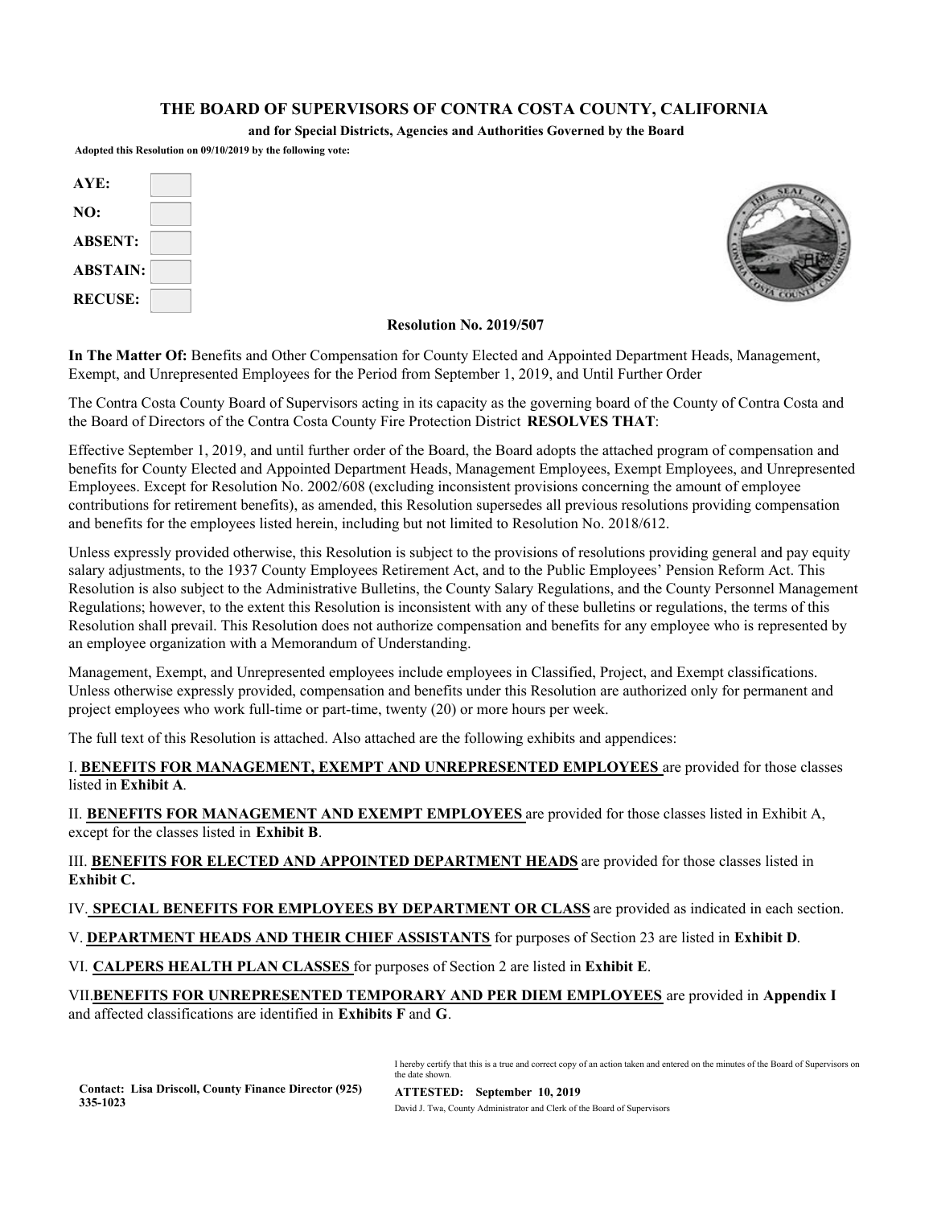# THE BOARD OF SUPERVISORS OF CONTRA COSTA COUNTY, CALIFORNIA

**and for Special Districts, Agencies and Authorities Governed by the Board**

**Adopted this Resolution on 09/10/2019 by the following vote:**

| | |
|---|---|
| **AYE:** | |
| **NO:** | |
| **ABSENT:** | |
| **ABSTAIN:** | |
| **RECUSE:** | |

**Resolution No. 2019/507**

**In The Matter Of:** Benefits and Other Compensation for County Elected and Appointed Department Heads, Management, Exempt, and Unrepresented Employees for the Period from September 1, 2019, and Until Further Order

The Contra Costa County Board of Supervisors acting in its capacity as the governing board of the County of Contra Costa and the Board of Directors of the Contra Costa County Fire Protection District **RESOLVES THAT**:

Effective September 1, 2019, and until further order of the Board, the Board adopts the attached program of compensation and benefits for County Elected and Appointed Department Heads, Management Employees, Exempt Employees, and Unrepresented Employees. Except for Resolution No. 2002/608 (excluding inconsistent provisions concerning the amount of employee contributions for retirement benefits), as amended, this Resolution supersedes all previous resolutions providing compensation and benefits for the employees listed herein, including but not limited to Resolution No. 2018/612.

Unless expressly provided otherwise, this Resolution is subject to the provisions of resolutions providing general and pay equity salary adjustments, to the 1937 County Employees Retirement Act, and to the Public Employees' Pension Reform Act. This Resolution is also subject to the Administrative Bulletins, the County Salary Regulations, and the County Personnel Management Regulations; however, to the extent this Resolution is inconsistent with any of these bulletins or regulations, the terms of this Resolution shall prevail. This Resolution does not authorize compensation and benefits for any employee who is represented by an employee organization with a Memorandum of Understanding.

Management, Exempt, and Unrepresented employees include employees in Classified, Project, and Exempt classifications. Unless otherwise expressly provided, compensation and benefits under this Resolution are authorized only for permanent and project employees who work full-time or part-time, twenty (20) or more hours per week.

The full text of this Resolution is attached. Also attached are the following exhibits and appendices:

I. **BENEFITS FOR MANAGEMENT, EXEMPT AND UNREPRESENTED EMPLOYEES** are provided for those classes listed in **Exhibit A**.

II. **BENEFITS FOR MANAGEMENT AND EXEMPT EMPLOYEES** are provided for those classes listed in Exhibit A, except for the classes listed in **Exhibit B**.

III. **BENEFITS FOR ELECTED AND APPOINTED DEPARTMENT HEADS** are provided for those classes listed in **Exhibit C.**

IV. **SPECIAL BENEFITS FOR EMPLOYEES BY DEPARTMENT OR CLASS** are provided as indicated in each section.

V. **DEPARTMENT HEADS AND THEIR CHIEF ASSISTANTS** for purposes of Section 23 are listed in **Exhibit D**.

VI. **CALPERS HEALTH PLAN CLASSES** for purposes of Section 2 are listed in **Exhibit E**.

VII. **BENEFITS FOR UNREPRESENTED TEMPORARY AND PER DIEM EMPLOYEES** are provided in **Appendix I** and affected classifications are identified in **Exhibits F** and **G**.

**Contact: Lisa Driscoll, County Finance Director (925) 335-1023**

I hereby certify that this is a true and correct copy of an action taken and entered on the minutes of the Board of Supervisors on the date shown.

**ATTESTED: September 10, 2019**

David J. Twa, County Administrator and Clerk of the Board of Supervisors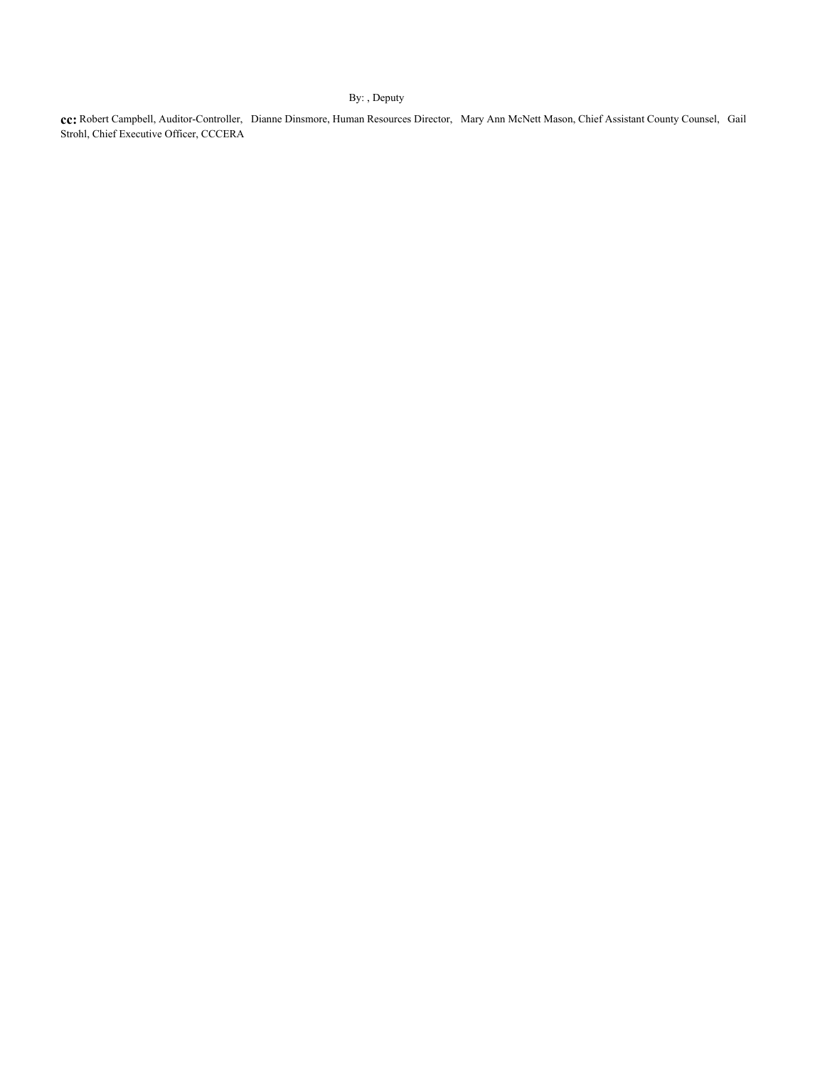By: , Deputy

**cc:** Robert Campbell, Auditor-Controller, Dianne Dinsmore, Human Resources Director, Mary Ann McNett Mason, Chief Assistant County Counsel, Gail Strohl, Chief Executive Officer, CCCERA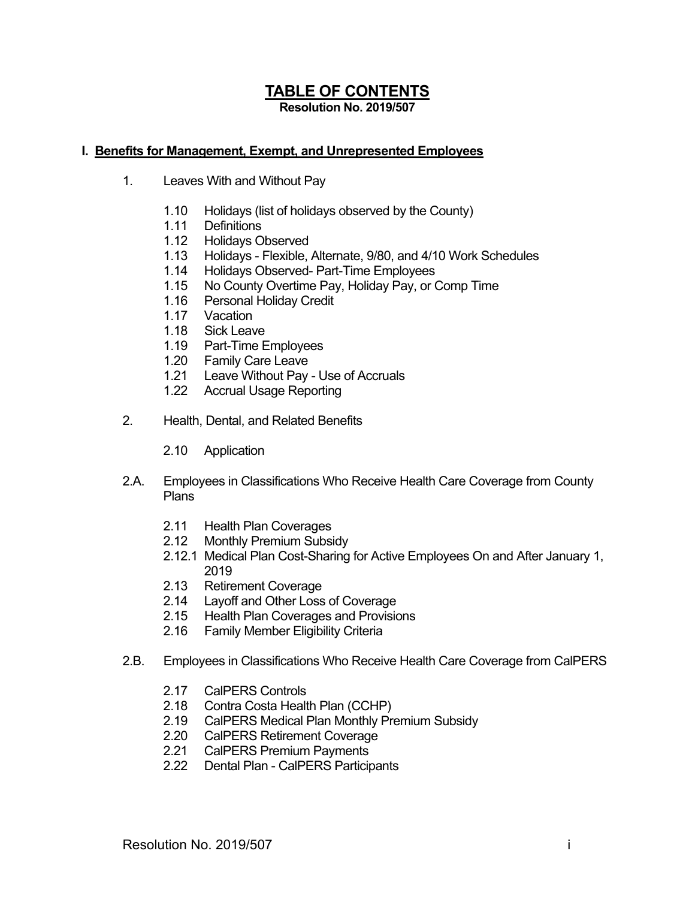# TABLE OF CONTENTS

**Resolution No. 2019/507**

## I. Benefits for Management, Exempt, and Unrepresented Employees

1. Leaves With and Without Pay

   - 1.10 Holidays (list of holidays observed by the County)
   - 1.11 Definitions
   - 1.12 Holidays Observed
   - 1.13 Holidays - Flexible, Alternate, 9/80, and 4/10 Work Schedules
   - 1.14 Holidays Observed- Part-Time Employees
   - 1.15 No County Overtime Pay, Holiday Pay, or Comp Time
   - 1.16 Personal Holiday Credit
   - 1.17 Vacation
   - 1.18 Sick Leave
   - 1.19 Part-Time Employees
   - 1.20 Family Care Leave
   - 1.21 Leave Without Pay - Use of Accruals
   - 1.22 Accrual Usage Reporting

2. Health, Dental, and Related Benefits

   - 2.10 Application

2.A. Employees in Classifications Who Receive Health Care Coverage from County Plans

   - 2.11 Health Plan Coverages
   - 2.12 Monthly Premium Subsidy
   - 2.12.1 Medical Plan Cost-Sharing for Active Employees On and After January 1, 2019
   - 2.13 Retirement Coverage
   - 2.14 Layoff and Other Loss of Coverage
   - 2.15 Health Plan Coverages and Provisions
   - 2.16 Family Member Eligibility Criteria

2.B. Employees in Classifications Who Receive Health Care Coverage from CalPERS

   - 2.17 CalPERS Controls
   - 2.18 Contra Costa Health Plan (CCHP)
   - 2.19 CalPERS Medical Plan Monthly Premium Subsidy
   - 2.20 CalPERS Retirement Coverage
   - 2.21 CalPERS Premium Payments
   - 2.22 Dental Plan - CalPERS Participants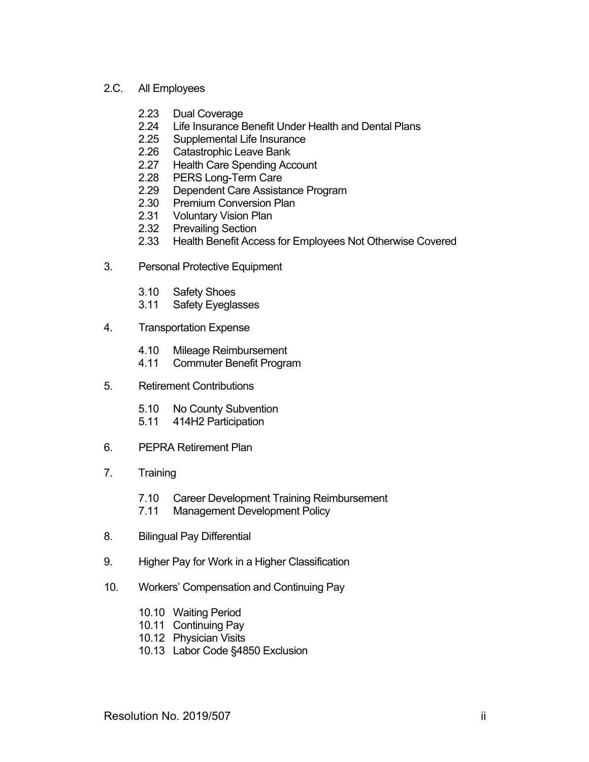2.C. All Employees

- 2.23 Dual Coverage
- 2.24 Life Insurance Benefit Under Health and Dental Plans
- 2.25 Supplemental Life Insurance
- 2.26 Catastrophic Leave Bank
- 2.27 Health Care Spending Account
- 2.28 PERS Long-Term Care
- 2.29 Dependent Care Assistance Program
- 2.30 Premium Conversion Plan
- 2.31 Voluntary Vision Plan
- 2.32 Prevailing Section
- 2.33 Health Benefit Access for Employees Not Otherwise Covered

3. Personal Protective Equipment

- 3.10 Safety Shoes
- 3.11 Safety Eyeglasses

4. Transportation Expense

- 4.10 Mileage Reimbursement
- 4.11 Commuter Benefit Program

5. Retirement Contributions

- 5.10 No County Subvention
- 5.11 414H2 Participation

6. PEPRA Retirement Plan

7. Training

- 7.10 Career Development Training Reimbursement
- 7.11 Management Development Policy

8. Bilingual Pay Differential

9. Higher Pay for Work in a Higher Classification

10. Workers' Compensation and Continuing Pay

- 10.10 Waiting Period
- 10.11 Continuing Pay
- 10.12 Physician Visits
- 10.13 Labor Code §4850 Exclusion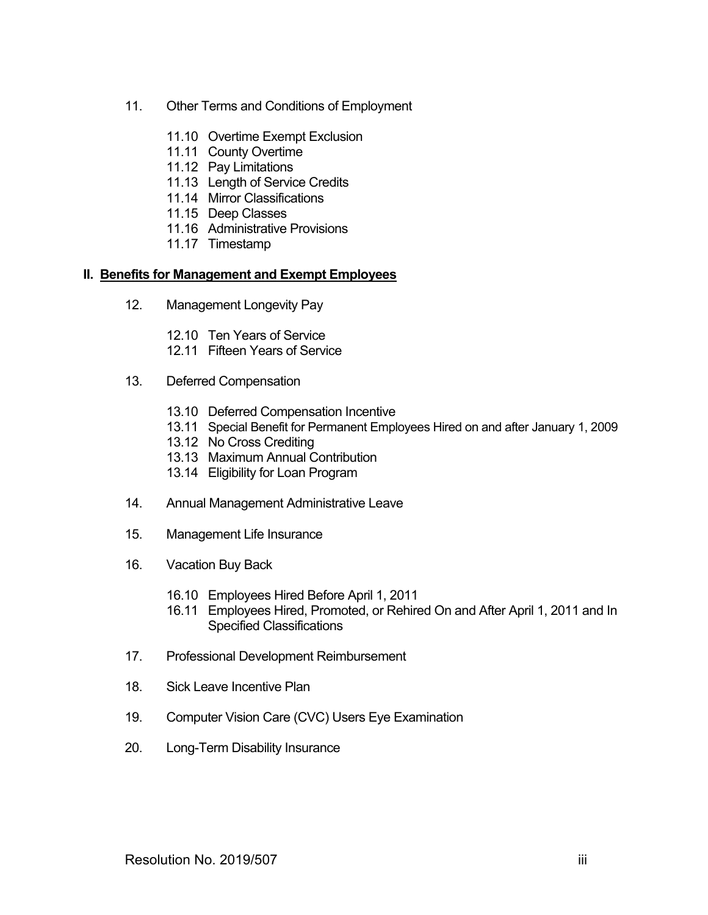11. Other Terms and Conditions of Employment

    11.10 Overtime Exempt Exclusion
    11.11 County Overtime
    11.12 Pay Limitations
    11.13 Length of Service Credits
    11.14 Mirror Classifications
    11.15 Deep Classes
    11.16 Administrative Provisions
    11.17 Timestamp

**II. <u>Benefits for Management and Exempt Employees</u>**

12. Management Longevity Pay

    12.10 Ten Years of Service
    12.11 Fifteen Years of Service

13. Deferred Compensation

    13.10 Deferred Compensation Incentive
    13.11 Special Benefit for Permanent Employees Hired on and after January 1, 2009
    13.12 No Cross Crediting
    13.13 Maximum Annual Contribution
    13.14 Eligibility for Loan Program

14. Annual Management Administrative Leave

15. Management Life Insurance

16. Vacation Buy Back

    16.10 Employees Hired Before April 1, 2011
    16.11 Employees Hired, Promoted, or Rehired On and After April 1, 2011 and In Specified Classifications

17. Professional Development Reimbursement

18. Sick Leave Incentive Plan

19. Computer Vision Care (CVC) Users Eye Examination

20. Long-Term Disability Insurance

Resolution No. 2019/507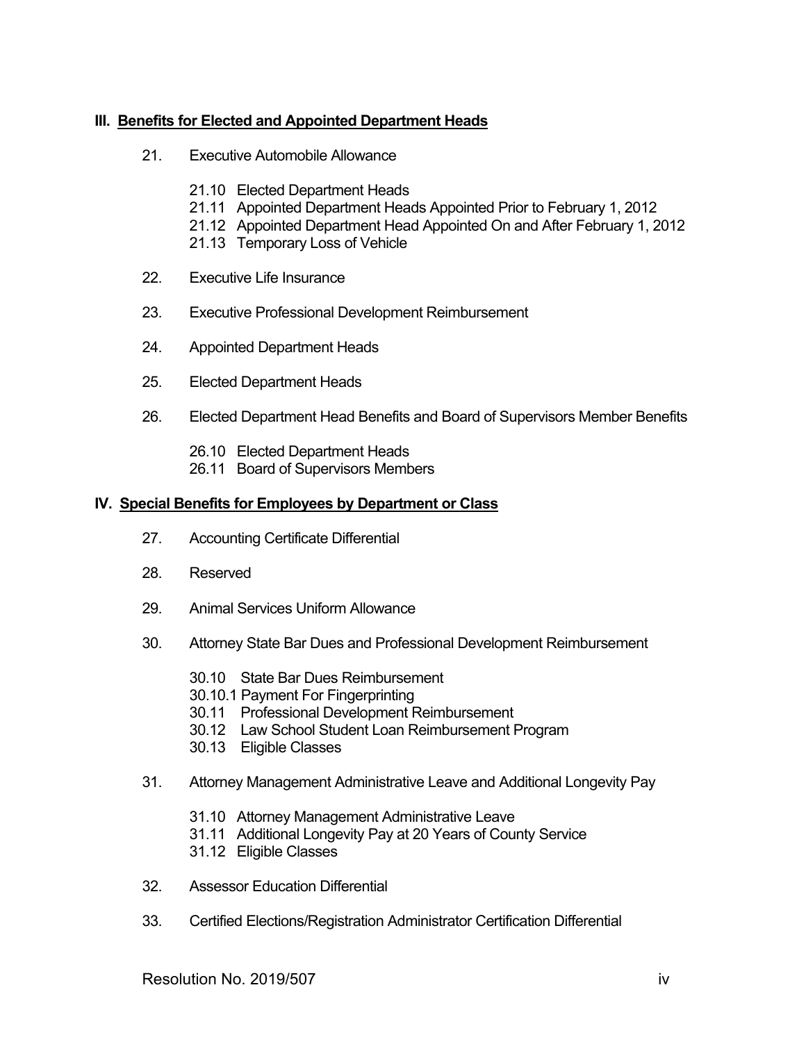## III. Benefits for Elected and Appointed Department Heads

21. Executive Automobile Allowance
    - 21.10 Elected Department Heads
    - 21.11 Appointed Department Heads Appointed Prior to February 1, 2012
    - 21.12 Appointed Department Head Appointed On and After February 1, 2012
    - 21.13 Temporary Loss of Vehicle

22. Executive Life Insurance

23. Executive Professional Development Reimbursement

24. Appointed Department Heads

25. Elected Department Heads

26. Elected Department Head Benefits and Board of Supervisors Member Benefits
    - 26.10 Elected Department Heads
    - 26.11 Board of Supervisors Members

## IV. Special Benefits for Employees by Department or Class

27. Accounting Certificate Differential

28. Reserved

29. Animal Services Uniform Allowance

30. Attorney State Bar Dues and Professional Development Reimbursement
    - 30.10 State Bar Dues Reimbursement
    - 30.10.1 Payment For Fingerprinting
    - 30.11 Professional Development Reimbursement
    - 30.12 Law School Student Loan Reimbursement Program
    - 30.13 Eligible Classes

31. Attorney Management Administrative Leave and Additional Longevity Pay
    - 31.10 Attorney Management Administrative Leave
    - 31.11 Additional Longevity Pay at 20 Years of County Service
    - 31.12 Eligible Classes

32. Assessor Education Differential

33. Certified Elections/Registration Administrator Certification Differential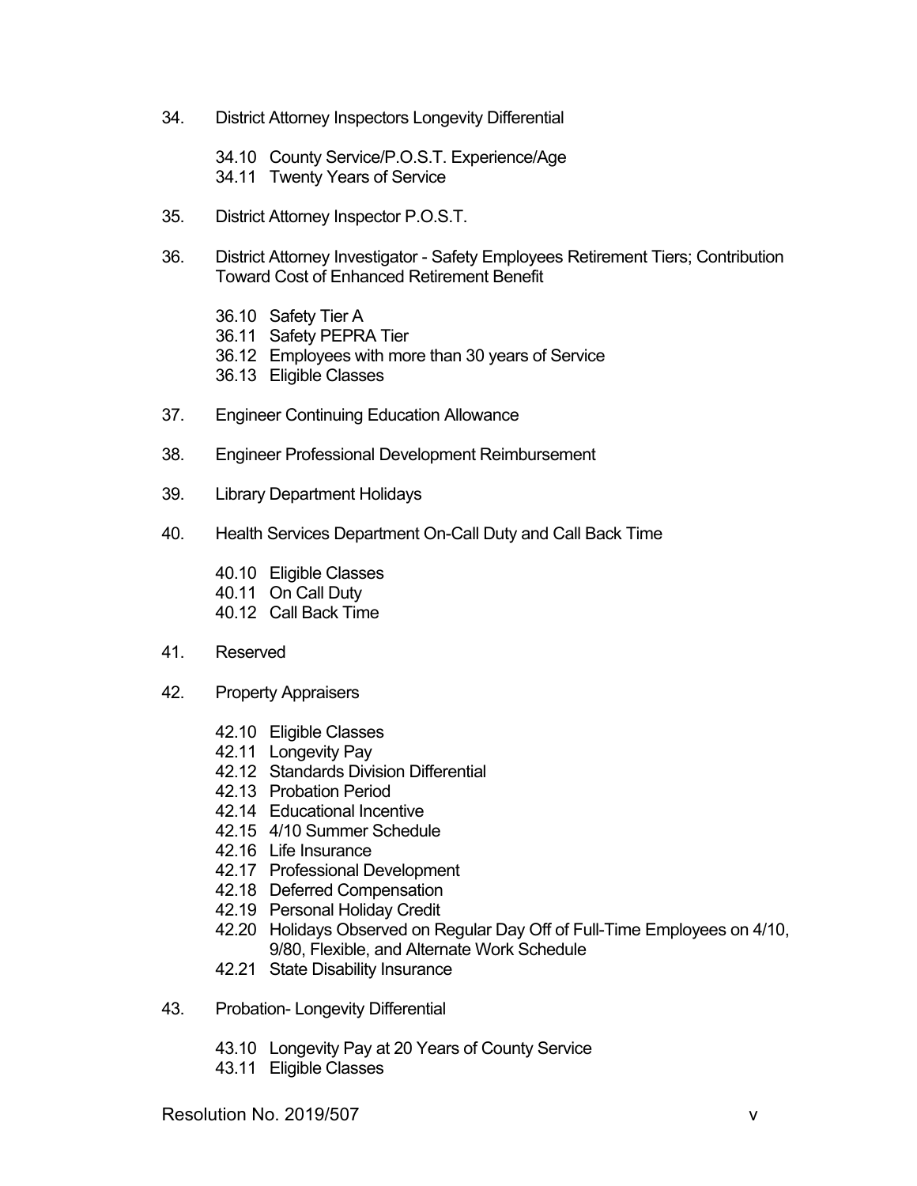34. District Attorney Inspectors Longevity Differential

    34.10 County Service/P.O.S.T. Experience/Age
    34.11 Twenty Years of Service

35. District Attorney Inspector P.O.S.T.

36. District Attorney Investigator - Safety Employees Retirement Tiers; Contribution Toward Cost of Enhanced Retirement Benefit

    36.10 Safety Tier A
    36.11 Safety PEPRA Tier
    36.12 Employees with more than 30 years of Service
    36.13 Eligible Classes

37. Engineer Continuing Education Allowance

38. Engineer Professional Development Reimbursement

39. Library Department Holidays

40. Health Services Department On-Call Duty and Call Back Time

    40.10 Eligible Classes
    40.11 On Call Duty
    40.12 Call Back Time

41. Reserved

42. Property Appraisers

    42.10 Eligible Classes
    42.11 Longevity Pay
    42.12 Standards Division Differential
    42.13 Probation Period
    42.14 Educational Incentive
    42.15 4/10 Summer Schedule
    42.16 Life Insurance
    42.17 Professional Development
    42.18 Deferred Compensation
    42.19 Personal Holiday Credit
    42.20 Holidays Observed on Regular Day Off of Full-Time Employees on 4/10, 9/80, Flexible, and Alternate Work Schedule
    42.21 State Disability Insurance

43. Probation- Longevity Differential

    43.10 Longevity Pay at 20 Years of County Service
    43.11 Eligible Classes

Resolution No. 2019/507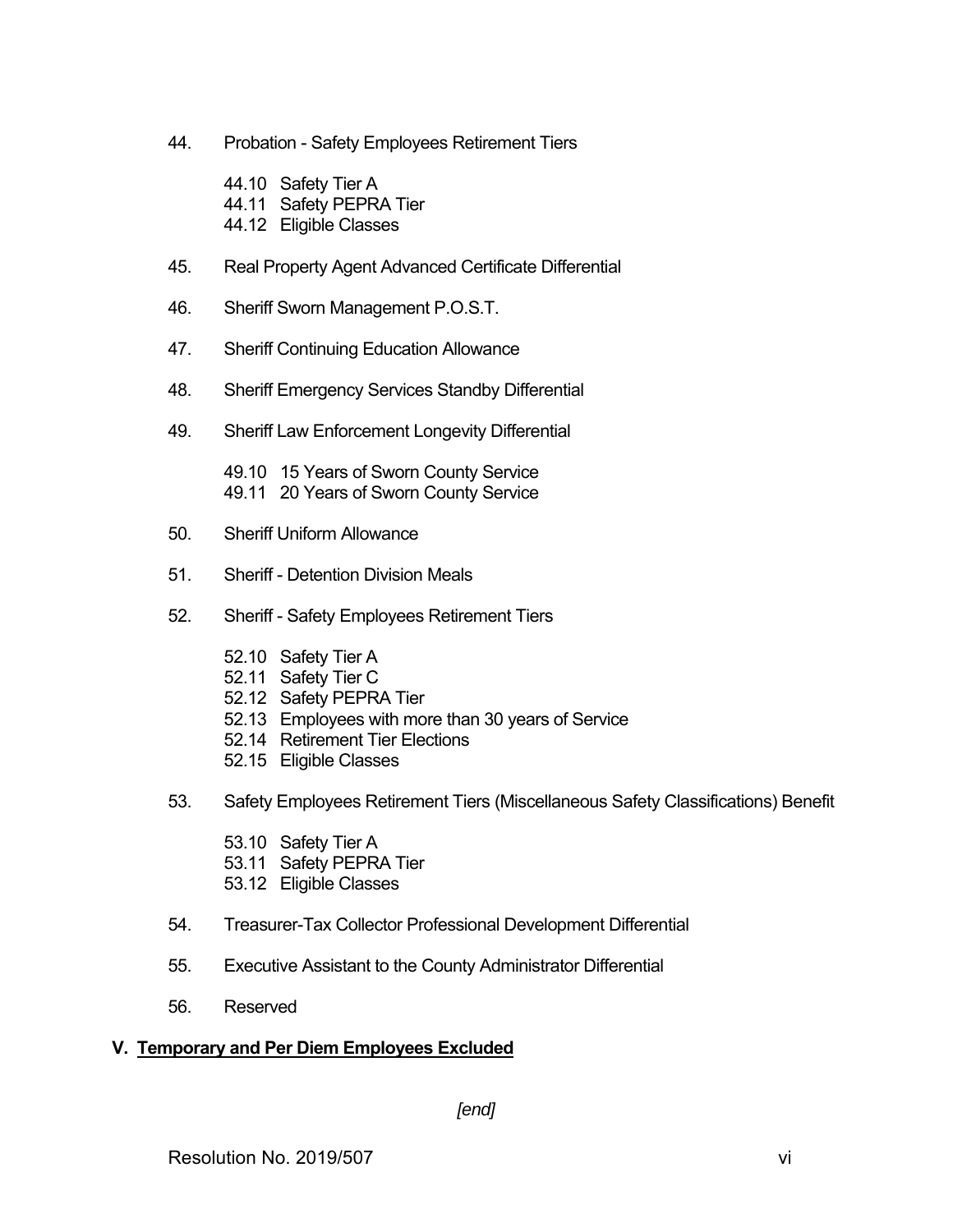44. Probation - Safety Employees Retirement Tiers

    44.10 Safety Tier A
    44.11 Safety PEPRA Tier
    44.12 Eligible Classes

45. Real Property Agent Advanced Certificate Differential

46. Sheriff Sworn Management P.O.S.T.

47. Sheriff Continuing Education Allowance

48. Sheriff Emergency Services Standby Differential

49. Sheriff Law Enforcement Longevity Differential

    49.10 15 Years of Sworn County Service
    49.11 20 Years of Sworn County Service

50. Sheriff Uniform Allowance

51. Sheriff - Detention Division Meals

52. Sheriff - Safety Employees Retirement Tiers

    52.10 Safety Tier A
    52.11 Safety Tier C
    52.12 Safety PEPRA Tier
    52.13 Employees with more than 30 years of Service
    52.14 Retirement Tier Elections
    52.15 Eligible Classes

53. Safety Employees Retirement Tiers (Miscellaneous Safety Classifications) Benefit

    53.10 Safety Tier A
    53.11 Safety PEPRA Tier
    53.12 Eligible Classes

54. Treasurer-Tax Collector Professional Development Differential

55. Executive Assistant to the County Administrator Differential

56. Reserved

## V. <u>Temporary and Per Diem Employees Excluded</u>

*[end]*

Resolution No. 2019/507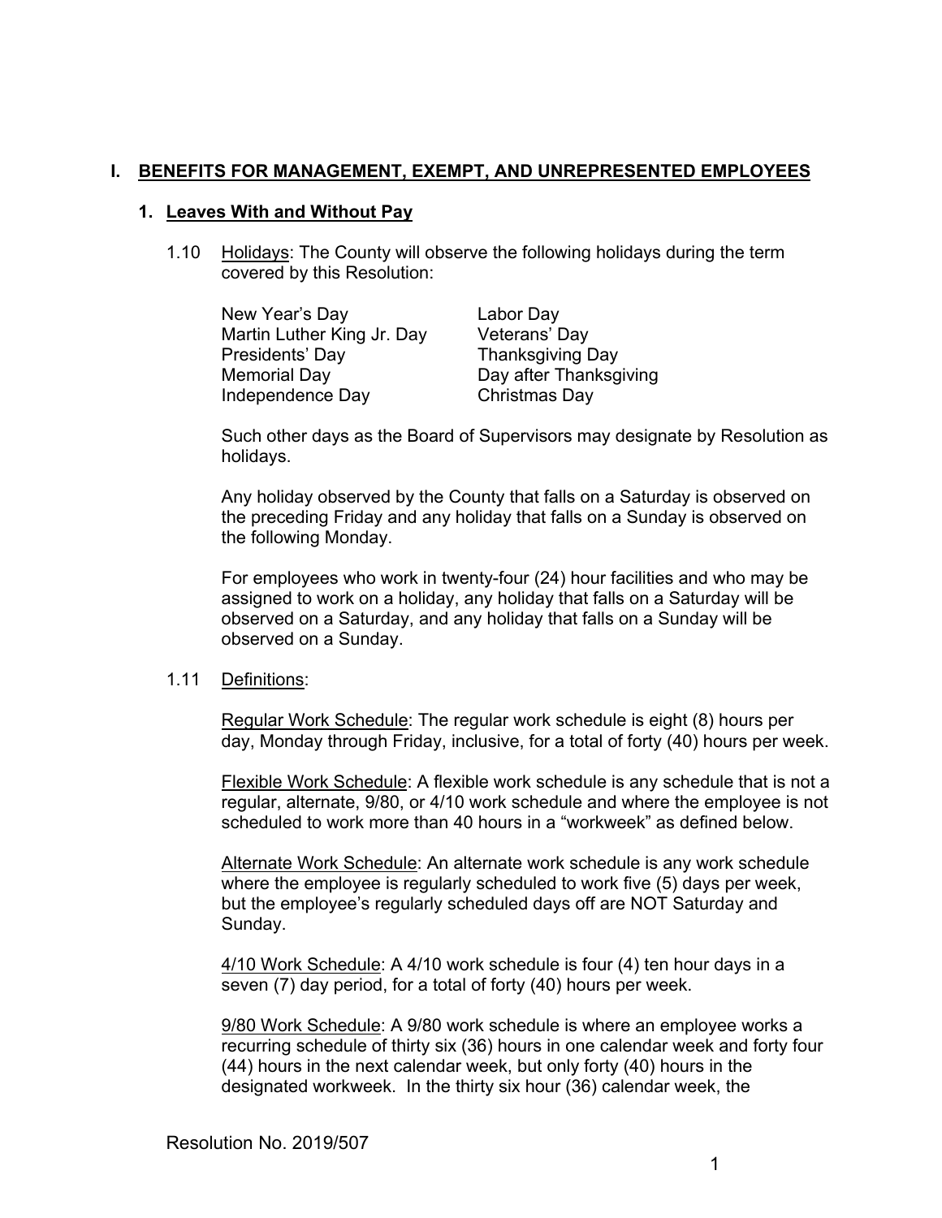# I. BENEFITS FOR MANAGEMENT, EXEMPT, AND UNREPRESENTED EMPLOYEES

## 1. Leaves With and Without Pay

1.10 Holidays: The County will observe the following holidays during the term covered by this Resolution:

| | |
|---|---|
| New Year's Day | Labor Day |
| Martin Luther King Jr. Day | Veterans' Day |
| Presidents' Day | Thanksgiving Day |
| Memorial Day | Day after Thanksgiving |
| Independence Day | Christmas Day |

Such other days as the Board of Supervisors may designate by Resolution as holidays.

Any holiday observed by the County that falls on a Saturday is observed on the preceding Friday and any holiday that falls on a Sunday is observed on the following Monday.

For employees who work in twenty-four (24) hour facilities and who may be assigned to work on a holiday, any holiday that falls on a Saturday will be observed on a Saturday, and any holiday that falls on a Sunday will be observed on a Sunday.

1.11 Definitions:

Regular Work Schedule: The regular work schedule is eight (8) hours per day, Monday through Friday, inclusive, for a total of forty (40) hours per week.

Flexible Work Schedule: A flexible work schedule is any schedule that is not a regular, alternate, 9/80, or 4/10 work schedule and where the employee is not scheduled to work more than 40 hours in a "workweek" as defined below.

Alternate Work Schedule: An alternate work schedule is any work schedule where the employee is regularly scheduled to work five (5) days per week, but the employee's regularly scheduled days off are NOT Saturday and Sunday.

4/10 Work Schedule: A 4/10 work schedule is four (4) ten hour days in a seven (7) day period, for a total of forty (40) hours per week.

9/80 Work Schedule: A 9/80 work schedule is where an employee works a recurring schedule of thirty six (36) hours in one calendar week and forty four (44) hours in the next calendar week, but only forty (40) hours in the designated workweek. In the thirty six hour (36) calendar week, the

Resolution No. 2019/507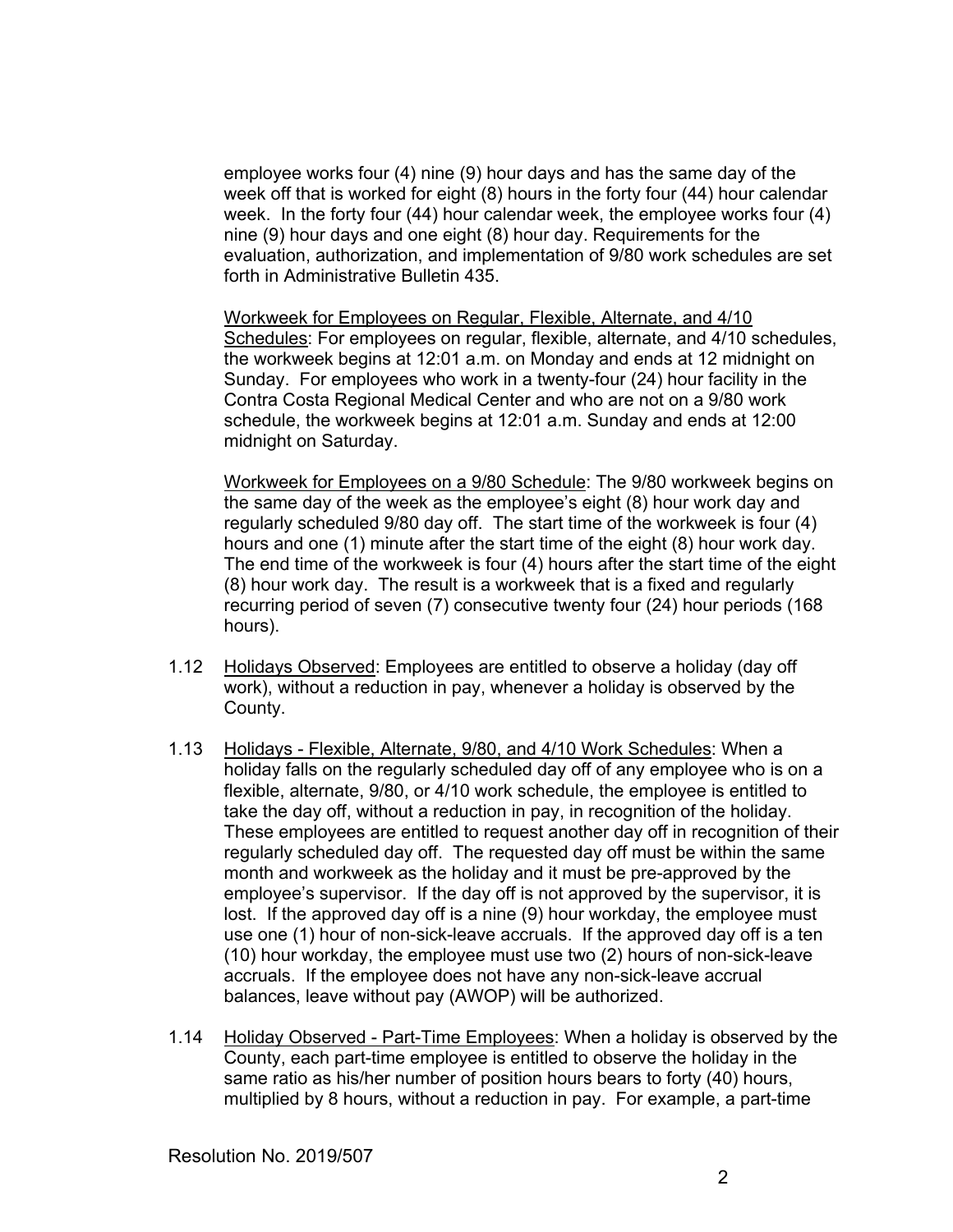employee works four (4) nine (9) hour days and has the same day of the week off that is worked for eight (8) hours in the forty four (44) hour calendar week. In the forty four (44) hour calendar week, the employee works four (4) nine (9) hour days and one eight (8) hour day. Requirements for the evaluation, authorization, and implementation of 9/80 work schedules are set forth in Administrative Bulletin 435.

Workweek for Employees on Regular, Flexible, Alternate, and 4/10 Schedules: For employees on regular, flexible, alternate, and 4/10 schedules, the workweek begins at 12:01 a.m. on Monday and ends at 12 midnight on Sunday. For employees who work in a twenty-four (24) hour facility in the Contra Costa Regional Medical Center and who are not on a 9/80 work schedule, the workweek begins at 12:01 a.m. Sunday and ends at 12:00 midnight on Saturday.

Workweek for Employees on a 9/80 Schedule: The 9/80 workweek begins on the same day of the week as the employee's eight (8) hour work day and regularly scheduled 9/80 day off. The start time of the workweek is four (4) hours and one (1) minute after the start time of the eight (8) hour work day. The end time of the workweek is four (4) hours after the start time of the eight (8) hour work day. The result is a workweek that is a fixed and regularly recurring period of seven (7) consecutive twenty four (24) hour periods (168 hours).

1.12 Holidays Observed: Employees are entitled to observe a holiday (day off work), without a reduction in pay, whenever a holiday is observed by the County.

1.13 Holidays - Flexible, Alternate, 9/80, and 4/10 Work Schedules: When a holiday falls on the regularly scheduled day off of any employee who is on a flexible, alternate, 9/80, or 4/10 work schedule, the employee is entitled to take the day off, without a reduction in pay, in recognition of the holiday. These employees are entitled to request another day off in recognition of their regularly scheduled day off. The requested day off must be within the same month and workweek as the holiday and it must be pre-approved by the employee's supervisor. If the day off is not approved by the supervisor, it is lost. If the approved day off is a nine (9) hour workday, the employee must use one (1) hour of non-sick-leave accruals. If the approved day off is a ten (10) hour workday, the employee must use two (2) hours of non-sick-leave accruals. If the employee does not have any non-sick-leave accrual balances, leave without pay (AWOP) will be authorized.

1.14 Holiday Observed - Part-Time Employees: When a holiday is observed by the County, each part-time employee is entitled to observe the holiday in the same ratio as his/her number of position hours bears to forty (40) hours, multiplied by 8 hours, without a reduction in pay. For example, a part-time

Resolution No. 2019/507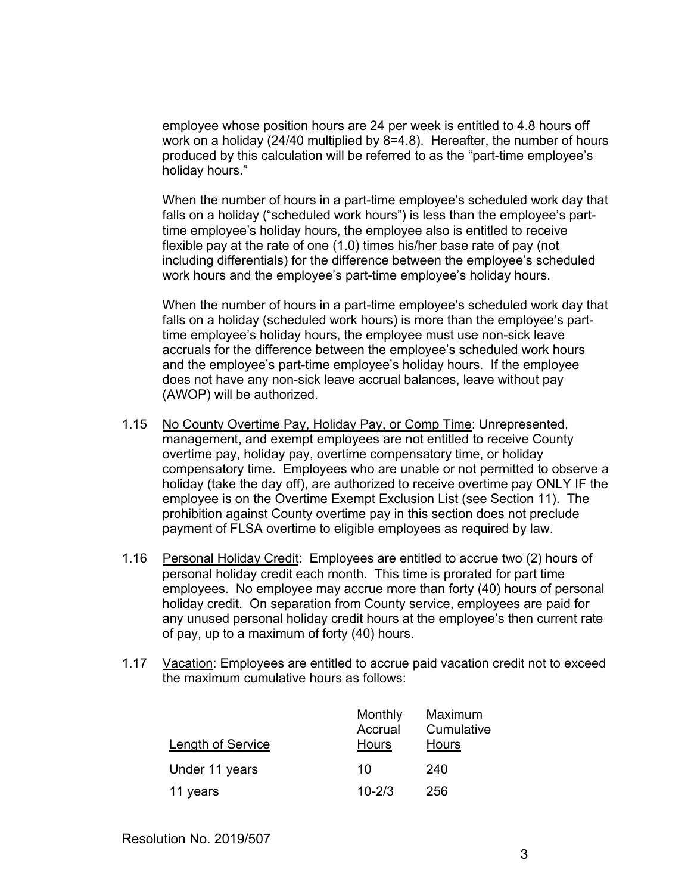employee whose position hours are 24 per week is entitled to 4.8 hours off work on a holiday (24/40 multiplied by 8=4.8). Hereafter, the number of hours produced by this calculation will be referred to as the "part-time employee's holiday hours."

When the number of hours in a part-time employee's scheduled work day that falls on a holiday ("scheduled work hours") is less than the employee's part-time employee's holiday hours, the employee also is entitled to receive flexible pay at the rate of one (1.0) times his/her base rate of pay (not including differentials) for the difference between the employee's scheduled work hours and the employee's part-time employee's holiday hours.

When the number of hours in a part-time employee's scheduled work day that falls on a holiday (scheduled work hours) is more than the employee's part-time employee's holiday hours, the employee must use non-sick leave accruals for the difference between the employee's scheduled work hours and the employee's part-time employee's holiday hours. If the employee does not have any non-sick leave accrual balances, leave without pay (AWOP) will be authorized.

1.15 <u>No County Overtime Pay, Holiday Pay, or Comp Time</u>: Unrepresented, management, and exempt employees are not entitled to receive County overtime pay, holiday pay, overtime compensatory time, or holiday compensatory time. Employees who are unable or not permitted to observe a holiday (take the day off), are authorized to receive overtime pay ONLY IF the employee is on the Overtime Exempt Exclusion List (see Section 11). The prohibition against County overtime pay in this section does not preclude payment of FLSA overtime to eligible employees as required by law.

1.16 <u>Personal Holiday Credit</u>: Employees are entitled to accrue two (2) hours of personal holiday credit each month. This time is prorated for part time employees. No employee may accrue more than forty (40) hours of personal holiday credit. On separation from County service, employees are paid for any unused personal holiday credit hours at the employee's then current rate of pay, up to a maximum of forty (40) hours.

1.17 <u>Vacation</u>: Employees are entitled to accrue paid vacation credit not to exceed the maximum cumulative hours as follows:

| Length of Service | Monthly Accrual Hours | Maximum Cumulative Hours |
|---|---|---|
| Under 11 years | 10 | 240 |
| 11 years | 10-2/3 | 256 |

Resolution No. 2019/507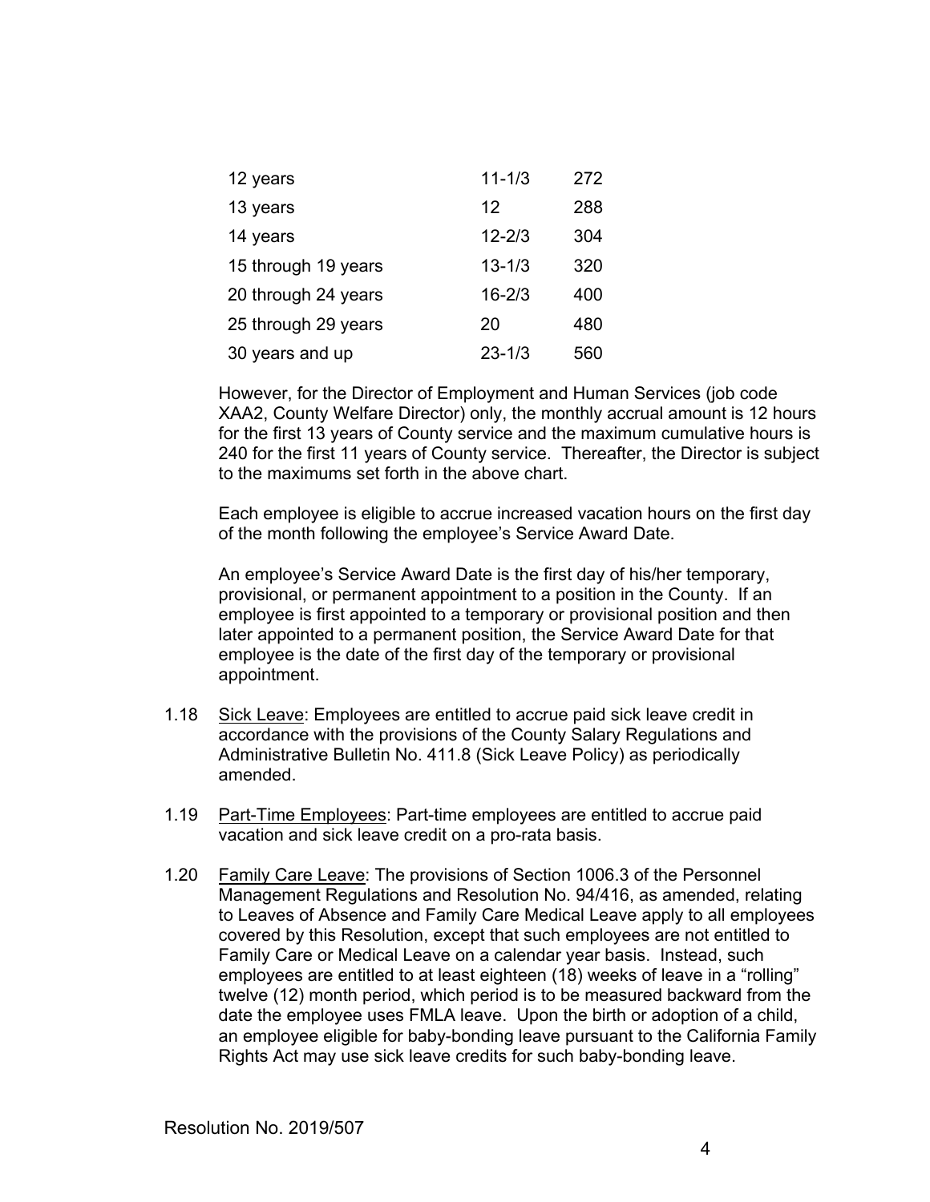| | | |
|---|---|---|
| 12 years | 11-1/3 | 272 |
| 13 years | 12 | 288 |
| 14 years | 12-2/3 | 304 |
| 15 through 19 years | 13-1/3 | 320 |
| 20 through 24 years | 16-2/3 | 400 |
| 25 through 29 years | 20 | 480 |
| 30 years and up | 23-1/3 | 560 |

However, for the Director of Employment and Human Services (job code XAA2, County Welfare Director) only, the monthly accrual amount is 12 hours for the first 13 years of County service and the maximum cumulative hours is 240 for the first 11 years of County service. Thereafter, the Director is subject to the maximums set forth in the above chart.

Each employee is eligible to accrue increased vacation hours on the first day of the month following the employee's Service Award Date.

An employee's Service Award Date is the first day of his/her temporary, provisional, or permanent appointment to a position in the County. If an employee is first appointed to a temporary or provisional position and then later appointed to a permanent position, the Service Award Date for that employee is the date of the first day of the temporary or provisional appointment.

1.18 Sick Leave: Employees are entitled to accrue paid sick leave credit in accordance with the provisions of the County Salary Regulations and Administrative Bulletin No. 411.8 (Sick Leave Policy) as periodically amended.

1.19 Part-Time Employees: Part-time employees are entitled to accrue paid vacation and sick leave credit on a pro-rata basis.

1.20 Family Care Leave: The provisions of Section 1006.3 of the Personnel Management Regulations and Resolution No. 94/416, as amended, relating to Leaves of Absence and Family Care Medical Leave apply to all employees covered by this Resolution, except that such employees are not entitled to Family Care or Medical Leave on a calendar year basis. Instead, such employees are entitled to at least eighteen (18) weeks of leave in a "rolling" twelve (12) month period, which period is to be measured backward from the date the employee uses FMLA leave. Upon the birth or adoption of a child, an employee eligible for baby-bonding leave pursuant to the California Family Rights Act may use sick leave credits for such baby-bonding leave.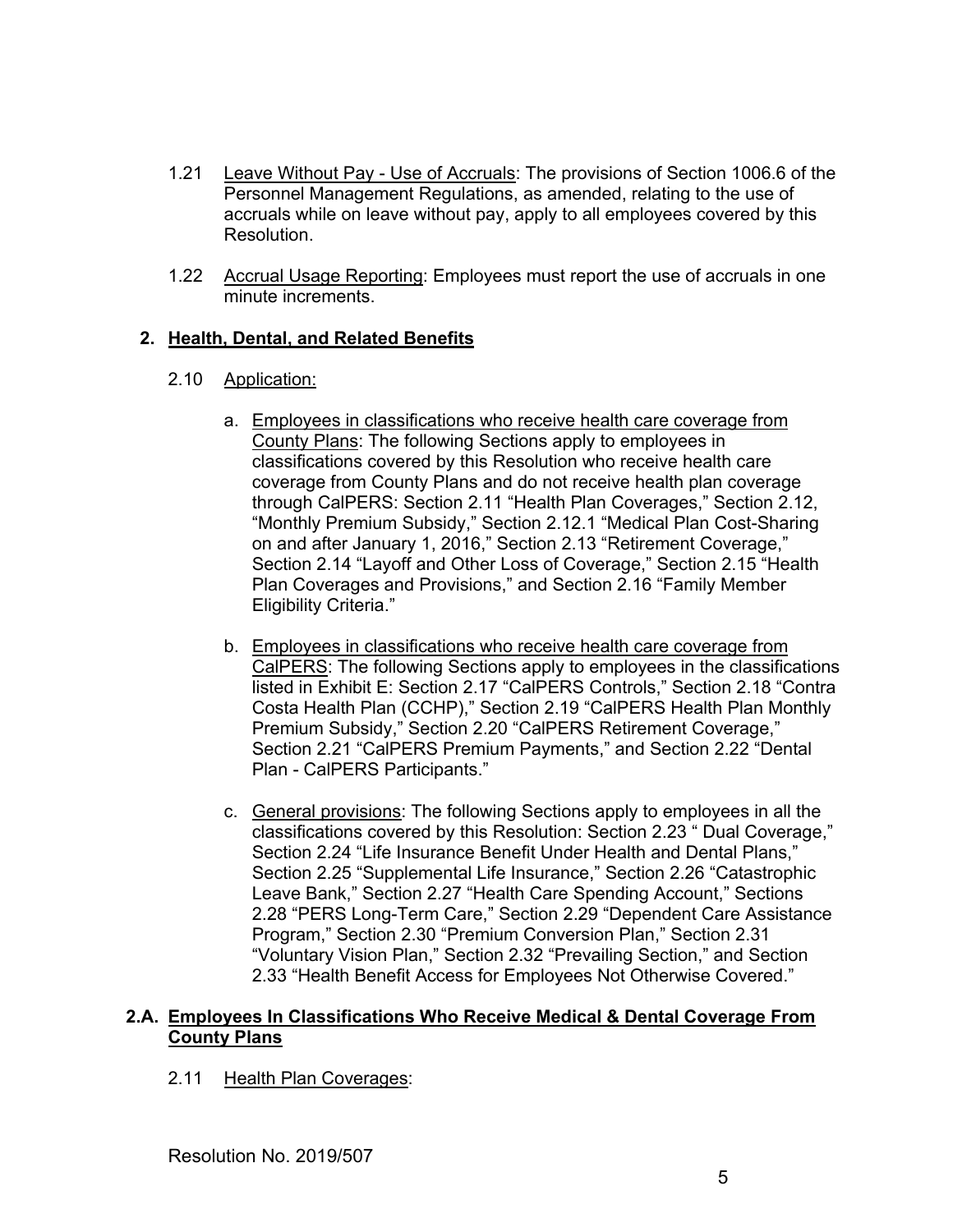1.21 Leave Without Pay - Use of Accruals: The provisions of Section 1006.6 of the Personnel Management Regulations, as amended, relating to the use of accruals while on leave without pay, apply to all employees covered by this Resolution.

1.22 Accrual Usage Reporting: Employees must report the use of accruals in one minute increments.

## 2. Health, Dental, and Related Benefits

2.10 Application:

a. Employees in classifications who receive health care coverage from County Plans: The following Sections apply to employees in classifications covered by this Resolution who receive health care coverage from County Plans and do not receive health plan coverage through CalPERS: Section 2.11 "Health Plan Coverages," Section 2.12, "Monthly Premium Subsidy," Section 2.12.1 "Medical Plan Cost-Sharing on and after January 1, 2016," Section 2.13 "Retirement Coverage," Section 2.14 "Layoff and Other Loss of Coverage," Section 2.15 "Health Plan Coverages and Provisions," and Section 2.16 "Family Member Eligibility Criteria."

b. Employees in classifications who receive health care coverage from CalPERS: The following Sections apply to employees in the classifications listed in Exhibit E: Section 2.17 "CalPERS Controls," Section 2.18 "Contra Costa Health Plan (CCHP)," Section 2.19 "CalPERS Health Plan Monthly Premium Subsidy," Section 2.20 "CalPERS Retirement Coverage," Section 2.21 "CalPERS Premium Payments," and Section 2.22 "Dental Plan - CalPERS Participants."

c. General provisions: The following Sections apply to employees in all the classifications covered by this Resolution: Section 2.23 " Dual Coverage," Section 2.24 "Life Insurance Benefit Under Health and Dental Plans," Section 2.25 "Supplemental Life Insurance," Section 2.26 "Catastrophic Leave Bank," Section 2.27 "Health Care Spending Account," Sections 2.28 "PERS Long-Term Care," Section 2.29 "Dependent Care Assistance Program," Section 2.30 "Premium Conversion Plan," Section 2.31 "Voluntary Vision Plan," Section 2.32 "Prevailing Section," and Section 2.33 "Health Benefit Access for Employees Not Otherwise Covered."

## 2.A. Employees In Classifications Who Receive Medical & Dental Coverage From County Plans

2.11 Health Plan Coverages:

Resolution No. 2019/507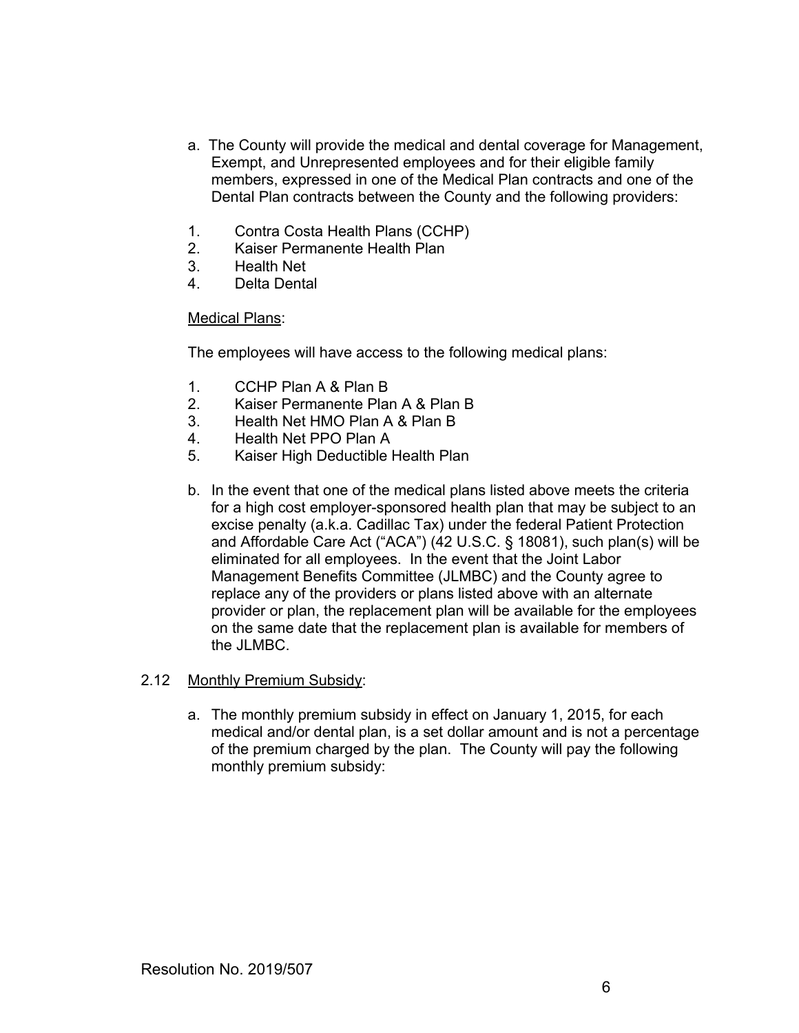a. The County will provide the medical and dental coverage for Management, Exempt, and Unrepresented employees and for their eligible family members, expressed in one of the Medical Plan contracts and one of the Dental Plan contracts between the County and the following providers:

1. Contra Costa Health Plans (CCHP)
2. Kaiser Permanente Health Plan
3. Health Net
4. Delta Dental

<u>Medical Plans</u>:

The employees will have access to the following medical plans:

1. CCHP Plan A & Plan B
2. Kaiser Permanente Plan A & Plan B
3. Health Net HMO Plan A & Plan B
4. Health Net PPO Plan A
5. Kaiser High Deductible Health Plan

b. In the event that one of the medical plans listed above meets the criteria for a high cost employer-sponsored health plan that may be subject to an excise penalty (a.k.a. Cadillac Tax) under the federal Patient Protection and Affordable Care Act ("ACA") (42 U.S.C. § 18081), such plan(s) will be eliminated for all employees. In the event that the Joint Labor Management Benefits Committee (JLMBC) and the County agree to replace any of the providers or plans listed above with an alternate provider or plan, the replacement plan will be available for the employees on the same date that the replacement plan is available for members of the JLMBC.

2.12 <u>Monthly Premium Subsidy</u>:

a. The monthly premium subsidy in effect on January 1, 2015, for each medical and/or dental plan, is a set dollar amount and is not a percentage of the premium charged by the plan. The County will pay the following monthly premium subsidy:

Resolution No. 2019/507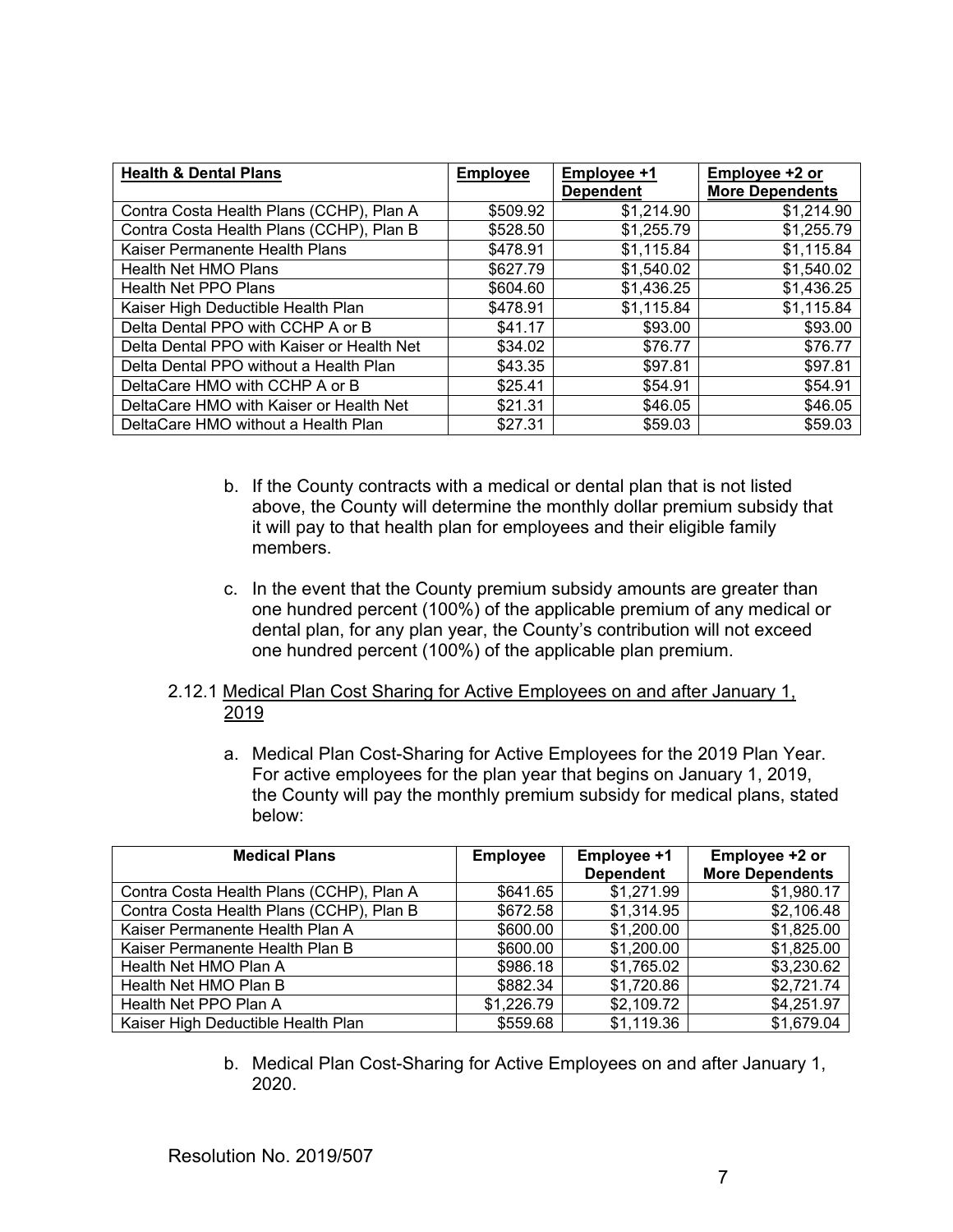| Health & Dental Plans | Employee | Employee +1 Dependent | Employee +2 or More Dependents |
|---|---|---|---|
| Contra Costa Health Plans (CCHP), Plan A | $509.92 | $1,214.90 | $1,214.90 |
| Contra Costa Health Plans (CCHP), Plan B | $528.50 | $1,255.79 | $1,255.79 |
| Kaiser Permanente Health Plans | $478.91 | $1,115.84 | $1,115.84 |
| Health Net HMO Plans | $627.79 | $1,540.02 | $1,540.02 |
| Health Net PPO Plans | $604.60 | $1,436.25 | $1,436.25 |
| Kaiser High Deductible Health Plan | $478.91 | $1,115.84 | $1,115.84 |
| Delta Dental PPO with CCHP A or B | $41.17 | $93.00 | $93.00 |
| Delta Dental PPO with Kaiser or Health Net | $34.02 | $76.77 | $76.77 |
| Delta Dental PPO without a Health Plan | $43.35 | $97.81 | $97.81 |
| DeltaCare HMO with CCHP A or B | $25.41 | $54.91 | $54.91 |
| DeltaCare HMO with Kaiser or Health Net | $21.31 | $46.05 | $46.05 |
| DeltaCare HMO without a Health Plan | $27.31 | $59.03 | $59.03 |

b. If the County contracts with a medical or dental plan that is not listed above, the County will determine the monthly dollar premium subsidy that it will pay to that health plan for employees and their eligible family members.

c. In the event that the County premium subsidy amounts are greater than one hundred percent (100%) of the applicable premium of any medical or dental plan, for any plan year, the County's contribution will not exceed one hundred percent (100%) of the applicable plan premium.

2.12.1 Medical Plan Cost Sharing for Active Employees on and after January 1, 2019

a. Medical Plan Cost-Sharing for Active Employees for the 2019 Plan Year. For active employees for the plan year that begins on January 1, 2019, the County will pay the monthly premium subsidy for medical plans, stated below:

| Medical Plans | Employee | Employee +1 Dependent | Employee +2 or More Dependents |
|---|---|---|---|
| Contra Costa Health Plans (CCHP), Plan A | $641.65 | $1,271.99 | $1,980.17 |
| Contra Costa Health Plans (CCHP), Plan B | $672.58 | $1,314.95 | $2,106.48 |
| Kaiser Permanente Health Plan A | $600.00 | $1,200.00 | $1,825.00 |
| Kaiser Permanente Health Plan B | $600.00 | $1,200.00 | $1,825.00 |
| Health Net HMO Plan A | $986.18 | $1,765.02 | $3,230.62 |
| Health Net HMO Plan B | $882.34 | $1,720.86 | $2,721.74 |
| Health Net PPO Plan A | $1,226.79 | $2,109.72 | $4,251.97 |
| Kaiser High Deductible Health Plan | $559.68 | $1,119.36 | $1,679.04 |

b. Medical Plan Cost-Sharing for Active Employees on and after January 1, 2020.

Resolution No. 2019/507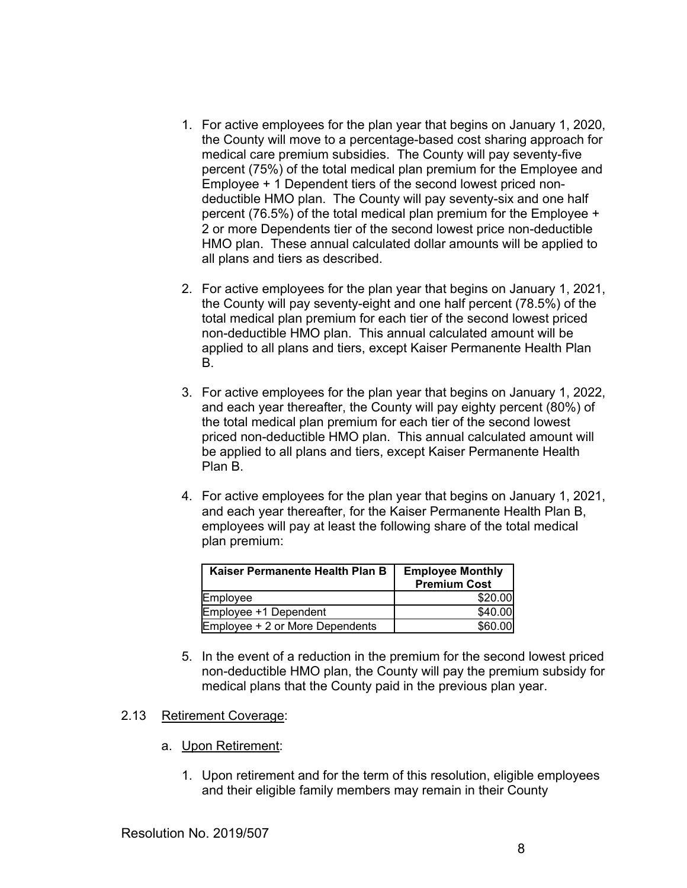1. For active employees for the plan year that begins on January 1, 2020, the County will move to a percentage-based cost sharing approach for medical care premium subsidies. The County will pay seventy-five percent (75%) of the total medical plan premium for the Employee and Employee + 1 Dependent tiers of the second lowest priced non-deductible HMO plan. The County will pay seventy-six and one half percent (76.5%) of the total medical plan premium for the Employee + 2 or more Dependents tier of the second lowest price non-deductible HMO plan. These annual calculated dollar amounts will be applied to all plans and tiers as described.

2. For active employees for the plan year that begins on January 1, 2021, the County will pay seventy-eight and one half percent (78.5%) of the total medical plan premium for each tier of the second lowest priced non-deductible HMO plan. This annual calculated amount will be applied to all plans and tiers, except Kaiser Permanente Health Plan B.

3. For active employees for the plan year that begins on January 1, 2022, and each year thereafter, the County will pay eighty percent (80%) of the total medical plan premium for each tier of the second lowest priced non-deductible HMO plan. This annual calculated amount will be applied to all plans and tiers, except Kaiser Permanente Health Plan B.

4. For active employees for the plan year that begins on January 1, 2021, and each year thereafter, for the Kaiser Permanente Health Plan B, employees will pay at least the following share of the total medical plan premium:

| Kaiser Permanente Health Plan B | Employee Monthly Premium Cost |
|---|---:|
| Employee | $20.00 |
| Employee +1 Dependent | $40.00 |
| Employee + 2 or More Dependents | $60.00 |

5. In the event of a reduction in the premium for the second lowest priced non-deductible HMO plan, the County will pay the premium subsidy for medical plans that the County paid in the previous plan year.

2.13 Retirement Coverage:

a. Upon Retirement:

1. Upon retirement and for the term of this resolution, eligible employees and their eligible family members may remain in their County

Resolution No. 2019/507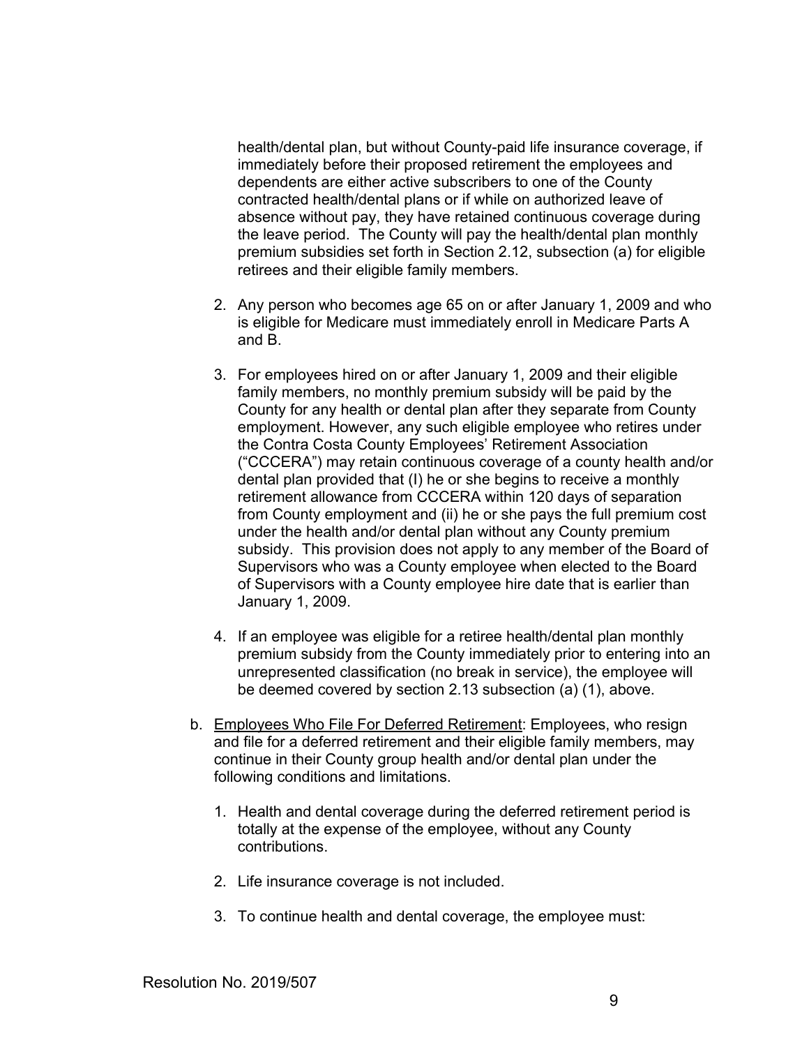health/dental plan, but without County-paid life insurance coverage, if immediately before their proposed retirement the employees and dependents are either active subscribers to one of the County contracted health/dental plans or if while on authorized leave of absence without pay, they have retained continuous coverage during the leave period. The County will pay the health/dental plan monthly premium subsidies set forth in Section 2.12, subsection (a) for eligible retirees and their eligible family members.

2. Any person who becomes age 65 on or after January 1, 2009 and who is eligible for Medicare must immediately enroll in Medicare Parts A and B.

3. For employees hired on or after January 1, 2009 and their eligible family members, no monthly premium subsidy will be paid by the County for any health or dental plan after they separate from County employment. However, any such eligible employee who retires under the Contra Costa County Employees' Retirement Association ("CCCERA") may retain continuous coverage of a county health and/or dental plan provided that (I) he or she begins to receive a monthly retirement allowance from CCCERA within 120 days of separation from County employment and (ii) he or she pays the full premium cost under the health and/or dental plan without any County premium subsidy. This provision does not apply to any member of the Board of Supervisors who was a County employee when elected to the Board of Supervisors with a County employee hire date that is earlier than January 1, 2009.

4. If an employee was eligible for a retiree health/dental plan monthly premium subsidy from the County immediately prior to entering into an unrepresented classification (no break in service), the employee will be deemed covered by section 2.13 subsection (a) (1), above.

b. <u>Employees Who File For Deferred Retirement</u>: Employees, who resign and file for a deferred retirement and their eligible family members, may continue in their County group health and/or dental plan under the following conditions and limitations.

   1. Health and dental coverage during the deferred retirement period is totally at the expense of the employee, without any County contributions.

   2. Life insurance coverage is not included.

   3. To continue health and dental coverage, the employee must: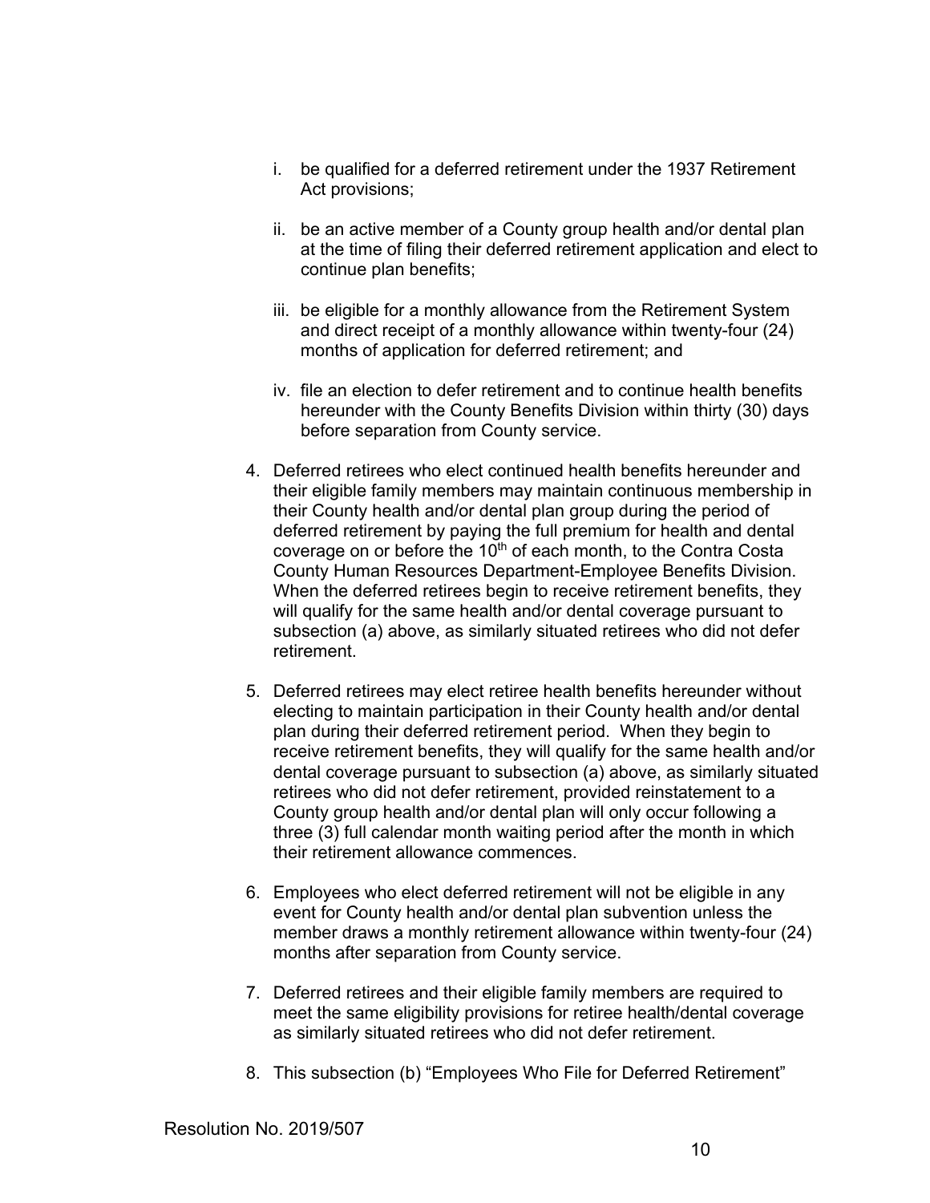i. be qualified for a deferred retirement under the 1937 Retirement Act provisions;

ii. be an active member of a County group health and/or dental plan at the time of filing their deferred retirement application and elect to continue plan benefits;

iii. be eligible for a monthly allowance from the Retirement System and direct receipt of a monthly allowance within twenty-four (24) months of application for deferred retirement; and

iv. file an election to defer retirement and to continue health benefits hereunder with the County Benefits Division within thirty (30) days before separation from County service.

4. Deferred retirees who elect continued health benefits hereunder and their eligible family members may maintain continuous membership in their County health and/or dental plan group during the period of deferred retirement by paying the full premium for health and dental coverage on or before the 10th of each month, to the Contra Costa County Human Resources Department-Employee Benefits Division. When the deferred retirees begin to receive retirement benefits, they will qualify for the same health and/or dental coverage pursuant to subsection (a) above, as similarly situated retirees who did not defer retirement.

5. Deferred retirees may elect retiree health benefits hereunder without electing to maintain participation in their County health and/or dental plan during their deferred retirement period. When they begin to receive retirement benefits, they will qualify for the same health and/or dental coverage pursuant to subsection (a) above, as similarly situated retirees who did not defer retirement, provided reinstatement to a County group health and/or dental plan will only occur following a three (3) full calendar month waiting period after the month in which their retirement allowance commences.

6. Employees who elect deferred retirement will not be eligible in any event for County health and/or dental plan subvention unless the member draws a monthly retirement allowance within twenty-four (24) months after separation from County service.

7. Deferred retirees and their eligible family members are required to meet the same eligibility provisions for retiree health/dental coverage as similarly situated retirees who did not defer retirement.

8. This subsection (b) "Employees Who File for Deferred Retirement"

Resolution No. 2019/507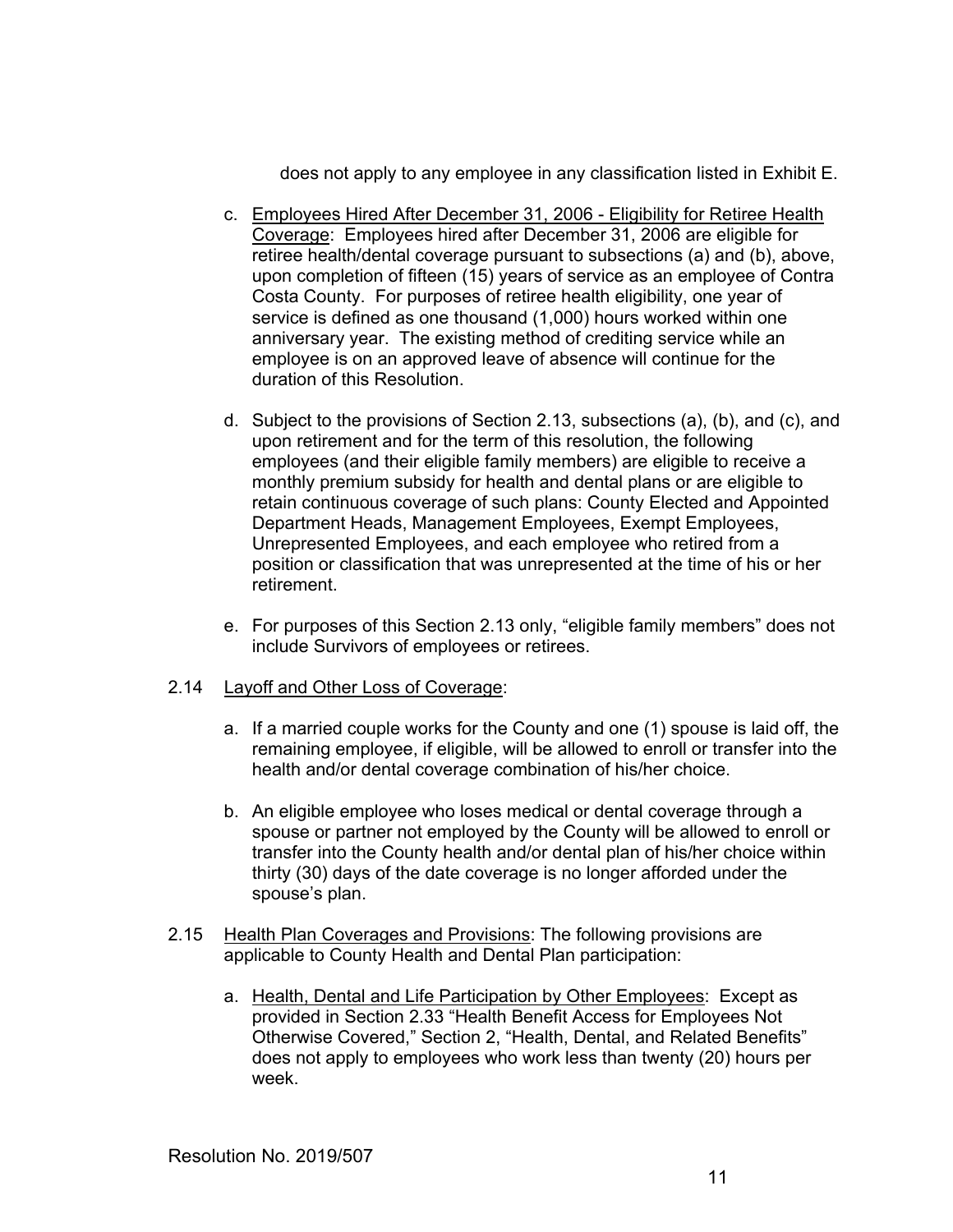does not apply to any employee in any classification listed in Exhibit E.

c. Employees Hired After December 31, 2006 - Eligibility for Retiree Health Coverage: Employees hired after December 31, 2006 are eligible for retiree health/dental coverage pursuant to subsections (a) and (b), above, upon completion of fifteen (15) years of service as an employee of Contra Costa County. For purposes of retiree health eligibility, one year of service is defined as one thousand (1,000) hours worked within one anniversary year. The existing method of crediting service while an employee is on an approved leave of absence will continue for the duration of this Resolution.

d. Subject to the provisions of Section 2.13, subsections (a), (b), and (c), and upon retirement and for the term of this resolution, the following employees (and their eligible family members) are eligible to receive a monthly premium subsidy for health and dental plans or are eligible to retain continuous coverage of such plans: County Elected and Appointed Department Heads, Management Employees, Exempt Employees, Unrepresented Employees, and each employee who retired from a position or classification that was unrepresented at the time of his or her retirement.

e. For purposes of this Section 2.13 only, "eligible family members" does not include Survivors of employees or retirees.

2.14 Layoff and Other Loss of Coverage:

a. If a married couple works for the County and one (1) spouse is laid off, the remaining employee, if eligible, will be allowed to enroll or transfer into the health and/or dental coverage combination of his/her choice.

b. An eligible employee who loses medical or dental coverage through a spouse or partner not employed by the County will be allowed to enroll or transfer into the County health and/or dental plan of his/her choice within thirty (30) days of the date coverage is no longer afforded under the spouse's plan.

2.15 Health Plan Coverages and Provisions: The following provisions are applicable to County Health and Dental Plan participation:

a. Health, Dental and Life Participation by Other Employees: Except as provided in Section 2.33 "Health Benefit Access for Employees Not Otherwise Covered," Section 2, "Health, Dental, and Related Benefits" does not apply to employees who work less than twenty (20) hours per week.

Resolution No. 2019/507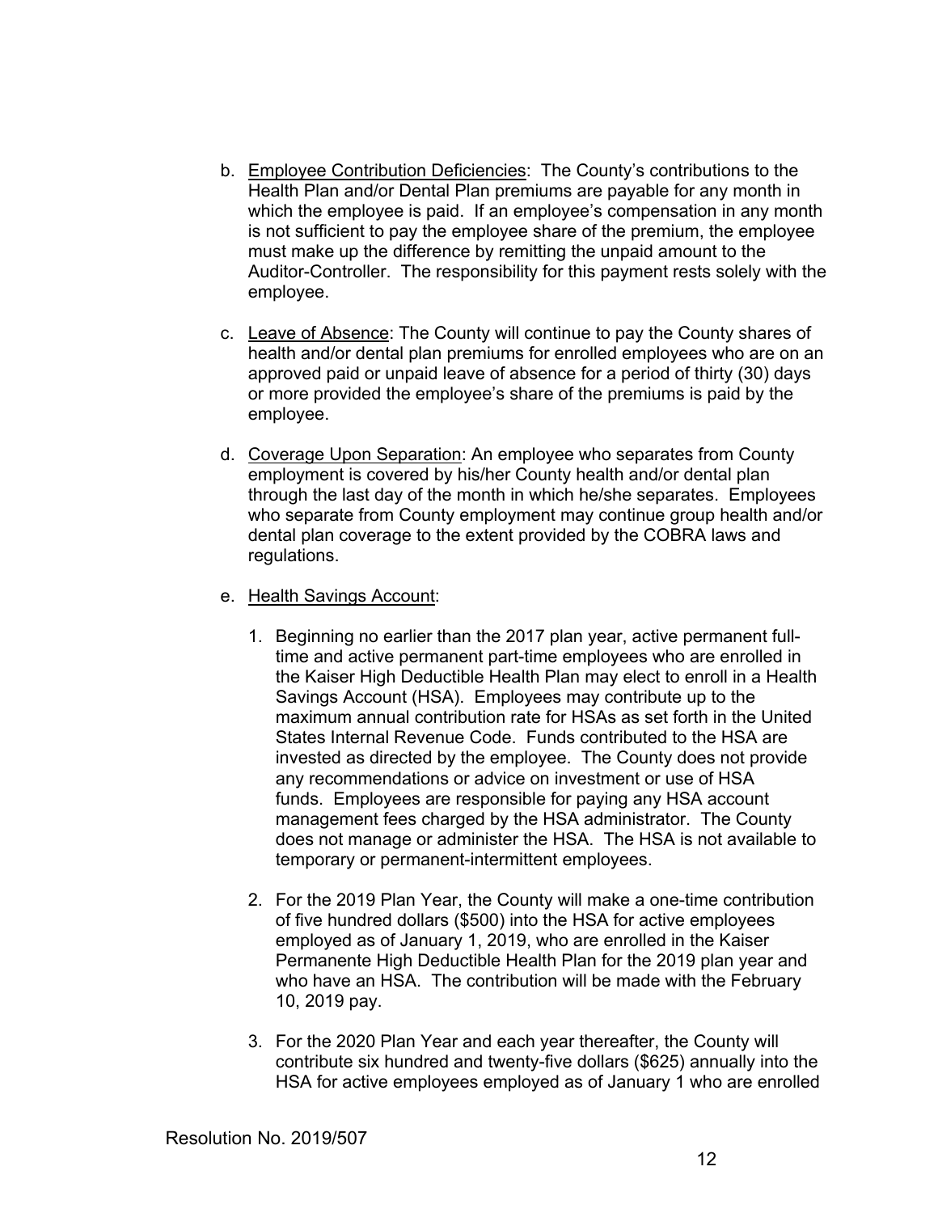b. Employee Contribution Deficiencies: The County's contributions to the Health Plan and/or Dental Plan premiums are payable for any month in which the employee is paid. If an employee's compensation in any month is not sufficient to pay the employee share of the premium, the employee must make up the difference by remitting the unpaid amount to the Auditor-Controller. The responsibility for this payment rests solely with the employee.

c. Leave of Absence: The County will continue to pay the County shares of health and/or dental plan premiums for enrolled employees who are on an approved paid or unpaid leave of absence for a period of thirty (30) days or more provided the employee's share of the premiums is paid by the employee.

d. Coverage Upon Separation: An employee who separates from County employment is covered by his/her County health and/or dental plan through the last day of the month in which he/she separates. Employees who separate from County employment may continue group health and/or dental plan coverage to the extent provided by the COBRA laws and regulations.

e. Health Savings Account:

   1. Beginning no earlier than the 2017 plan year, active permanent full-time and active permanent part-time employees who are enrolled in the Kaiser High Deductible Health Plan may elect to enroll in a Health Savings Account (HSA). Employees may contribute up to the maximum annual contribution rate for HSAs as set forth in the United States Internal Revenue Code. Funds contributed to the HSA are invested as directed by the employee. The County does not provide any recommendations or advice on investment or use of HSA funds. Employees are responsible for paying any HSA account management fees charged by the HSA administrator. The County does not manage or administer the HSA. The HSA is not available to temporary or permanent-intermittent employees.

   2. For the 2019 Plan Year, the County will make a one-time contribution of five hundred dollars ($500) into the HSA for active employees employed as of January 1, 2019, who are enrolled in the Kaiser Permanente High Deductible Health Plan for the 2019 plan year and who have an HSA. The contribution will be made with the February 10, 2019 pay.

   3. For the 2020 Plan Year and each year thereafter, the County will contribute six hundred and twenty-five dollars ($625) annually into the HSA for active employees employed as of January 1 who are enrolled

Resolution No. 2019/507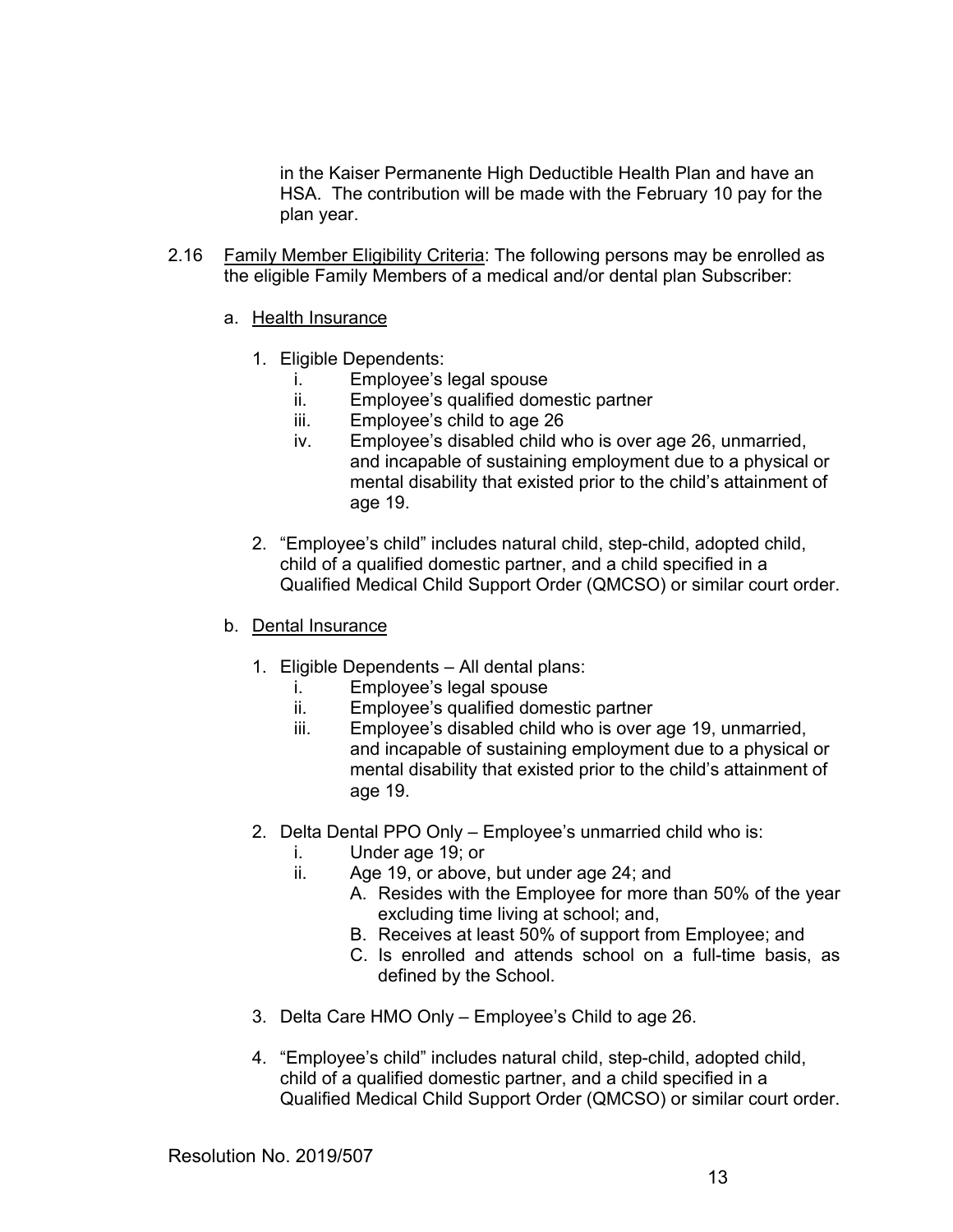in the Kaiser Permanente High Deductible Health Plan and have an HSA. The contribution will be made with the February 10 pay for the plan year.

2.16 Family Member Eligibility Criteria: The following persons may be enrolled as the eligible Family Members of a medical and/or dental plan Subscriber:

a. Health Insurance

1. Eligible Dependents:
   - i. Employee's legal spouse
   - ii. Employee's qualified domestic partner
   - iii. Employee's child to age 26
   - iv. Employee's disabled child who is over age 26, unmarried, and incapable of sustaining employment due to a physical or mental disability that existed prior to the child's attainment of age 19.

2. "Employee's child" includes natural child, step-child, adopted child, child of a qualified domestic partner, and a child specified in a Qualified Medical Child Support Order (QMCSO) or similar court order.

b. Dental Insurance

1. Eligible Dependents – All dental plans:
   - i. Employee's legal spouse
   - ii. Employee's qualified domestic partner
   - iii. Employee's disabled child who is over age 19, unmarried, and incapable of sustaining employment due to a physical or mental disability that existed prior to the child's attainment of age 19.

2. Delta Dental PPO Only – Employee's unmarried child who is:
   - i. Under age 19; or
   - ii. Age 19, or above, but under age 24; and
     - A. Resides with the Employee for more than 50% of the year excluding time living at school; and,
     - B. Receives at least 50% of support from Employee; and
     - C. Is enrolled and attends school on a full-time basis, as defined by the School.

3. Delta Care HMO Only – Employee's Child to age 26.

4. "Employee's child" includes natural child, step-child, adopted child, child of a qualified domestic partner, and a child specified in a Qualified Medical Child Support Order (QMCSO) or similar court order.

Resolution No. 2019/507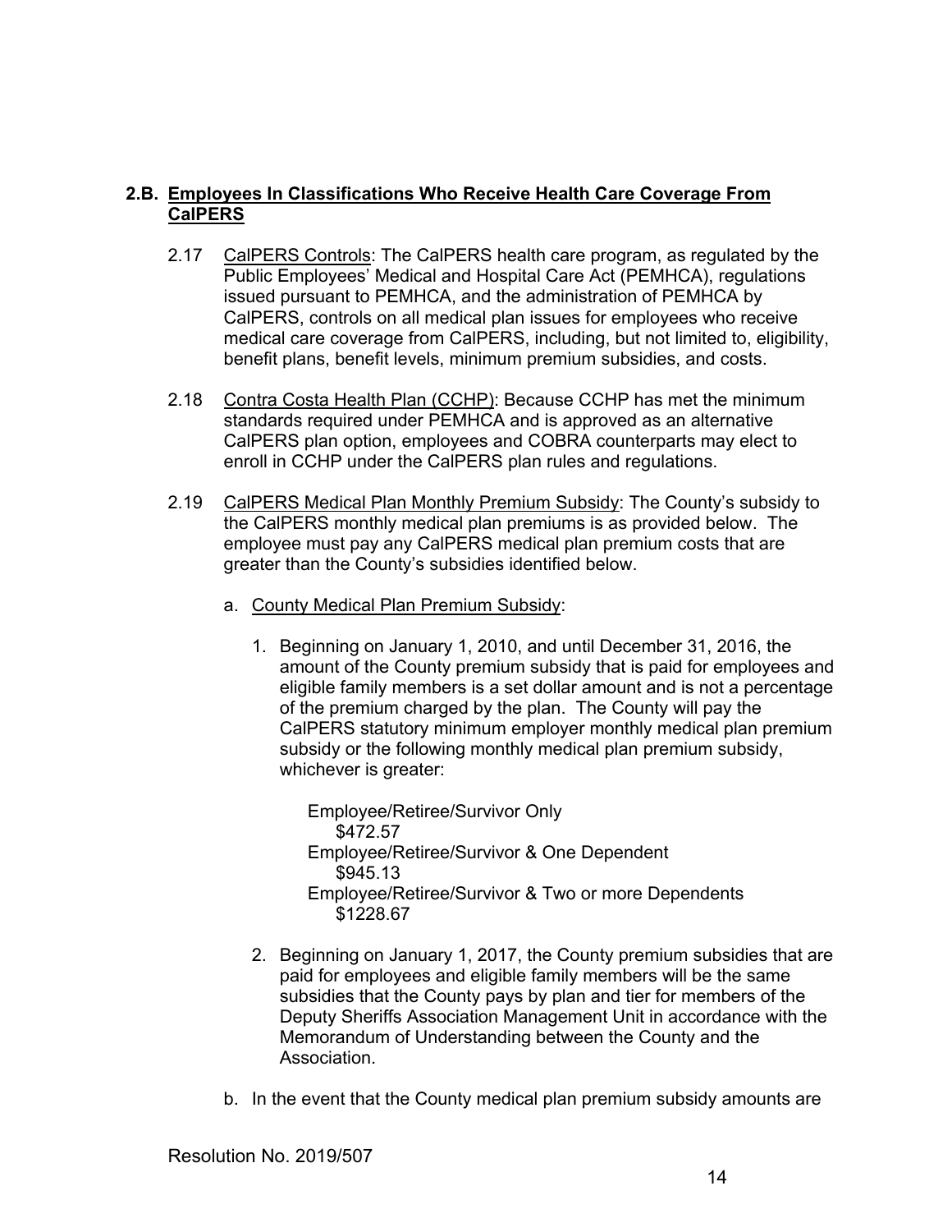## 2.B. Employees In Classifications Who Receive Health Care Coverage From CalPERS

2.17 CalPERS Controls: The CalPERS health care program, as regulated by the Public Employees' Medical and Hospital Care Act (PEMHCA), regulations issued pursuant to PEMHCA, and the administration of PEMHCA by CalPERS, controls on all medical plan issues for employees who receive medical care coverage from CalPERS, including, but not limited to, eligibility, benefit plans, benefit levels, minimum premium subsidies, and costs.

2.18 Contra Costa Health Plan (CCHP): Because CCHP has met the minimum standards required under PEMHCA and is approved as an alternative CalPERS plan option, employees and COBRA counterparts may elect to enroll in CCHP under the CalPERS plan rules and regulations.

2.19 CalPERS Medical Plan Monthly Premium Subsidy: The County's subsidy to the CalPERS monthly medical plan premiums is as provided below. The employee must pay any CalPERS medical plan premium costs that are greater than the County's subsidies identified below.

a. County Medical Plan Premium Subsidy:

1. Beginning on January 1, 2010, and until December 31, 2016, the amount of the County premium subsidy that is paid for employees and eligible family members is a set dollar amount and is not a percentage of the premium charged by the plan. The County will pay the CalPERS statutory minimum employer monthly medical plan premium subsidy or the following monthly medical plan premium subsidy, whichever is greater:

   Employee/Retiree/Survivor Only
   $472.57
   Employee/Retiree/Survivor & One Dependent
   $945.13
   Employee/Retiree/Survivor & Two or more Dependents
   $1228.67

2. Beginning on January 1, 2017, the County premium subsidies that are paid for employees and eligible family members will be the same subsidies that the County pays by plan and tier for members of the Deputy Sheriffs Association Management Unit in accordance with the Memorandum of Understanding between the County and the Association.

b. In the event that the County medical plan premium subsidy amounts are

Resolution No. 2019/507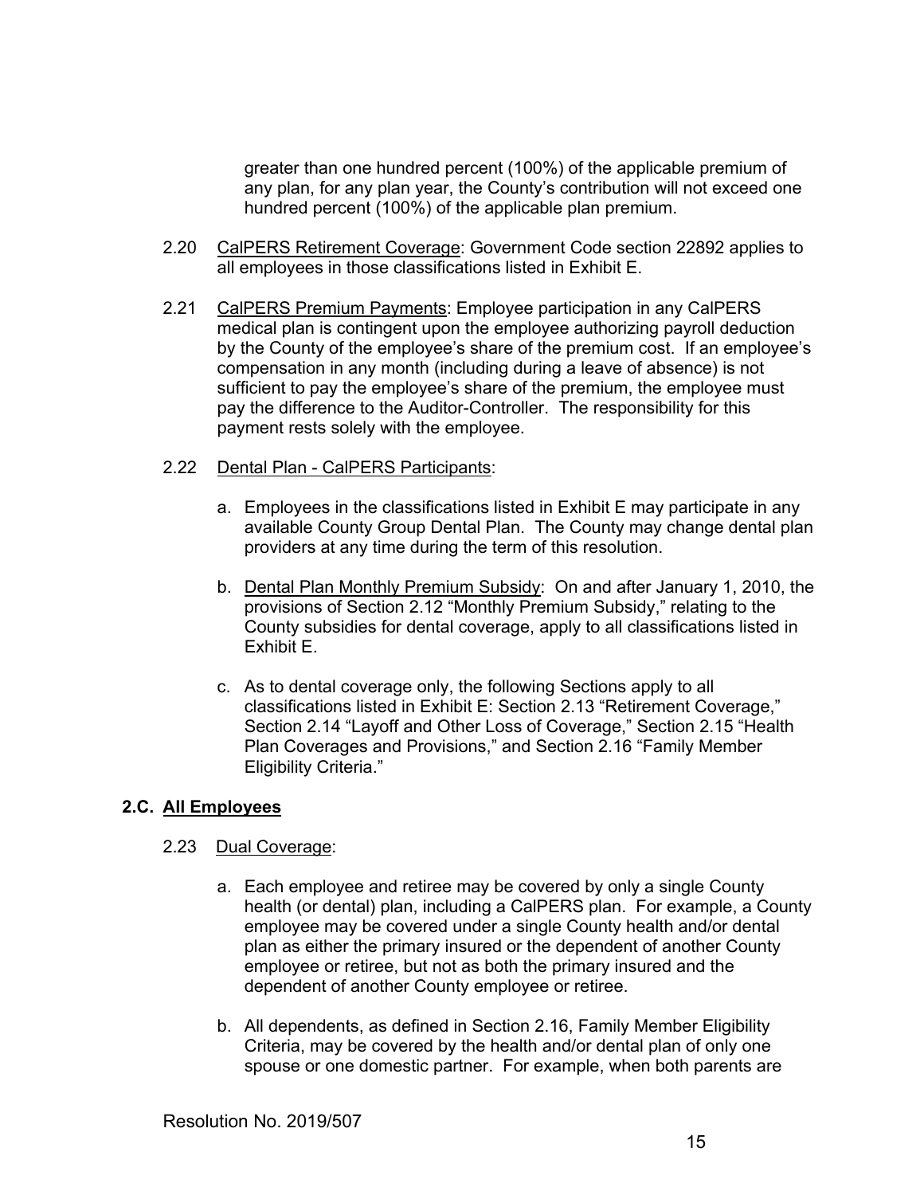greater than one hundred percent (100%) of the applicable premium of any plan, for any plan year, the County's contribution will not exceed one hundred percent (100%) of the applicable plan premium.

2.20 CalPERS Retirement Coverage: Government Code section 22892 applies to all employees in those classifications listed in Exhibit E.

2.21 CalPERS Premium Payments: Employee participation in any CalPERS medical plan is contingent upon the employee authorizing payroll deduction by the County of the employee's share of the premium cost. If an employee's compensation in any month (including during a leave of absence) is not sufficient to pay the employee's share of the premium, the employee must pay the difference to the Auditor-Controller. The responsibility for this payment rests solely with the employee.

2.22 Dental Plan - CalPERS Participants:

a. Employees in the classifications listed in Exhibit E may participate in any available County Group Dental Plan. The County may change dental plan providers at any time during the term of this resolution.

b. Dental Plan Monthly Premium Subsidy: On and after January 1, 2010, the provisions of Section 2.12 "Monthly Premium Subsidy," relating to the County subsidies for dental coverage, apply to all classifications listed in Exhibit E.

c. As to dental coverage only, the following Sections apply to all classifications listed in Exhibit E: Section 2.13 "Retirement Coverage," Section 2.14 "Layoff and Other Loss of Coverage," Section 2.15 "Health Plan Coverages and Provisions," and Section 2.16 "Family Member Eligibility Criteria."

## 2.C. All Employees

2.23 Dual Coverage:

a. Each employee and retiree may be covered by only a single County health (or dental) plan, including a CalPERS plan. For example, a County employee may be covered under a single County health and/or dental plan as either the primary insured or the dependent of another County employee or retiree, but not as both the primary insured and the dependent of another County employee or retiree.

b. All dependents, as defined in Section 2.16, Family Member Eligibility Criteria, may be covered by the health and/or dental plan of only one spouse or one domestic partner. For example, when both parents are

Resolution No. 2019/507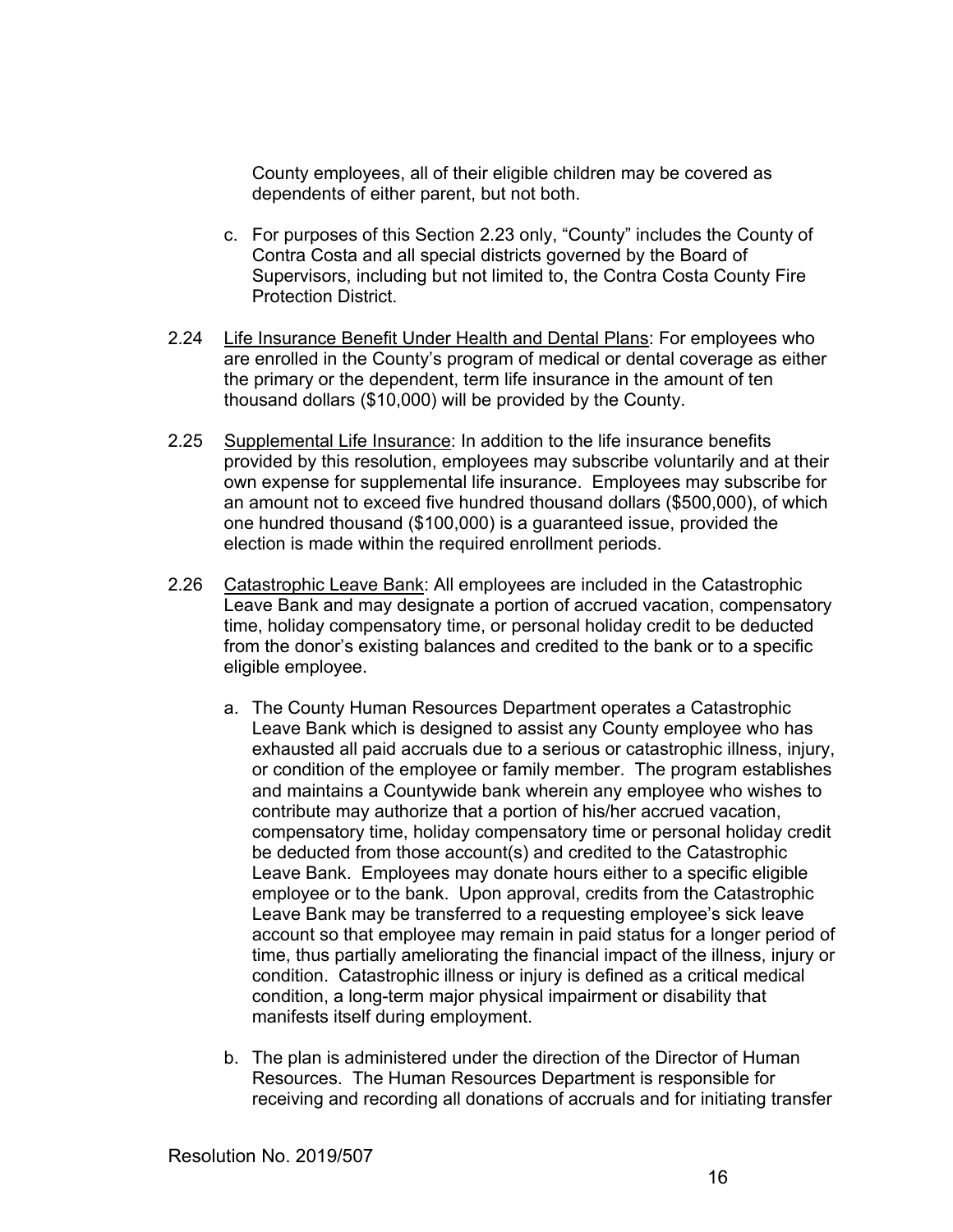County employees, all of their eligible children may be covered as dependents of either parent, but not both.

c. For purposes of this Section 2.23 only, "County" includes the County of Contra Costa and all special districts governed by the Board of Supervisors, including but not limited to, the Contra Costa County Fire Protection District.

2.24 Life Insurance Benefit Under Health and Dental Plans: For employees who are enrolled in the County's program of medical or dental coverage as either the primary or the dependent, term life insurance in the amount of ten thousand dollars ($10,000) will be provided by the County.

2.25 Supplemental Life Insurance: In addition to the life insurance benefits provided by this resolution, employees may subscribe voluntarily and at their own expense for supplemental life insurance. Employees may subscribe for an amount not to exceed five hundred thousand dollars ($500,000), of which one hundred thousand ($100,000) is a guaranteed issue, provided the election is made within the required enrollment periods.

2.26 Catastrophic Leave Bank: All employees are included in the Catastrophic Leave Bank and may designate a portion of accrued vacation, compensatory time, holiday compensatory time, or personal holiday credit to be deducted from the donor's existing balances and credited to the bank or to a specific eligible employee.

a. The County Human Resources Department operates a Catastrophic Leave Bank which is designed to assist any County employee who has exhausted all paid accruals due to a serious or catastrophic illness, injury, or condition of the employee or family member. The program establishes and maintains a Countywide bank wherein any employee who wishes to contribute may authorize that a portion of his/her accrued vacation, compensatory time, holiday compensatory time or personal holiday credit be deducted from those account(s) and credited to the Catastrophic Leave Bank. Employees may donate hours either to a specific eligible employee or to the bank. Upon approval, credits from the Catastrophic Leave Bank may be transferred to a requesting employee's sick leave account so that employee may remain in paid status for a longer period of time, thus partially ameliorating the financial impact of the illness, injury or condition. Catastrophic illness or injury is defined as a critical medical condition, a long-term major physical impairment or disability that manifests itself during employment.

b. The plan is administered under the direction of the Director of Human Resources. The Human Resources Department is responsible for receiving and recording all donations of accruals and for initiating transfer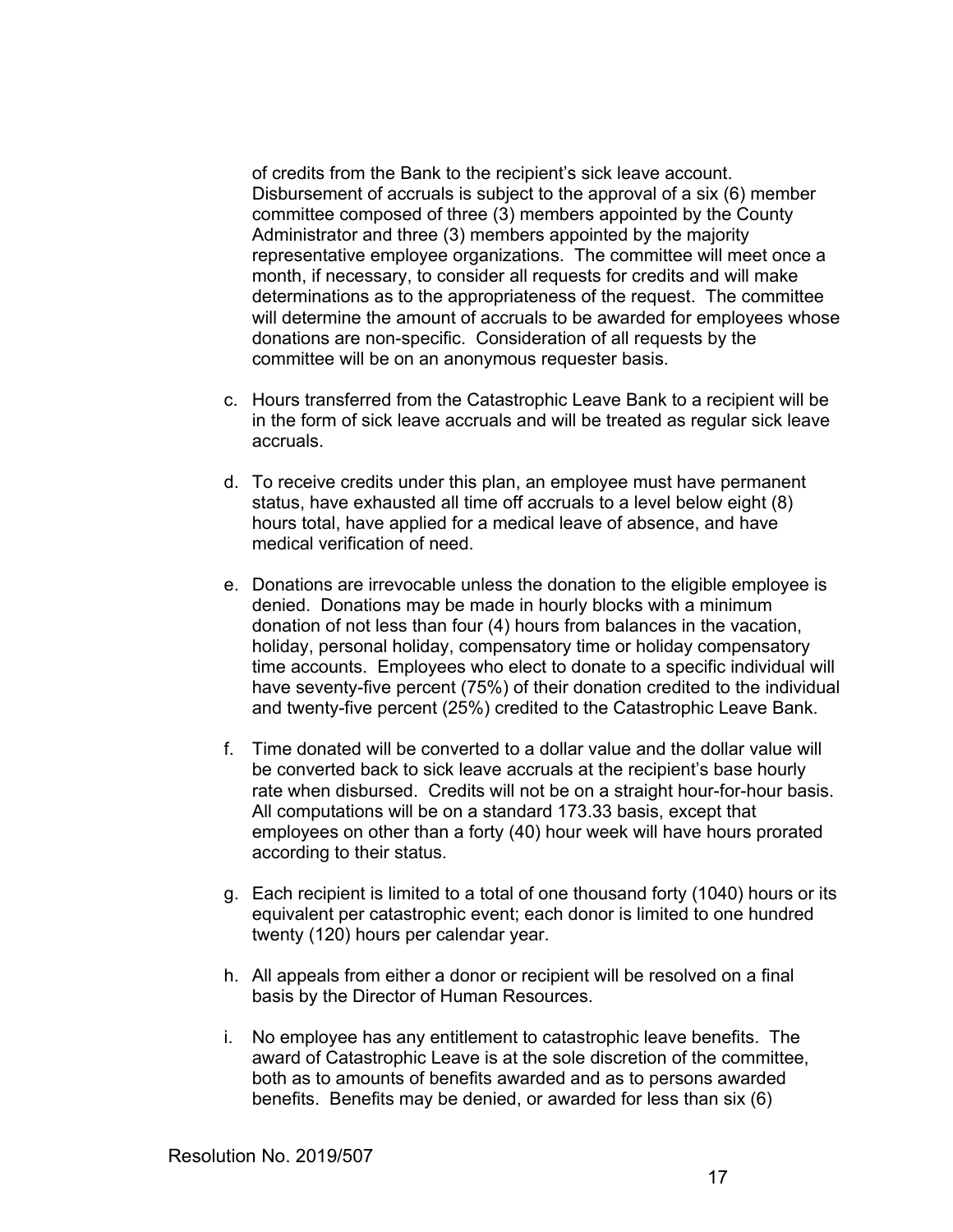of credits from the Bank to the recipient's sick leave account. Disbursement of accruals is subject to the approval of a six (6) member committee composed of three (3) members appointed by the County Administrator and three (3) members appointed by the majority representative employee organizations. The committee will meet once a month, if necessary, to consider all requests for credits and will make determinations as to the appropriateness of the request. The committee will determine the amount of accruals to be awarded for employees whose donations are non-specific. Consideration of all requests by the committee will be on an anonymous requester basis.

c. Hours transferred from the Catastrophic Leave Bank to a recipient will be in the form of sick leave accruals and will be treated as regular sick leave accruals.

d. To receive credits under this plan, an employee must have permanent status, have exhausted all time off accruals to a level below eight (8) hours total, have applied for a medical leave of absence, and have medical verification of need.

e. Donations are irrevocable unless the donation to the eligible employee is denied. Donations may be made in hourly blocks with a minimum donation of not less than four (4) hours from balances in the vacation, holiday, personal holiday, compensatory time or holiday compensatory time accounts. Employees who elect to donate to a specific individual will have seventy-five percent (75%) of their donation credited to the individual and twenty-five percent (25%) credited to the Catastrophic Leave Bank.

f. Time donated will be converted to a dollar value and the dollar value will be converted back to sick leave accruals at the recipient's base hourly rate when disbursed. Credits will not be on a straight hour-for-hour basis. All computations will be on a standard 173.33 basis, except that employees on other than a forty (40) hour week will have hours prorated according to their status.

g. Each recipient is limited to a total of one thousand forty (1040) hours or its equivalent per catastrophic event; each donor is limited to one hundred twenty (120) hours per calendar year.

h. All appeals from either a donor or recipient will be resolved on a final basis by the Director of Human Resources.

i. No employee has any entitlement to catastrophic leave benefits. The award of Catastrophic Leave is at the sole discretion of the committee, both as to amounts of benefits awarded and as to persons awarded benefits. Benefits may be denied, or awarded for less than six (6)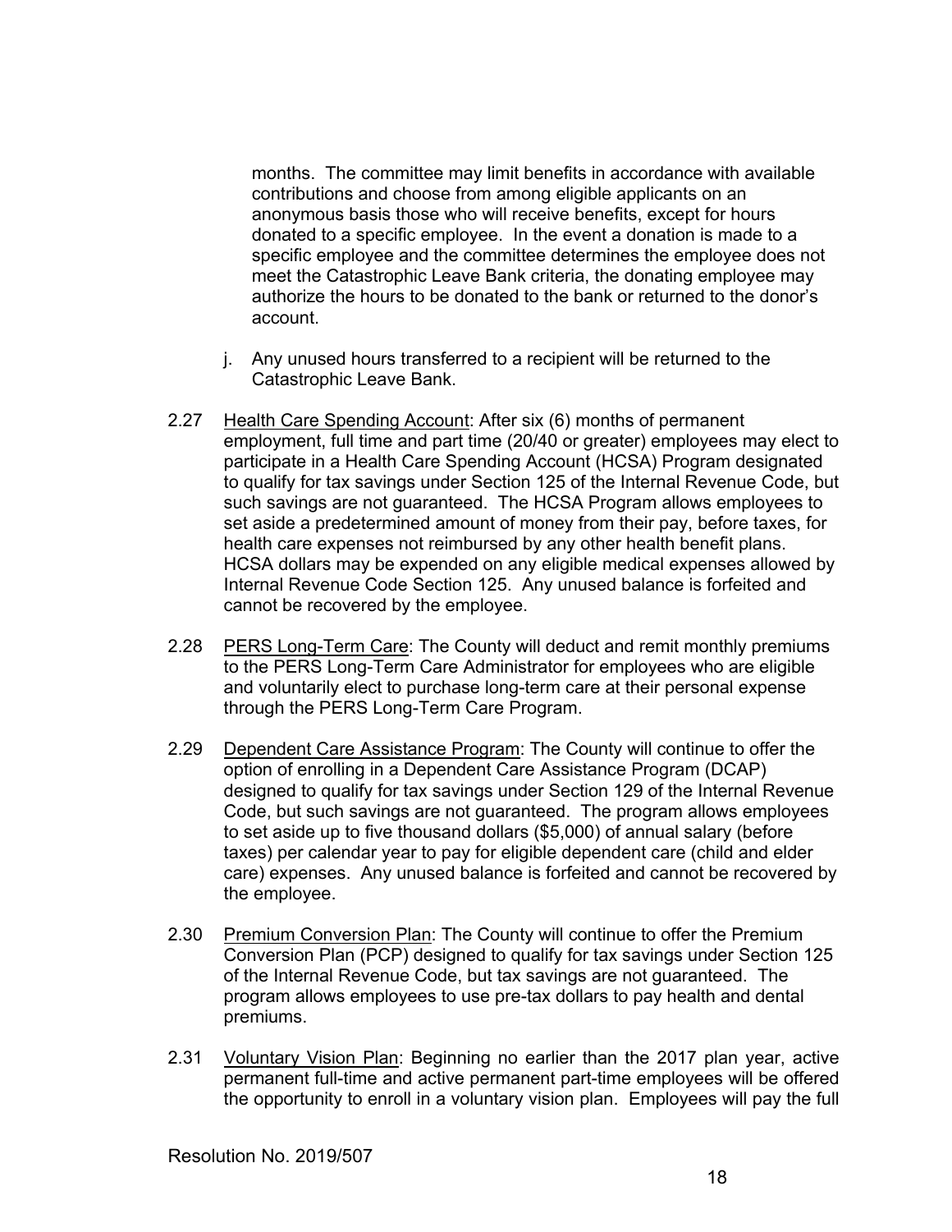months. The committee may limit benefits in accordance with available contributions and choose from among eligible applicants on an anonymous basis those who will receive benefits, except for hours donated to a specific employee. In the event a donation is made to a specific employee and the committee determines the employee does not meet the Catastrophic Leave Bank criteria, the donating employee may authorize the hours to be donated to the bank or returned to the donor's account.

j. Any unused hours transferred to a recipient will be returned to the Catastrophic Leave Bank.

2.27 Health Care Spending Account: After six (6) months of permanent employment, full time and part time (20/40 or greater) employees may elect to participate in a Health Care Spending Account (HCSA) Program designated to qualify for tax savings under Section 125 of the Internal Revenue Code, but such savings are not guaranteed. The HCSA Program allows employees to set aside a predetermined amount of money from their pay, before taxes, for health care expenses not reimbursed by any other health benefit plans. HCSA dollars may be expended on any eligible medical expenses allowed by Internal Revenue Code Section 125. Any unused balance is forfeited and cannot be recovered by the employee.

2.28 PERS Long-Term Care: The County will deduct and remit monthly premiums to the PERS Long-Term Care Administrator for employees who are eligible and voluntarily elect to purchase long-term care at their personal expense through the PERS Long-Term Care Program.

2.29 Dependent Care Assistance Program: The County will continue to offer the option of enrolling in a Dependent Care Assistance Program (DCAP) designed to qualify for tax savings under Section 129 of the Internal Revenue Code, but such savings are not guaranteed. The program allows employees to set aside up to five thousand dollars ($5,000) of annual salary (before taxes) per calendar year to pay for eligible dependent care (child and elder care) expenses. Any unused balance is forfeited and cannot be recovered by the employee.

2.30 Premium Conversion Plan: The County will continue to offer the Premium Conversion Plan (PCP) designed to qualify for tax savings under Section 125 of the Internal Revenue Code, but tax savings are not guaranteed. The program allows employees to use pre-tax dollars to pay health and dental premiums.

2.31 Voluntary Vision Plan: Beginning no earlier than the 2017 plan year, active permanent full-time and active permanent part-time employees will be offered the opportunity to enroll in a voluntary vision plan. Employees will pay the full

Resolution No. 2019/507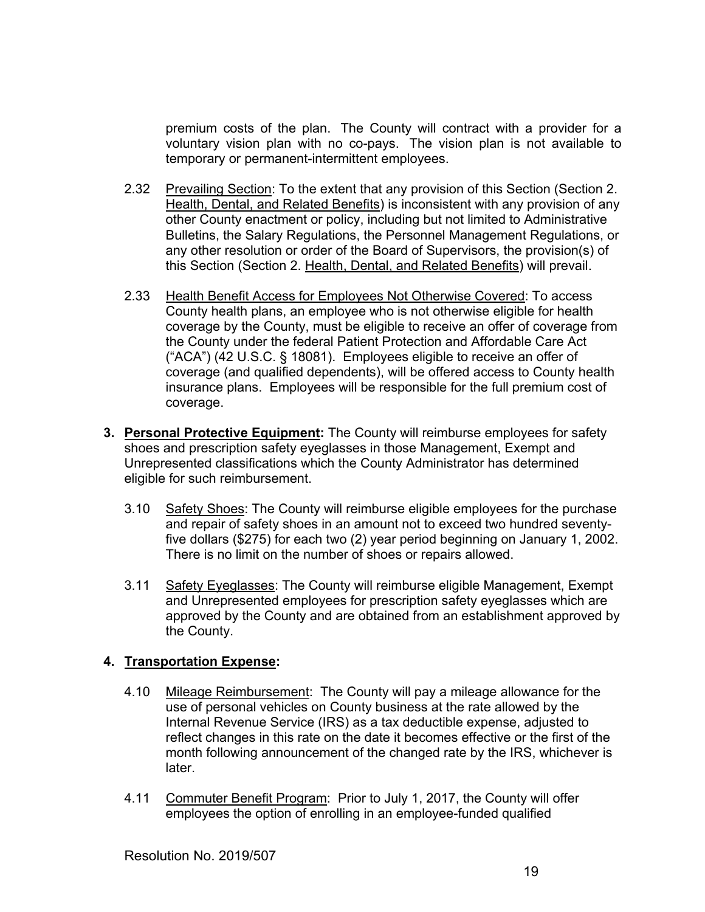premium costs of the plan. The County will contract with a provider for a voluntary vision plan with no co-pays. The vision plan is not available to temporary or permanent-intermittent employees.

2.32 Prevailing Section: To the extent that any provision of this Section (Section 2. Health, Dental, and Related Benefits) is inconsistent with any provision of any other County enactment or policy, including but not limited to Administrative Bulletins, the Salary Regulations, the Personnel Management Regulations, or any other resolution or order of the Board of Supervisors, the provision(s) of this Section (Section 2. Health, Dental, and Related Benefits) will prevail.

2.33 Health Benefit Access for Employees Not Otherwise Covered: To access County health plans, an employee who is not otherwise eligible for health coverage by the County, must be eligible to receive an offer of coverage from the County under the federal Patient Protection and Affordable Care Act ("ACA") (42 U.S.C. § 18081). Employees eligible to receive an offer of coverage (and qualified dependents), will be offered access to County health insurance plans. Employees will be responsible for the full premium cost of coverage.

**3. Personal Protective Equipment:** The County will reimburse employees for safety shoes and prescription safety eyeglasses in those Management, Exempt and Unrepresented classifications which the County Administrator has determined eligible for such reimbursement.

3.10 Safety Shoes: The County will reimburse eligible employees for the purchase and repair of safety shoes in an amount not to exceed two hundred seventy-five dollars ($275) for each two (2) year period beginning on January 1, 2002. There is no limit on the number of shoes or repairs allowed.

3.11 Safety Eyeglasses: The County will reimburse eligible Management, Exempt and Unrepresented employees for prescription safety eyeglasses which are approved by the County and are obtained from an establishment approved by the County.

**4. Transportation Expense:**

4.10 Mileage Reimbursement: The County will pay a mileage allowance for the use of personal vehicles on County business at the rate allowed by the Internal Revenue Service (IRS) as a tax deductible expense, adjusted to reflect changes in this rate on the date it becomes effective or the first of the month following announcement of the changed rate by the IRS, whichever is later.

4.11 Commuter Benefit Program: Prior to July 1, 2017, the County will offer employees the option of enrolling in an employee-funded qualified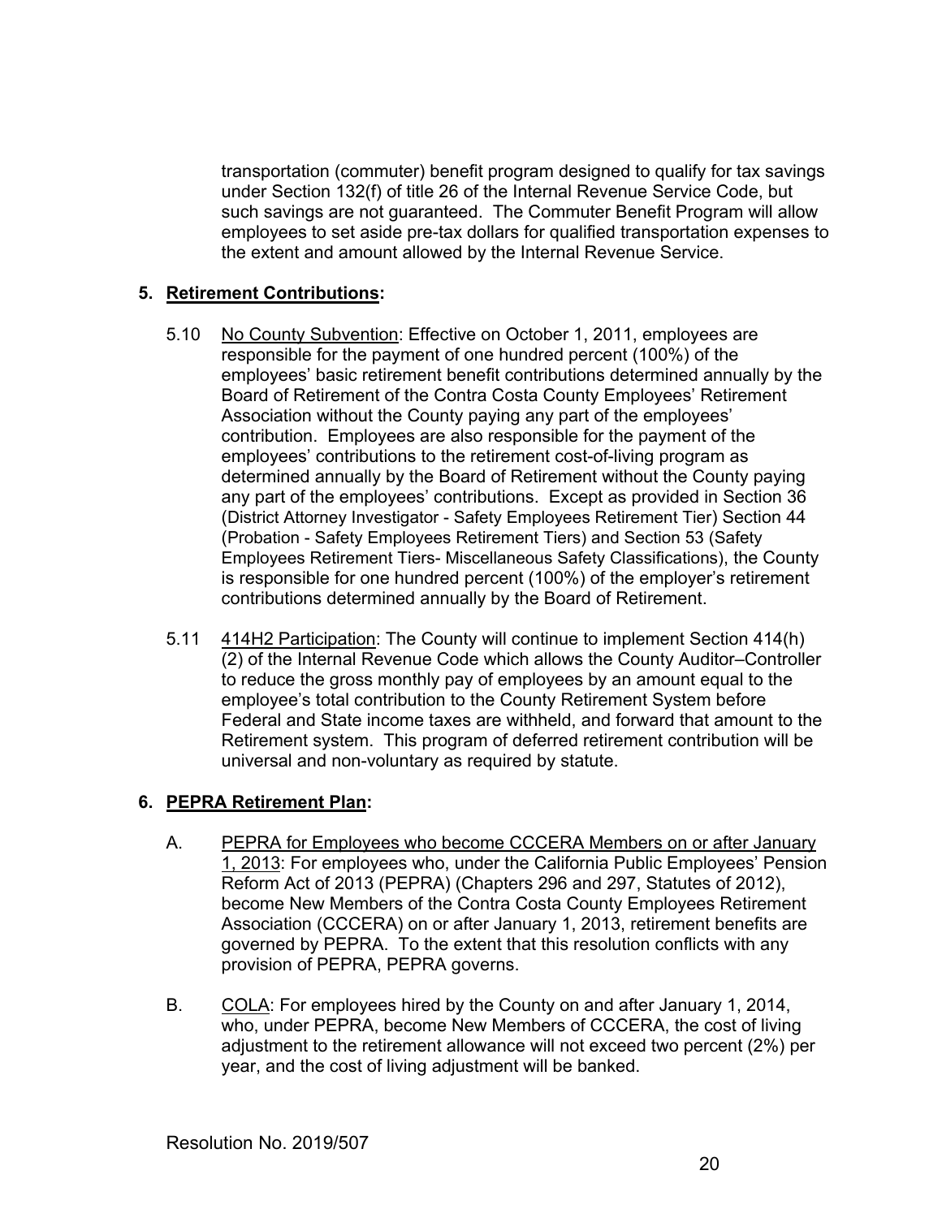transportation (commuter) benefit program designed to qualify for tax savings under Section 132(f) of title 26 of the Internal Revenue Service Code, but such savings are not guaranteed. The Commuter Benefit Program will allow employees to set aside pre-tax dollars for qualified transportation expenses to the extent and amount allowed by the Internal Revenue Service.

## 5. Retirement Contributions:

5.10 No County Subvention: Effective on October 1, 2011, employees are responsible for the payment of one hundred percent (100%) of the employees' basic retirement benefit contributions determined annually by the Board of Retirement of the Contra Costa County Employees' Retirement Association without the County paying any part of the employees' contribution. Employees are also responsible for the payment of the employees' contributions to the retirement cost-of-living program as determined annually by the Board of Retirement without the County paying any part of the employees' contributions. Except as provided in Section 36 (District Attorney Investigator - Safety Employees Retirement Tier) Section 44 (Probation - Safety Employees Retirement Tiers) and Section 53 (Safety Employees Retirement Tiers- Miscellaneous Safety Classifications), the County is responsible for one hundred percent (100%) of the employer's retirement contributions determined annually by the Board of Retirement.

5.11 414H2 Participation: The County will continue to implement Section 414(h)(2) of the Internal Revenue Code which allows the County Auditor–Controller to reduce the gross monthly pay of employees by an amount equal to the employee's total contribution to the County Retirement System before Federal and State income taxes are withheld, and forward that amount to the Retirement system. This program of deferred retirement contribution will be universal and non-voluntary as required by statute.

## 6. PEPRA Retirement Plan:

A. PEPRA for Employees who become CCCERA Members on or after January 1, 2013: For employees who, under the California Public Employees' Pension Reform Act of 2013 (PEPRA) (Chapters 296 and 297, Statutes of 2012), become New Members of the Contra Costa County Employees Retirement Association (CCCERA) on or after January 1, 2013, retirement benefits are governed by PEPRA. To the extent that this resolution conflicts with any provision of PEPRA, PEPRA governs.

B. COLA: For employees hired by the County on and after January 1, 2014, who, under PEPRA, become New Members of CCCERA, the cost of living adjustment to the retirement allowance will not exceed two percent (2%) per year, and the cost of living adjustment will be banked.

Resolution No. 2019/507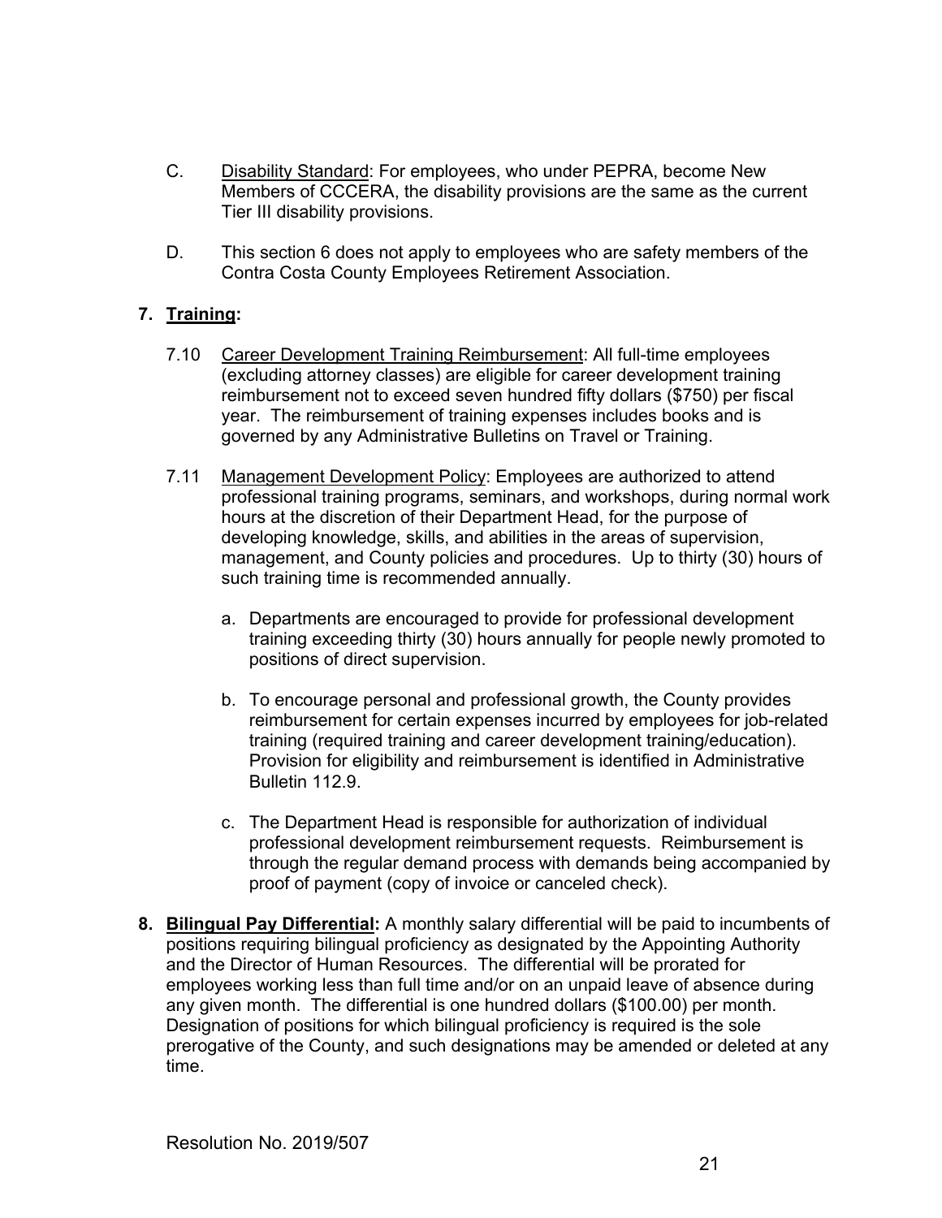C. Disability Standard: For employees, who under PEPRA, become New Members of CCCERA, the disability provisions are the same as the current Tier III disability provisions.

D. This section 6 does not apply to employees who are safety members of the Contra Costa County Employees Retirement Association.

## 7. Training:

7.10 Career Development Training Reimbursement: All full-time employees (excluding attorney classes) are eligible for career development training reimbursement not to exceed seven hundred fifty dollars ($750) per fiscal year. The reimbursement of training expenses includes books and is governed by any Administrative Bulletins on Travel or Training.

7.11 Management Development Policy: Employees are authorized to attend professional training programs, seminars, and workshops, during normal work hours at the discretion of their Department Head, for the purpose of developing knowledge, skills, and abilities in the areas of supervision, management, and County policies and procedures. Up to thirty (30) hours of such training time is recommended annually.

a. Departments are encouraged to provide for professional development training exceeding thirty (30) hours annually for people newly promoted to positions of direct supervision.

b. To encourage personal and professional growth, the County provides reimbursement for certain expenses incurred by employees for job-related training (required training and career development training/education). Provision for eligibility and reimbursement is identified in Administrative Bulletin 112.9.

c. The Department Head is responsible for authorization of individual professional development reimbursement requests. Reimbursement is through the regular demand process with demands being accompanied by proof of payment (copy of invoice or canceled check).

## 8. Bilingual Pay Differential:

A monthly salary differential will be paid to incumbents of positions requiring bilingual proficiency as designated by the Appointing Authority and the Director of Human Resources. The differential will be prorated for employees working less than full time and/or on an unpaid leave of absence during any given month. The differential is one hundred dollars ($100.00) per month. Designation of positions for which bilingual proficiency is required is the sole prerogative of the County, and such designations may be amended or deleted at any time.

Resolution No. 2019/507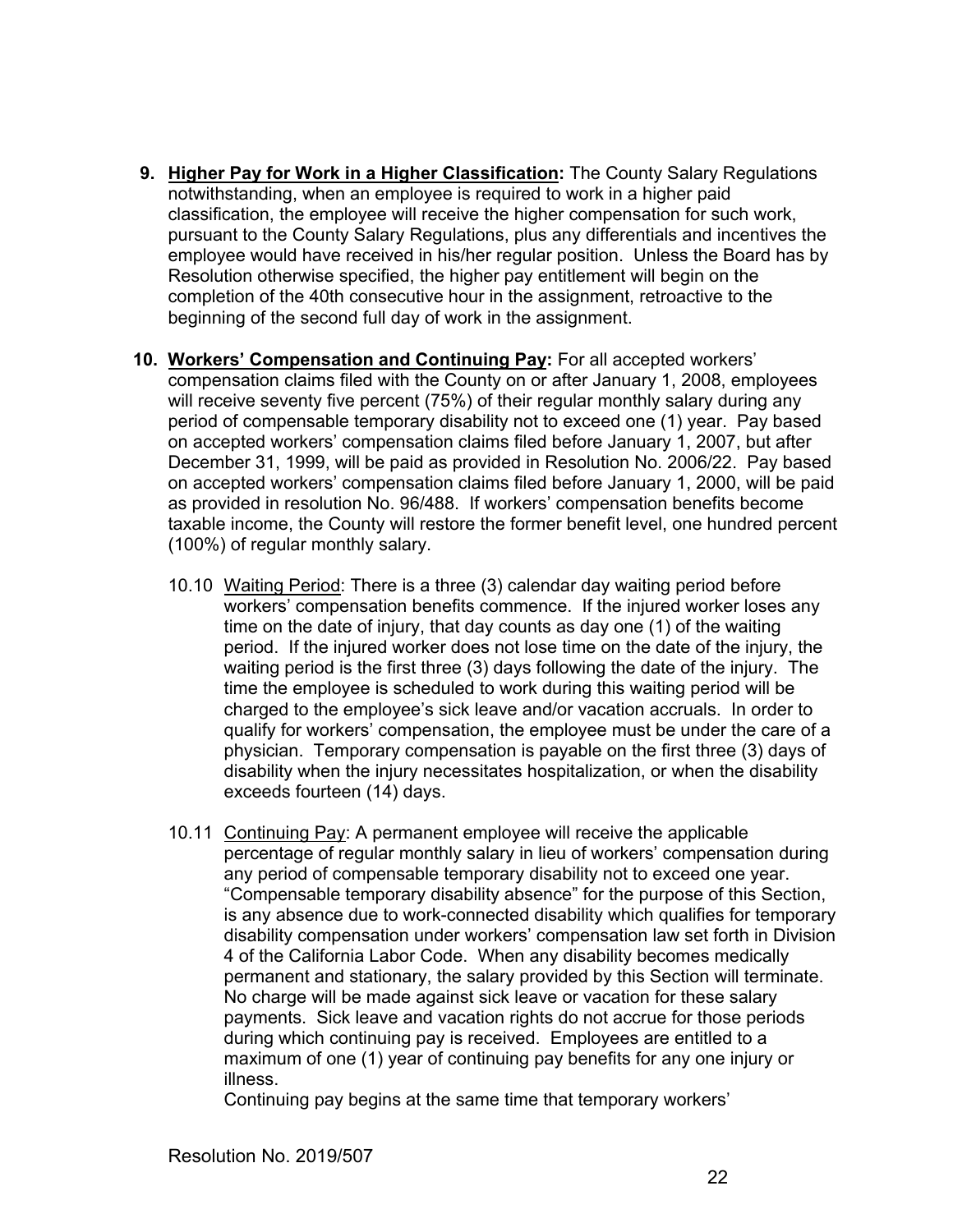**9. <u>Higher Pay for Work in a Higher Classification</u>:** The County Salary Regulations notwithstanding, when an employee is required to work in a higher paid classification, the employee will receive the higher compensation for such work, pursuant to the County Salary Regulations, plus any differentials and incentives the employee would have received in his/her regular position. Unless the Board has by Resolution otherwise specified, the higher pay entitlement will begin on the completion of the 40th consecutive hour in the assignment, retroactive to the beginning of the second full day of work in the assignment.

**10. <u>Workers' Compensation and Continuing Pay</u>:** For all accepted workers' compensation claims filed with the County on or after January 1, 2008, employees will receive seventy five percent (75%) of their regular monthly salary during any period of compensable temporary disability not to exceed one (1) year. Pay based on accepted workers' compensation claims filed before January 1, 2007, but after December 31, 1999, will be paid as provided in Resolution No. 2006/22. Pay based on accepted workers' compensation claims filed before January 1, 2000, will be paid as provided in resolution No. 96/488. If workers' compensation benefits become taxable income, the County will restore the former benefit level, one hundred percent (100%) of regular monthly salary.

10.10 <u>Waiting Period</u>: There is a three (3) calendar day waiting period before workers' compensation benefits commence. If the injured worker loses any time on the date of injury, that day counts as day one (1) of the waiting period. If the injured worker does not lose time on the date of the injury, the waiting period is the first three (3) days following the date of the injury. The time the employee is scheduled to work during this waiting period will be charged to the employee's sick leave and/or vacation accruals. In order to qualify for workers' compensation, the employee must be under the care of a physician. Temporary compensation is payable on the first three (3) days of disability when the injury necessitates hospitalization, or when the disability exceeds fourteen (14) days.

10.11 <u>Continuing Pay</u>: A permanent employee will receive the applicable percentage of regular monthly salary in lieu of workers' compensation during any period of compensable temporary disability not to exceed one year. "Compensable temporary disability absence" for the purpose of this Section, is any absence due to work-connected disability which qualifies for temporary disability compensation under workers' compensation law set forth in Division 4 of the California Labor Code. When any disability becomes medically permanent and stationary, the salary provided by this Section will terminate. No charge will be made against sick leave or vacation for these salary payments. Sick leave and vacation rights do not accrue for those periods during which continuing pay is received. Employees are entitled to a maximum of one (1) year of continuing pay benefits for any one injury or illness.

Continuing pay begins at the same time that temporary workers'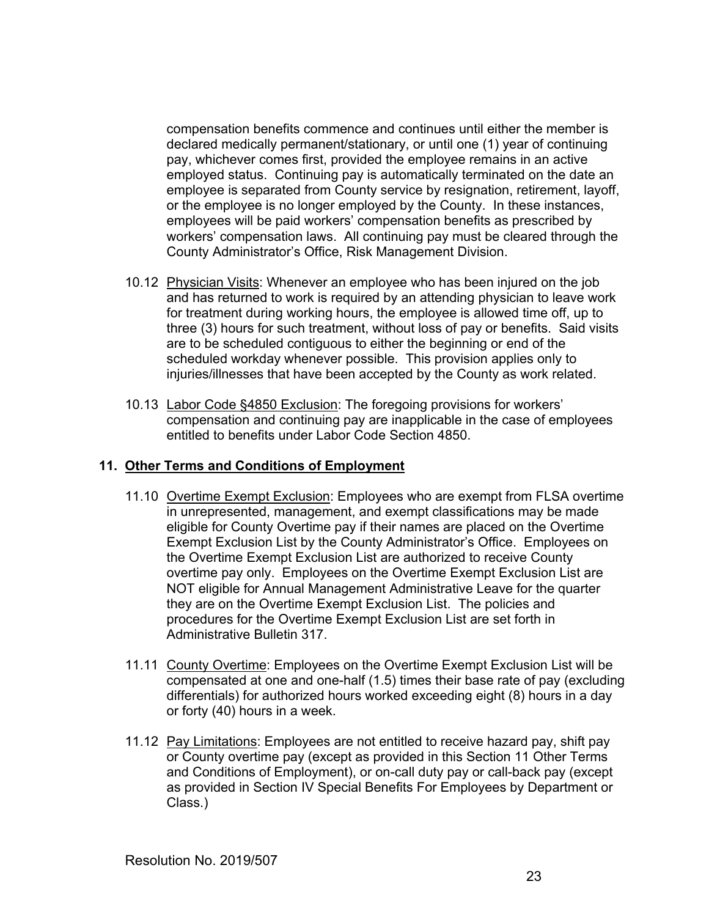compensation benefits commence and continues until either the member is declared medically permanent/stationary, or until one (1) year of continuing pay, whichever comes first, provided the employee remains in an active employed status. Continuing pay is automatically terminated on the date an employee is separated from County service by resignation, retirement, layoff, or the employee is no longer employed by the County. In these instances, employees will be paid workers' compensation benefits as prescribed by workers' compensation laws. All continuing pay must be cleared through the County Administrator's Office, Risk Management Division.

10.12 Physician Visits: Whenever an employee who has been injured on the job and has returned to work is required by an attending physician to leave work for treatment during working hours, the employee is allowed time off, up to three (3) hours for such treatment, without loss of pay or benefits. Said visits are to be scheduled contiguous to either the beginning or end of the scheduled workday whenever possible. This provision applies only to injuries/illnesses that have been accepted by the County as work related.

10.13 Labor Code §4850 Exclusion: The foregoing provisions for workers' compensation and continuing pay are inapplicable in the case of employees entitled to benefits under Labor Code Section 4850.

## 11. Other Terms and Conditions of Employment

11.10 Overtime Exempt Exclusion: Employees who are exempt from FLSA overtime in unrepresented, management, and exempt classifications may be made eligible for County Overtime pay if their names are placed on the Overtime Exempt Exclusion List by the County Administrator's Office. Employees on the Overtime Exempt Exclusion List are authorized to receive County overtime pay only. Employees on the Overtime Exempt Exclusion List are NOT eligible for Annual Management Administrative Leave for the quarter they are on the Overtime Exempt Exclusion List. The policies and procedures for the Overtime Exempt Exclusion List are set forth in Administrative Bulletin 317.

11.11 County Overtime: Employees on the Overtime Exempt Exclusion List will be compensated at one and one-half (1.5) times their base rate of pay (excluding differentials) for authorized hours worked exceeding eight (8) hours in a day or forty (40) hours in a week.

11.12 Pay Limitations: Employees are not entitled to receive hazard pay, shift pay or County overtime pay (except as provided in this Section 11 Other Terms and Conditions of Employment), or on-call duty pay or call-back pay (except as provided in Section IV Special Benefits For Employees by Department or Class.)

Resolution No. 2019/507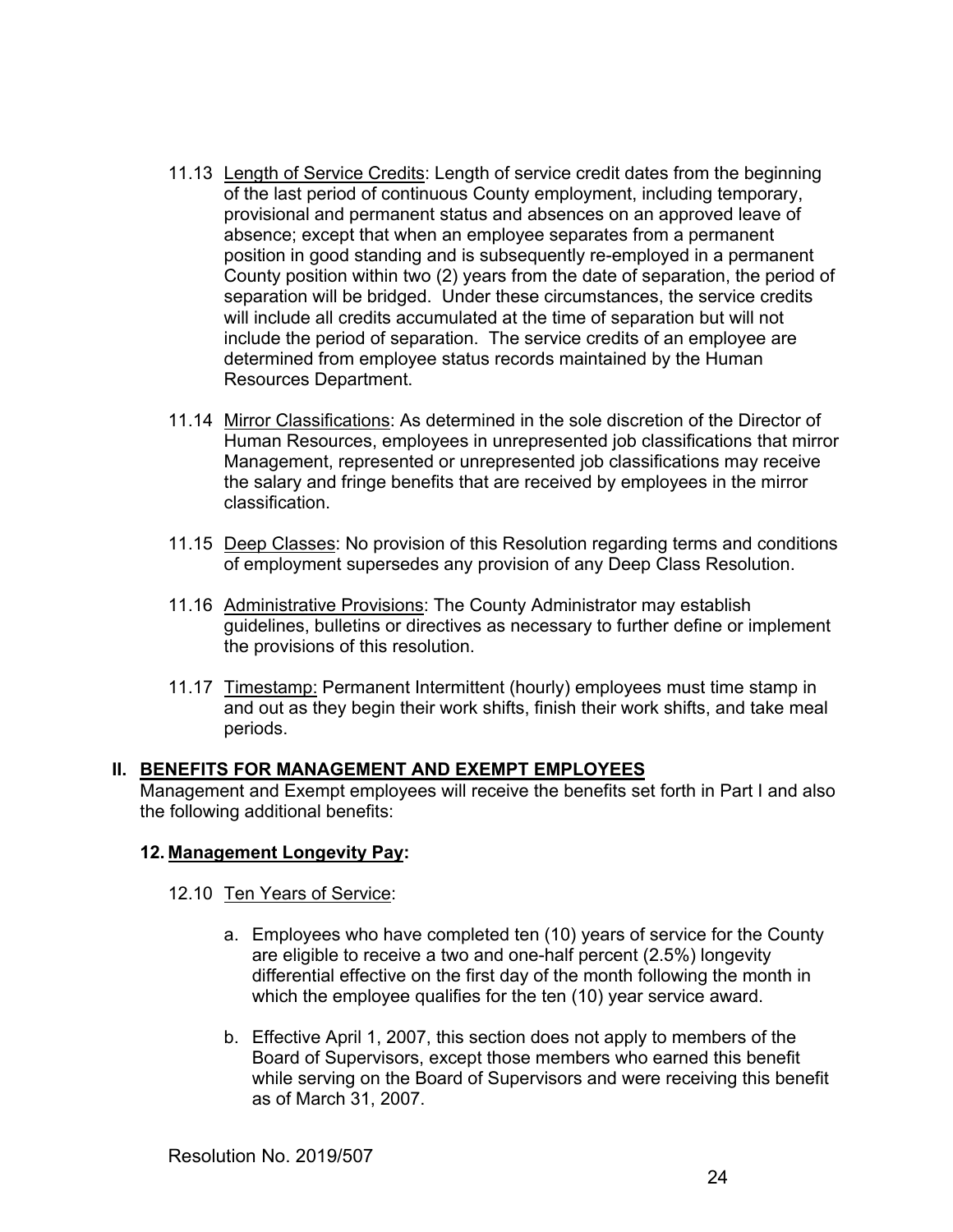11.13 Length of Service Credits: Length of service credit dates from the beginning of the last period of continuous County employment, including temporary, provisional and permanent status and absences on an approved leave of absence; except that when an employee separates from a permanent position in good standing and is subsequently re-employed in a permanent County position within two (2) years from the date of separation, the period of separation will be bridged. Under these circumstances, the service credits will include all credits accumulated at the time of separation but will not include the period of separation. The service credits of an employee are determined from employee status records maintained by the Human Resources Department.

11.14 Mirror Classifications: As determined in the sole discretion of the Director of Human Resources, employees in unrepresented job classifications that mirror Management, represented or unrepresented job classifications may receive the salary and fringe benefits that are received by employees in the mirror classification.

11.15 Deep Classes: No provision of this Resolution regarding terms and conditions of employment supersedes any provision of any Deep Class Resolution.

11.16 Administrative Provisions: The County Administrator may establish guidelines, bulletins or directives as necessary to further define or implement the provisions of this resolution.

11.17 Timestamp: Permanent Intermittent (hourly) employees must time stamp in and out as they begin their work shifts, finish their work shifts, and take meal periods.

## II. BENEFITS FOR MANAGEMENT AND EXEMPT EMPLOYEES

Management and Exempt employees will receive the benefits set forth in Part I and also the following additional benefits:

### 12. Management Longevity Pay:

12.10 Ten Years of Service:

a. Employees who have completed ten (10) years of service for the County are eligible to receive a two and one-half percent (2.5%) longevity differential effective on the first day of the month following the month in which the employee qualifies for the ten (10) year service award.

b. Effective April 1, 2007, this section does not apply to members of the Board of Supervisors, except those members who earned this benefit while serving on the Board of Supervisors and were receiving this benefit as of March 31, 2007.

Resolution No. 2019/507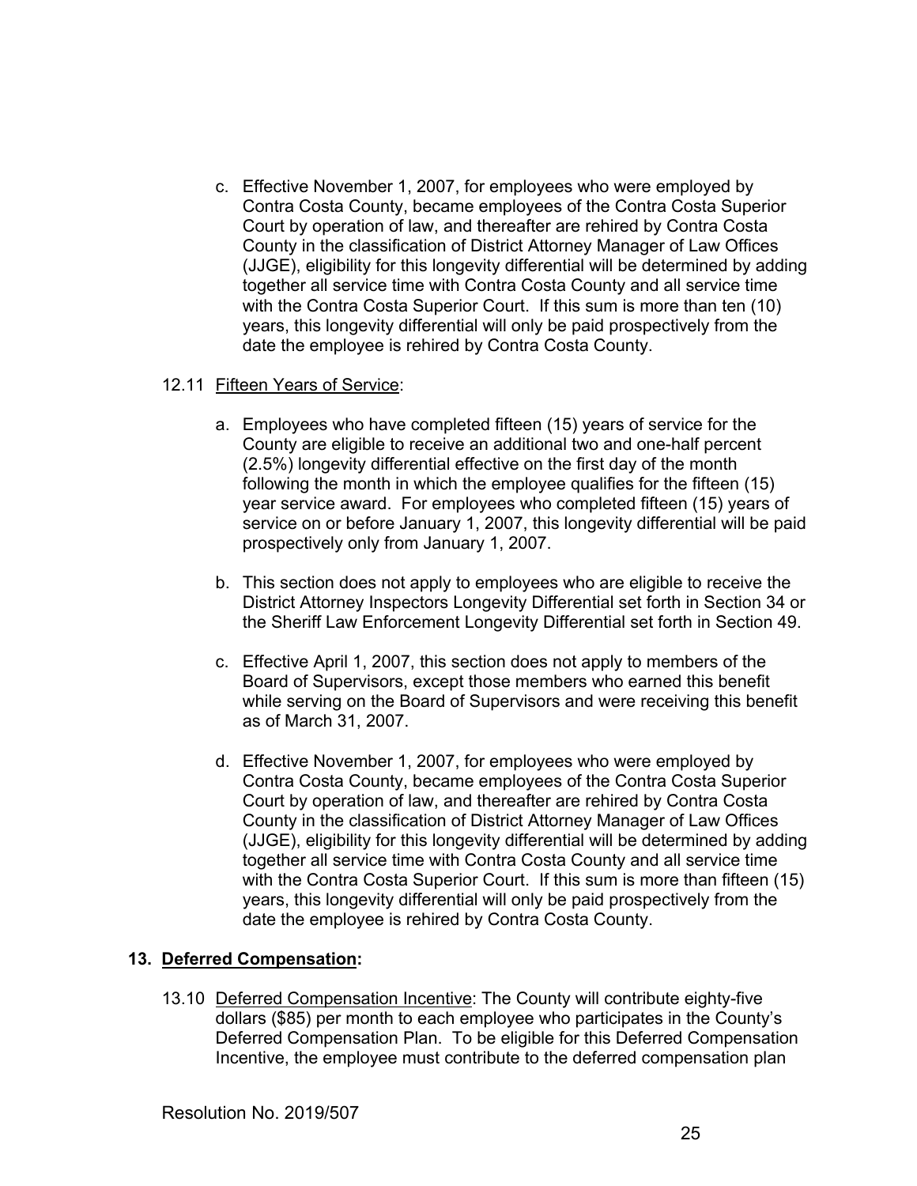c. Effective November 1, 2007, for employees who were employed by Contra Costa County, became employees of the Contra Costa Superior Court by operation of law, and thereafter are rehired by Contra Costa County in the classification of District Attorney Manager of Law Offices (JJGE), eligibility for this longevity differential will be determined by adding together all service time with Contra Costa County and all service time with the Contra Costa Superior Court. If this sum is more than ten (10) years, this longevity differential will only be paid prospectively from the date the employee is rehired by Contra Costa County.

12.11 Fifteen Years of Service:

a. Employees who have completed fifteen (15) years of service for the County are eligible to receive an additional two and one-half percent (2.5%) longevity differential effective on the first day of the month following the month in which the employee qualifies for the fifteen (15) year service award. For employees who completed fifteen (15) years of service on or before January 1, 2007, this longevity differential will be paid prospectively only from January 1, 2007.

b. This section does not apply to employees who are eligible to receive the District Attorney Inspectors Longevity Differential set forth in Section 34 or the Sheriff Law Enforcement Longevity Differential set forth in Section 49.

c. Effective April 1, 2007, this section does not apply to members of the Board of Supervisors, except those members who earned this benefit while serving on the Board of Supervisors and were receiving this benefit as of March 31, 2007.

d. Effective November 1, 2007, for employees who were employed by Contra Costa County, became employees of the Contra Costa Superior Court by operation of law, and thereafter are rehired by Contra Costa County in the classification of District Attorney Manager of Law Offices (JJGE), eligibility for this longevity differential will be determined by adding together all service time with Contra Costa County and all service time with the Contra Costa Superior Court. If this sum is more than fifteen (15) years, this longevity differential will only be paid prospectively from the date the employee is rehired by Contra Costa County.

## 13. Deferred Compensation:

13.10 Deferred Compensation Incentive: The County will contribute eighty-five dollars ($85) per month to each employee who participates in the County's Deferred Compensation Plan. To be eligible for this Deferred Compensation Incentive, the employee must contribute to the deferred compensation plan

Resolution No. 2019/507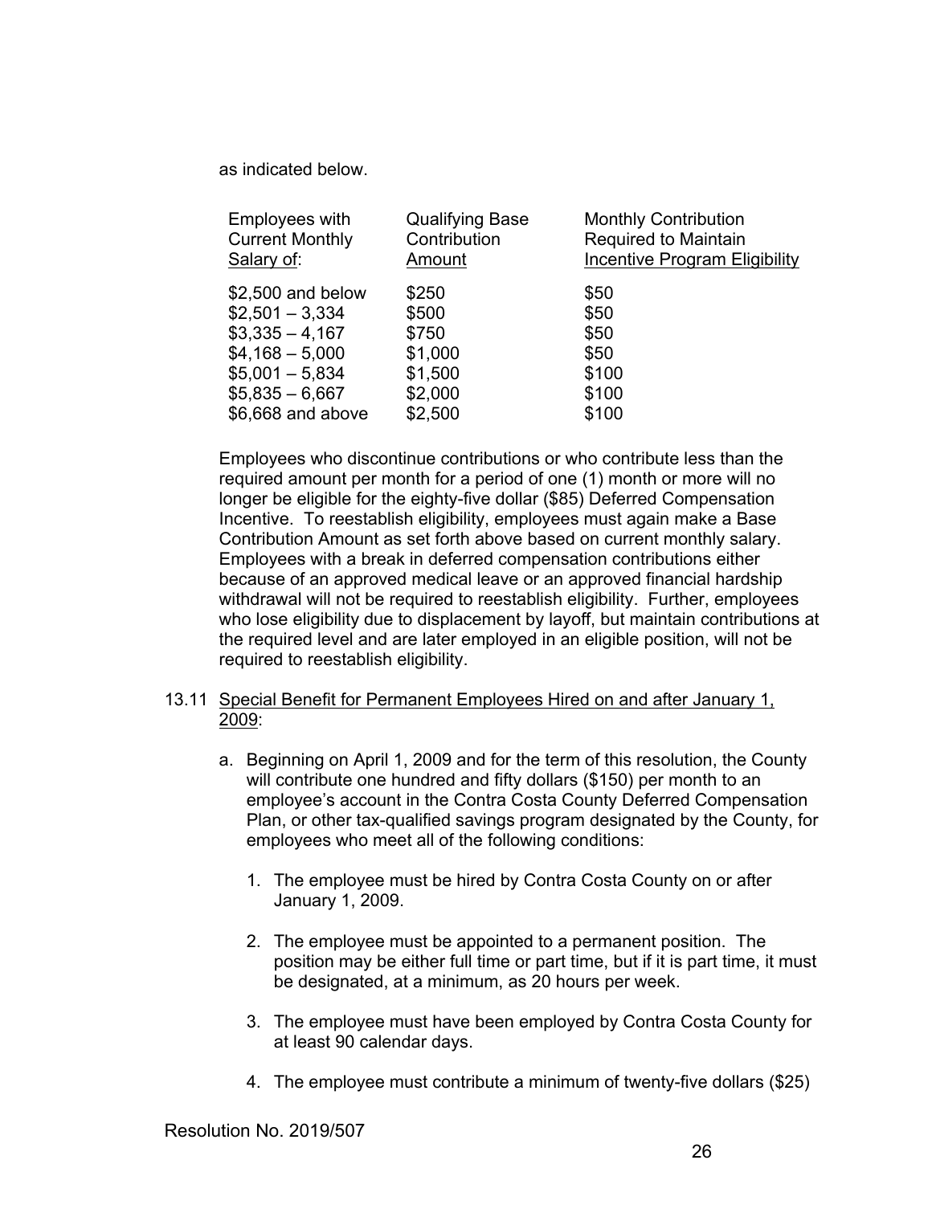as indicated below.

| Employees with Current Monthly Salary of: | Qualifying Base Contribution Amount | Monthly Contribution Required to Maintain Incentive Program Eligibility |
|---|---|---|
| $2,500 and below | $250 | $50 |
| $2,501 – 3,334 | $500 | $50 |
| $3,335 – 4,167 | $750 | $50 |
| $4,168 – 5,000 | $1,000 | $50 |
| $5,001 – 5,834 | $1,500 | $100 |
| $5,835 – 6,667 | $2,000 | $100 |
| $6,668 and above | $2,500 | $100 |

Employees who discontinue contributions or who contribute less than the required amount per month for a period of one (1) month or more will no longer be eligible for the eighty-five dollar ($85) Deferred Compensation Incentive. To reestablish eligibility, employees must again make a Base Contribution Amount as set forth above based on current monthly salary. Employees with a break in deferred compensation contributions either because of an approved medical leave or an approved financial hardship withdrawal will not be required to reestablish eligibility. Further, employees who lose eligibility due to displacement by layoff, but maintain contributions at the required level and are later employed in an eligible position, will not be required to reestablish eligibility.

13.11 Special Benefit for Permanent Employees Hired on and after January 1, 2009:

a. Beginning on April 1, 2009 and for the term of this resolution, the County will contribute one hundred and fifty dollars ($150) per month to an employee's account in the Contra Costa County Deferred Compensation Plan, or other tax-qualified savings program designated by the County, for employees who meet all of the following conditions:

1. The employee must be hired by Contra Costa County on or after January 1, 2009.

2. The employee must be appointed to a permanent position. The position may be either full time or part time, but if it is part time, it must be designated, at a minimum, as 20 hours per week.

3. The employee must have been employed by Contra Costa County for at least 90 calendar days.

4. The employee must contribute a minimum of twenty-five dollars ($25)

Resolution No. 2019/507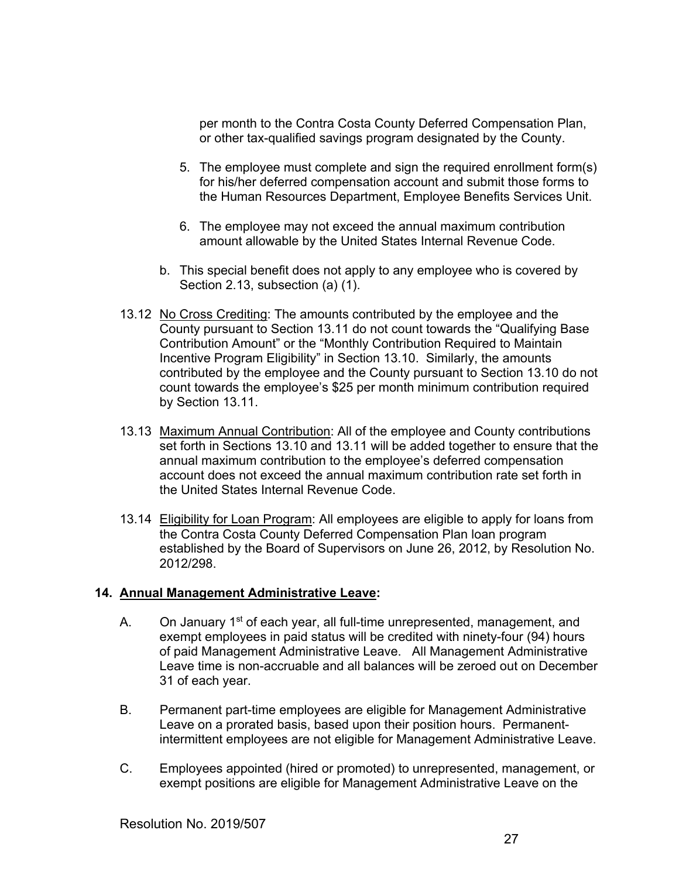per month to the Contra Costa County Deferred Compensation Plan, or other tax-qualified savings program designated by the County.

5. The employee must complete and sign the required enrollment form(s) for his/her deferred compensation account and submit those forms to the Human Resources Department, Employee Benefits Services Unit.

6. The employee may not exceed the annual maximum contribution amount allowable by the United States Internal Revenue Code.

b. This special benefit does not apply to any employee who is covered by Section 2.13, subsection (a) (1).

13.12 No Cross Crediting: The amounts contributed by the employee and the County pursuant to Section 13.11 do not count towards the "Qualifying Base Contribution Amount" or the "Monthly Contribution Required to Maintain Incentive Program Eligibility" in Section 13.10. Similarly, the amounts contributed by the employee and the County pursuant to Section 13.10 do not count towards the employee's $25 per month minimum contribution required by Section 13.11.

13.13 Maximum Annual Contribution: All of the employee and County contributions set forth in Sections 13.10 and 13.11 will be added together to ensure that the annual maximum contribution to the employee's deferred compensation account does not exceed the annual maximum contribution rate set forth in the United States Internal Revenue Code.

13.14 Eligibility for Loan Program: All employees are eligible to apply for loans from the Contra Costa County Deferred Compensation Plan loan program established by the Board of Supervisors on June 26, 2012, by Resolution No. 2012/298.

## 14. Annual Management Administrative Leave:

A. On January 1st of each year, all full-time unrepresented, management, and exempt employees in paid status will be credited with ninety-four (94) hours of paid Management Administrative Leave. All Management Administrative Leave time is non-accruable and all balances will be zeroed out on December 31 of each year.

B. Permanent part-time employees are eligible for Management Administrative Leave on a prorated basis, based upon their position hours. Permanent-intermittent employees are not eligible for Management Administrative Leave.

C. Employees appointed (hired or promoted) to unrepresented, management, or exempt positions are eligible for Management Administrative Leave on the

Resolution No. 2019/507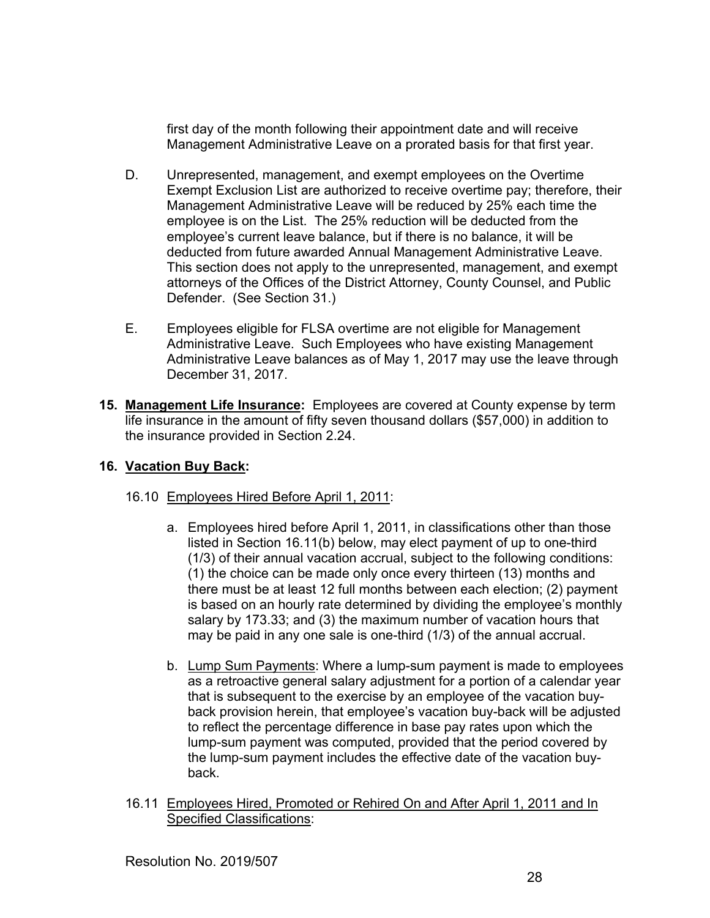first day of the month following their appointment date and will receive Management Administrative Leave on a prorated basis for that first year.

D. Unrepresented, management, and exempt employees on the Overtime Exempt Exclusion List are authorized to receive overtime pay; therefore, their Management Administrative Leave will be reduced by 25% each time the employee is on the List. The 25% reduction will be deducted from the employee's current leave balance, but if there is no balance, it will be deducted from future awarded Annual Management Administrative Leave. This section does not apply to the unrepresented, management, and exempt attorneys of the Offices of the District Attorney, County Counsel, and Public Defender. (See Section 31.)

E. Employees eligible for FLSA overtime are not eligible for Management Administrative Leave. Such Employees who have existing Management Administrative Leave balances as of May 1, 2017 may use the leave through December 31, 2017.

**15. Management Life Insurance:** Employees are covered at County expense by term life insurance in the amount of fifty seven thousand dollars ($57,000) in addition to the insurance provided in Section 2.24.

**16. Vacation Buy Back:**

16.10 Employees Hired Before April 1, 2011:

a. Employees hired before April 1, 2011, in classifications other than those listed in Section 16.11(b) below, may elect payment of up to one-third (1/3) of their annual vacation accrual, subject to the following conditions: (1) the choice can be made only once every thirteen (13) months and there must be at least 12 full months between each election; (2) payment is based on an hourly rate determined by dividing the employee's monthly salary by 173.33; and (3) the maximum number of vacation hours that may be paid in any one sale is one-third (1/3) of the annual accrual.

b. Lump Sum Payments: Where a lump-sum payment is made to employees as a retroactive general salary adjustment for a portion of a calendar year that is subsequent to the exercise by an employee of the vacation buy-back provision herein, that employee's vacation buy-back will be adjusted to reflect the percentage difference in base pay rates upon which the lump-sum payment was computed, provided that the period covered by the lump-sum payment includes the effective date of the vacation buy-back.

16.11 Employees Hired, Promoted or Rehired On and After April 1, 2011 and In Specified Classifications:

Resolution No. 2019/507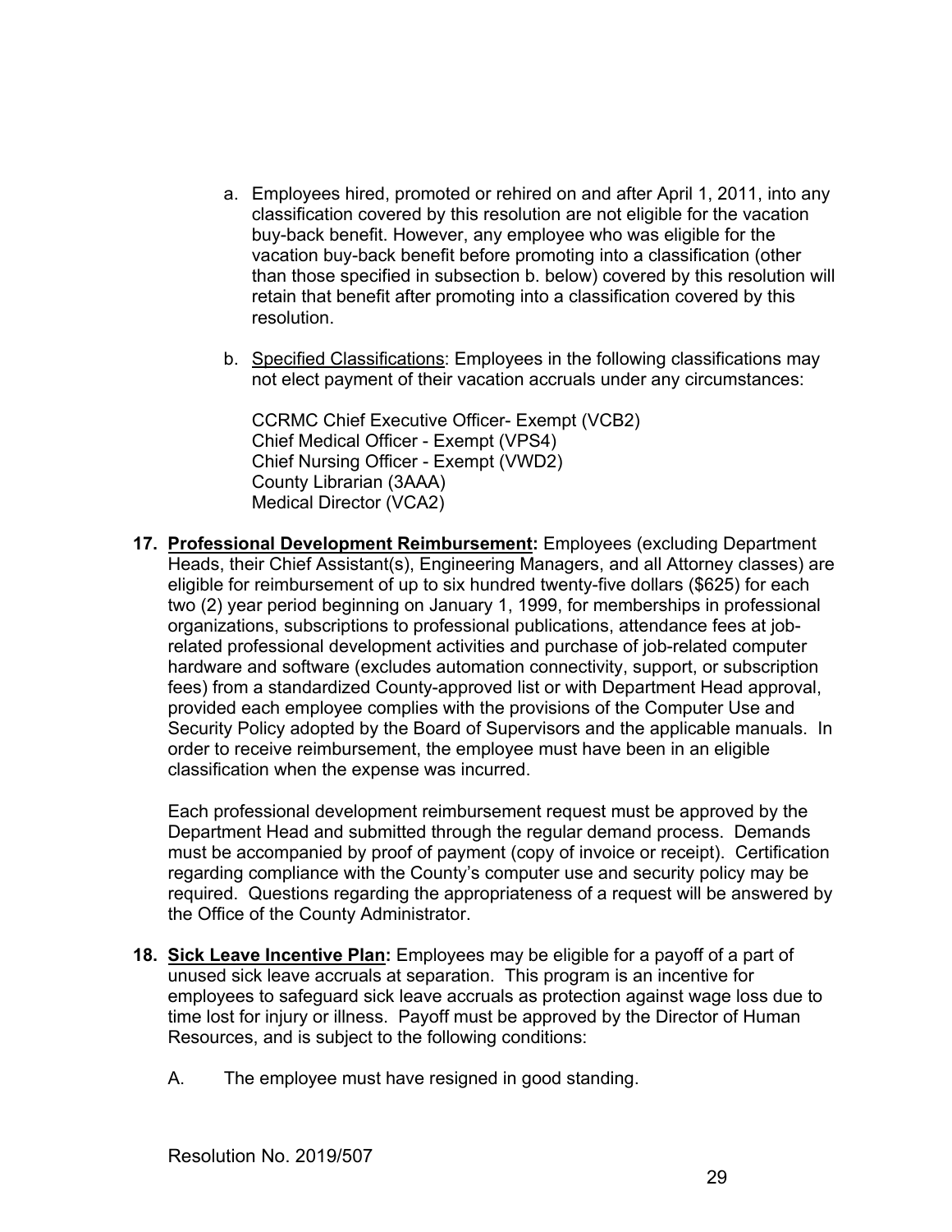a. Employees hired, promoted or rehired on and after April 1, 2011, into any classification covered by this resolution are not eligible for the vacation buy-back benefit. However, any employee who was eligible for the vacation buy-back benefit before promoting into a classification (other than those specified in subsection b. below) covered by this resolution will retain that benefit after promoting into a classification covered by this resolution.

b. Specified Classifications: Employees in the following classifications may not elect payment of their vacation accruals under any circumstances:

   CCRMC Chief Executive Officer- Exempt (VCB2)
   Chief Medical Officer - Exempt (VPS4)
   Chief Nursing Officer - Exempt (VWD2)
   County Librarian (3AAA)
   Medical Director (VCA2)

**17. Professional Development Reimbursement:** Employees (excluding Department Heads, their Chief Assistant(s), Engineering Managers, and all Attorney classes) are eligible for reimbursement of up to six hundred twenty-five dollars ($625) for each two (2) year period beginning on January 1, 1999, for memberships in professional organizations, subscriptions to professional publications, attendance fees at job-related professional development activities and purchase of job-related computer hardware and software (excludes automation connectivity, support, or subscription fees) from a standardized County-approved list or with Department Head approval, provided each employee complies with the provisions of the Computer Use and Security Policy adopted by the Board of Supervisors and the applicable manuals. In order to receive reimbursement, the employee must have been in an eligible classification when the expense was incurred.

Each professional development reimbursement request must be approved by the Department Head and submitted through the regular demand process. Demands must be accompanied by proof of payment (copy of invoice or receipt). Certification regarding compliance with the County's computer use and security policy may be required. Questions regarding the appropriateness of a request will be answered by the Office of the County Administrator.

**18. Sick Leave Incentive Plan:** Employees may be eligible for a payoff of a part of unused sick leave accruals at separation. This program is an incentive for employees to safeguard sick leave accruals as protection against wage loss due to time lost for injury or illness. Payoff must be approved by the Director of Human Resources, and is subject to the following conditions:

A. The employee must have resigned in good standing.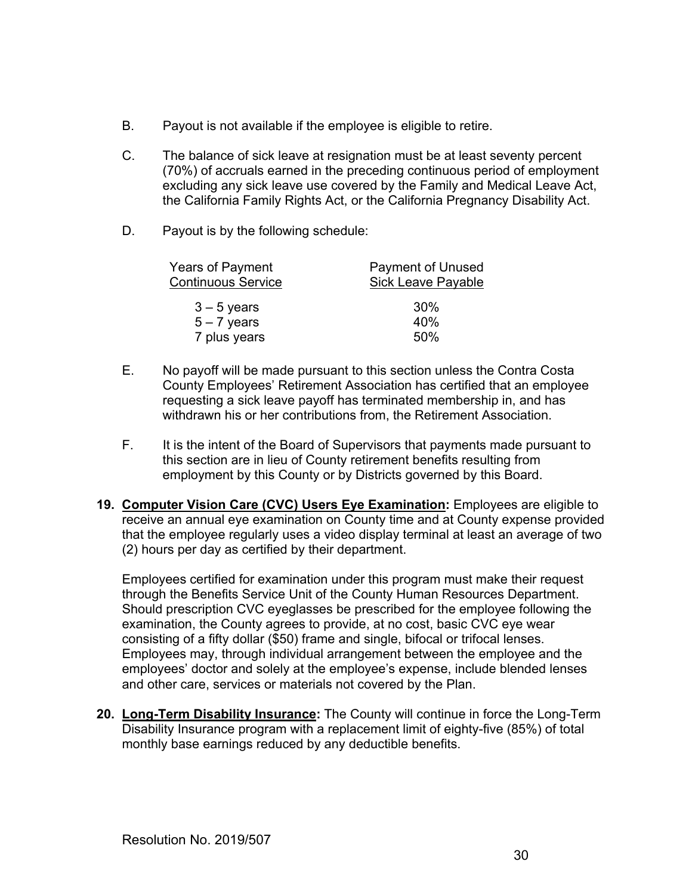B. Payout is not available if the employee is eligible to retire.

C. The balance of sick leave at resignation must be at least seventy percent (70%) of accruals earned in the preceding continuous period of employment excluding any sick leave use covered by the Family and Medical Leave Act, the California Family Rights Act, or the California Pregnancy Disability Act.

D. Payout is by the following schedule:

| Years of Payment Continuous Service | Payment of Unused Sick Leave Payable |
|---|---|
| 3 – 5 years | 30% |
| 5 – 7 years | 40% |
| 7 plus years | 50% |

E. No payoff will be made pursuant to this section unless the Contra Costa County Employees' Retirement Association has certified that an employee requesting a sick leave payoff has terminated membership in, and has withdrawn his or her contributions from, the Retirement Association.

F. It is the intent of the Board of Supervisors that payments made pursuant to this section are in lieu of County retirement benefits resulting from employment by this County or by Districts governed by this Board.

**19. Computer Vision Care (CVC) Users Eye Examination:** Employees are eligible to receive an annual eye examination on County time and at County expense provided that the employee regularly uses a video display terminal at least an average of two (2) hours per day as certified by their department.

Employees certified for examination under this program must make their request through the Benefits Service Unit of the County Human Resources Department. Should prescription CVC eyeglasses be prescribed for the employee following the examination, the County agrees to provide, at no cost, basic CVC eye wear consisting of a fifty dollar ($50) frame and single, bifocal or trifocal lenses. Employees may, through individual arrangement between the employee and the employees' doctor and solely at the employee's expense, include blended lenses and other care, services or materials not covered by the Plan.

**20. Long-Term Disability Insurance:** The County will continue in force the Long-Term Disability Insurance program with a replacement limit of eighty-five (85%) of total monthly base earnings reduced by any deductible benefits.

Resolution No. 2019/507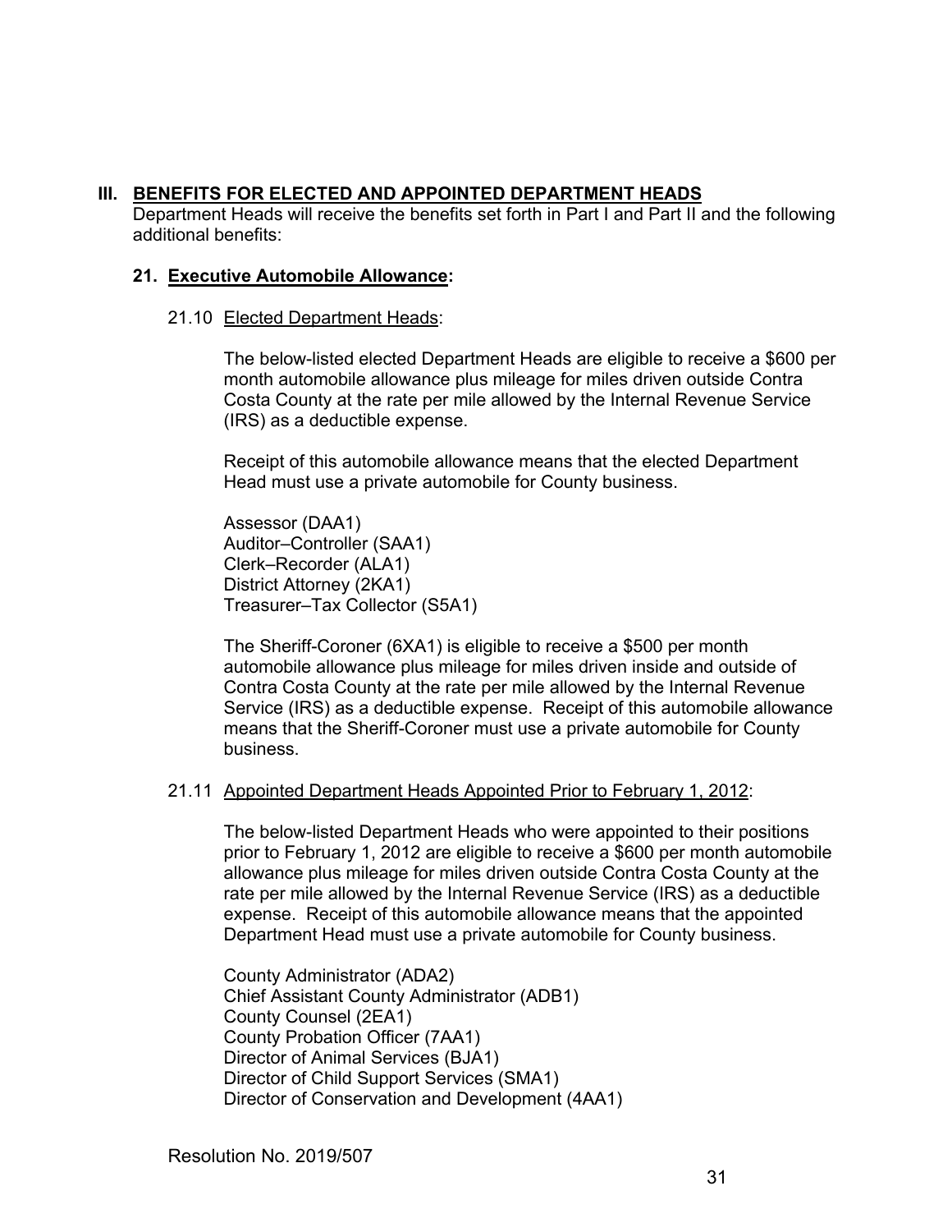## III. BENEFITS FOR ELECTED AND APPOINTED DEPARTMENT HEADS

Department Heads will receive the benefits set forth in Part I and Part II and the following additional benefits:

### 21. Executive Automobile Allowance:

21.10 Elected Department Heads:

The below-listed elected Department Heads are eligible to receive a $600 per month automobile allowance plus mileage for miles driven outside Contra Costa County at the rate per mile allowed by the Internal Revenue Service (IRS) as a deductible expense.

Receipt of this automobile allowance means that the elected Department Head must use a private automobile for County business.

Assessor (DAA1)
Auditor–Controller (SAA1)
Clerk–Recorder (ALA1)
District Attorney (2KA1)
Treasurer–Tax Collector (S5A1)

The Sheriff-Coroner (6XA1) is eligible to receive a $500 per month automobile allowance plus mileage for miles driven inside and outside of Contra Costa County at the rate per mile allowed by the Internal Revenue Service (IRS) as a deductible expense. Receipt of this automobile allowance means that the Sheriff-Coroner must use a private automobile for County business.

21.11 Appointed Department Heads Appointed Prior to February 1, 2012:

The below-listed Department Heads who were appointed to their positions prior to February 1, 2012 are eligible to receive a $600 per month automobile allowance plus mileage for miles driven outside Contra Costa County at the rate per mile allowed by the Internal Revenue Service (IRS) as a deductible expense. Receipt of this automobile allowance means that the appointed Department Head must use a private automobile for County business.

County Administrator (ADA2)
Chief Assistant County Administrator (ADB1)
County Counsel (2EA1)
County Probation Officer (7AA1)
Director of Animal Services (BJA1)
Director of Child Support Services (SMA1)
Director of Conservation and Development (4AA1)

Resolution No. 2019/507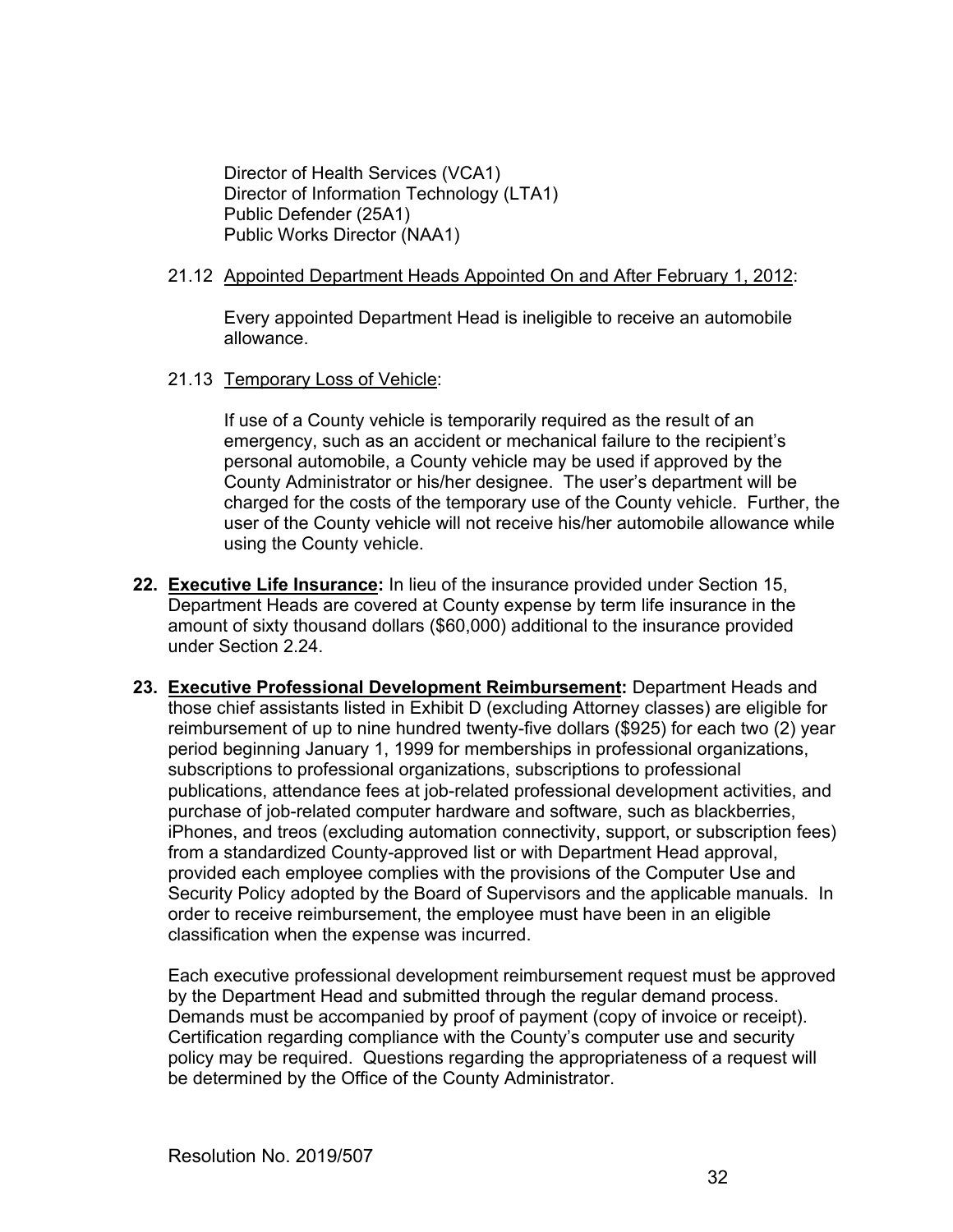Director of Health Services (VCA1)
Director of Information Technology (LTA1)
Public Defender (25A1)
Public Works Director (NAA1)

21.12 <u>Appointed Department Heads Appointed On and After February 1, 2012</u>:

Every appointed Department Head is ineligible to receive an automobile allowance.

21.13 <u>Temporary Loss of Vehicle</u>:

If use of a County vehicle is temporarily required as the result of an emergency, such as an accident or mechanical failure to the recipient's personal automobile, a County vehicle may be used if approved by the County Administrator or his/her designee. The user's department will be charged for the costs of the temporary use of the County vehicle. Further, the user of the County vehicle will not receive his/her automobile allowance while using the County vehicle.

**22. <u>Executive Life Insurance</u>:** In lieu of the insurance provided under Section 15, Department Heads are covered at County expense by term life insurance in the amount of sixty thousand dollars ($60,000) additional to the insurance provided under Section 2.24.

**23. <u>Executive Professional Development Reimbursement</u>:** Department Heads and those chief assistants listed in Exhibit D (excluding Attorney classes) are eligible for reimbursement of up to nine hundred twenty-five dollars ($925) for each two (2) year period beginning January 1, 1999 for memberships in professional organizations, subscriptions to professional organizations, subscriptions to professional publications, attendance fees at job-related professional development activities, and purchase of job-related computer hardware and software, such as blackberries, iPhones, and treos (excluding automation connectivity, support, or subscription fees) from a standardized County-approved list or with Department Head approval, provided each employee complies with the provisions of the Computer Use and Security Policy adopted by the Board of Supervisors and the applicable manuals. In order to receive reimbursement, the employee must have been in an eligible classification when the expense was incurred.

Each executive professional development reimbursement request must be approved by the Department Head and submitted through the regular demand process. Demands must be accompanied by proof of payment (copy of invoice or receipt). Certification regarding compliance with the County's computer use and security policy may be required. Questions regarding the appropriateness of a request will be determined by the Office of the County Administrator.

Resolution No. 2019/507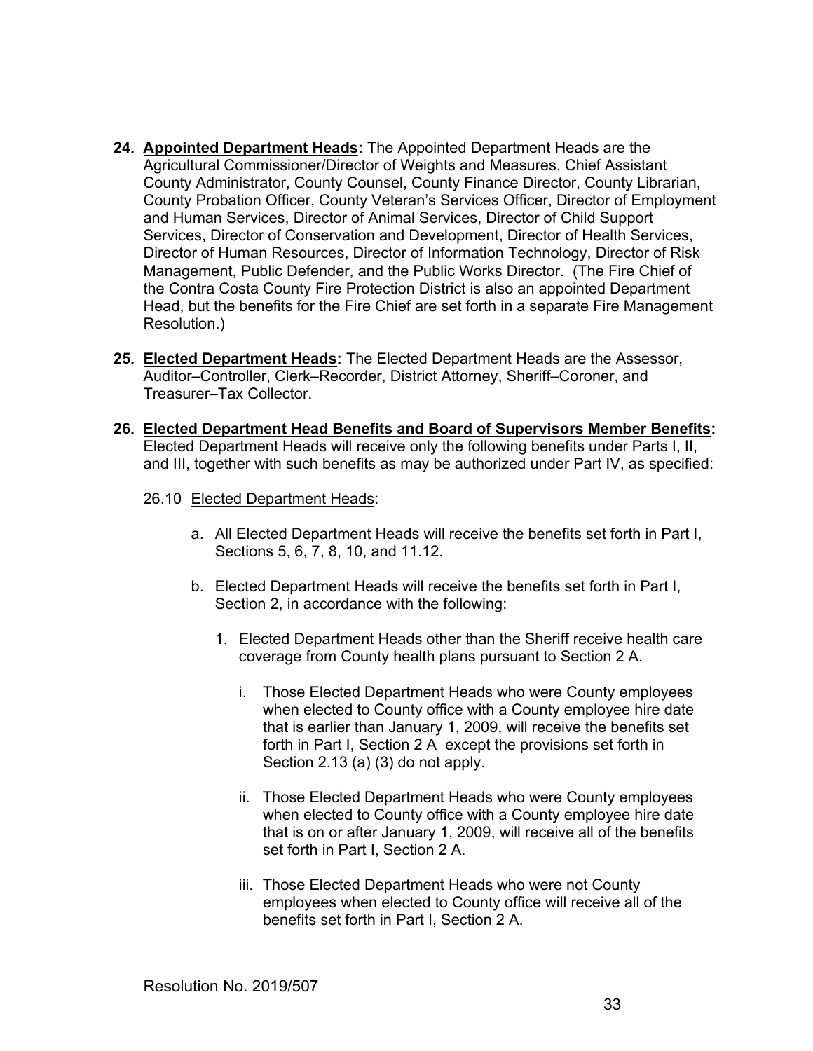24. **Appointed Department Heads:** The Appointed Department Heads are the Agricultural Commissioner/Director of Weights and Measures, Chief Assistant County Administrator, County Counsel, County Finance Director, County Librarian, County Probation Officer, County Veteran's Services Officer, Director of Employment and Human Services, Director of Animal Services, Director of Child Support Services, Director of Conservation and Development, Director of Health Services, Director of Human Resources, Director of Information Technology, Director of Risk Management, Public Defender, and the Public Works Director. (The Fire Chief of the Contra Costa County Fire Protection District is also an appointed Department Head, but the benefits for the Fire Chief are set forth in a separate Fire Management Resolution.)

25. **Elected Department Heads:** The Elected Department Heads are the Assessor, Auditor–Controller, Clerk–Recorder, District Attorney, Sheriff–Coroner, and Treasurer–Tax Collector.

26. **Elected Department Head Benefits and Board of Supervisors Member Benefits:** Elected Department Heads will receive only the following benefits under Parts I, II, and III, together with such benefits as may be authorized under Part IV, as specified:

    26.10 Elected Department Heads:

    a. All Elected Department Heads will receive the benefits set forth in Part I, Sections 5, 6, 7, 8, 10, and 11.12.

    b. Elected Department Heads will receive the benefits set forth in Part I, Section 2, in accordance with the following:

        1. Elected Department Heads other than the Sheriff receive health care coverage from County health plans pursuant to Section 2 A.

            i. Those Elected Department Heads who were County employees when elected to County office with a County employee hire date that is earlier than January 1, 2009, will receive the benefits set forth in Part I, Section 2 A except the provisions set forth in Section 2.13 (a) (3) do not apply.

            ii. Those Elected Department Heads who were County employees when elected to County office with a County employee hire date that is on or after January 1, 2009, will receive all of the benefits set forth in Part I, Section 2 A.

            iii. Those Elected Department Heads who were not County employees when elected to County office will receive all of the benefits set forth in Part I, Section 2 A.

Resolution No. 2019/507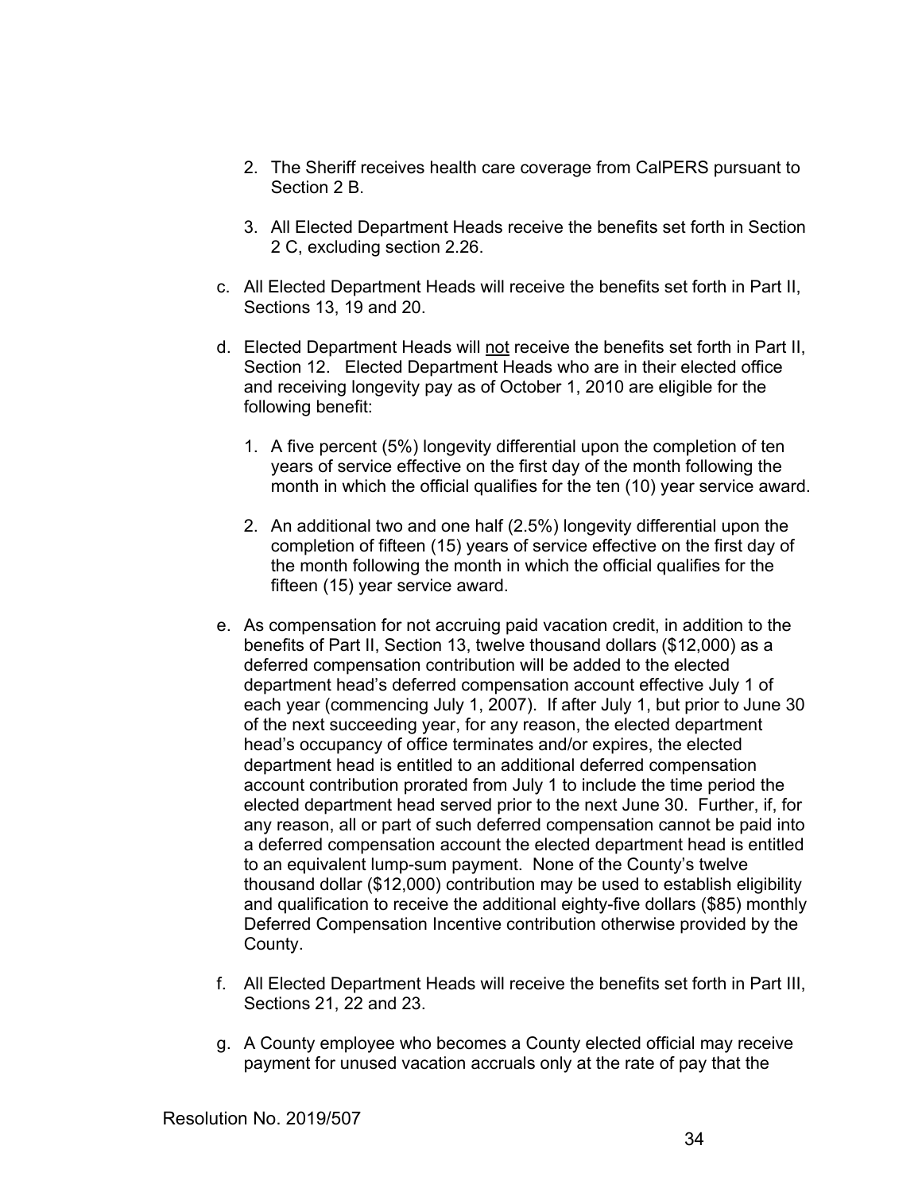2. The Sheriff receives health care coverage from CalPERS pursuant to Section 2 B.

3. All Elected Department Heads receive the benefits set forth in Section 2 C, excluding section 2.26.

c. All Elected Department Heads will receive the benefits set forth in Part II, Sections 13, 19 and 20.

d. Elected Department Heads will <u>not</u> receive the benefits set forth in Part II, Section 12. Elected Department Heads who are in their elected office and receiving longevity pay as of October 1, 2010 are eligible for the following benefit:

   1. A five percent (5%) longevity differential upon the completion of ten years of service effective on the first day of the month following the month in which the official qualifies for the ten (10) year service award.

   2. An additional two and one half (2.5%) longevity differential upon the completion of fifteen (15) years of service effective on the first day of the month following the month in which the official qualifies for the fifteen (15) year service award.

e. As compensation for not accruing paid vacation credit, in addition to the benefits of Part II, Section 13, twelve thousand dollars ($12,000) as a deferred compensation contribution will be added to the elected department head's deferred compensation account effective July 1 of each year (commencing July 1, 2007). If after July 1, but prior to June 30 of the next succeeding year, for any reason, the elected department head's occupancy of office terminates and/or expires, the elected department head is entitled to an additional deferred compensation account contribution prorated from July 1 to include the time period the elected department head served prior to the next June 30. Further, if, for any reason, all or part of such deferred compensation cannot be paid into a deferred compensation account the elected department head is entitled to an equivalent lump-sum payment. None of the County's twelve thousand dollar ($12,000) contribution may be used to establish eligibility and qualification to receive the additional eighty-five dollars ($85) monthly Deferred Compensation Incentive contribution otherwise provided by the County.

f. All Elected Department Heads will receive the benefits set forth in Part III, Sections 21, 22 and 23.

g. A County employee who becomes a County elected official may receive payment for unused vacation accruals only at the rate of pay that the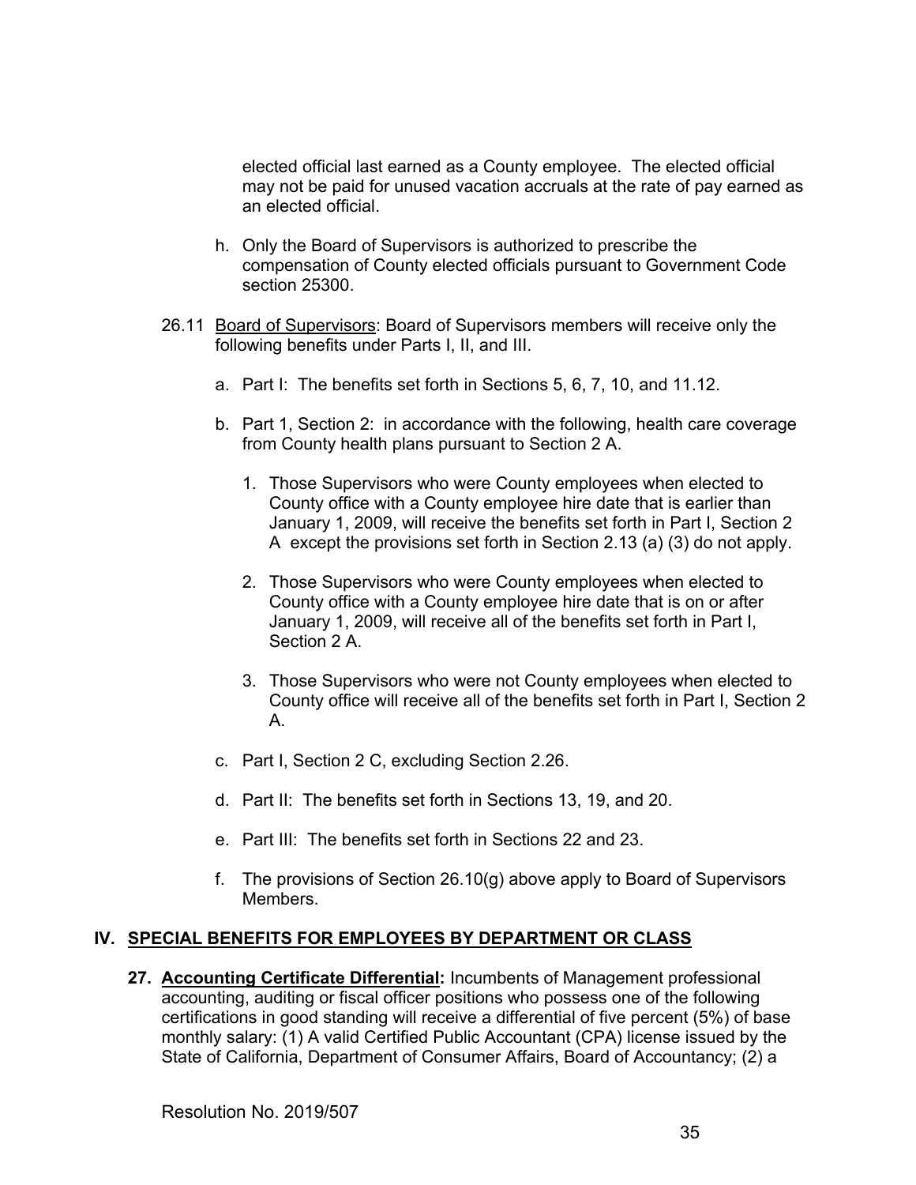elected official last earned as a County employee. The elected official may not be paid for unused vacation accruals at the rate of pay earned as an elected official.

h. Only the Board of Supervisors is authorized to prescribe the compensation of County elected officials pursuant to Government Code section 25300.

26.11 Board of Supervisors: Board of Supervisors members will receive only the following benefits under Parts I, II, and III.

a. Part I: The benefits set forth in Sections 5, 6, 7, 10, and 11.12.

b. Part 1, Section 2: in accordance with the following, health care coverage from County health plans pursuant to Section 2 A.

1. Those Supervisors who were County employees when elected to County office with a County employee hire date that is earlier than January 1, 2009, will receive the benefits set forth in Part I, Section 2 A except the provisions set forth in Section 2.13 (a) (3) do not apply.

2. Those Supervisors who were County employees when elected to County office with a County employee hire date that is on or after January 1, 2009, will receive all of the benefits set forth in Part I, Section 2 A.

3. Those Supervisors who were not County employees when elected to County office will receive all of the benefits set forth in Part I, Section 2 A.

c. Part I, Section 2 C, excluding Section 2.26.

d. Part II: The benefits set forth in Sections 13, 19, and 20.

e. Part III: The benefits set forth in Sections 22 and 23.

f. The provisions of Section 26.10(g) above apply to Board of Supervisors Members.

## IV. SPECIAL BENEFITS FOR EMPLOYEES BY DEPARTMENT OR CLASS

**27. Accounting Certificate Differential:** Incumbents of Management professional accounting, auditing or fiscal officer positions who possess one of the following certifications in good standing will receive a differential of five percent (5%) of base monthly salary: (1) A valid Certified Public Accountant (CPA) license issued by the State of California, Department of Consumer Affairs, Board of Accountancy; (2) a

Resolution No. 2019/507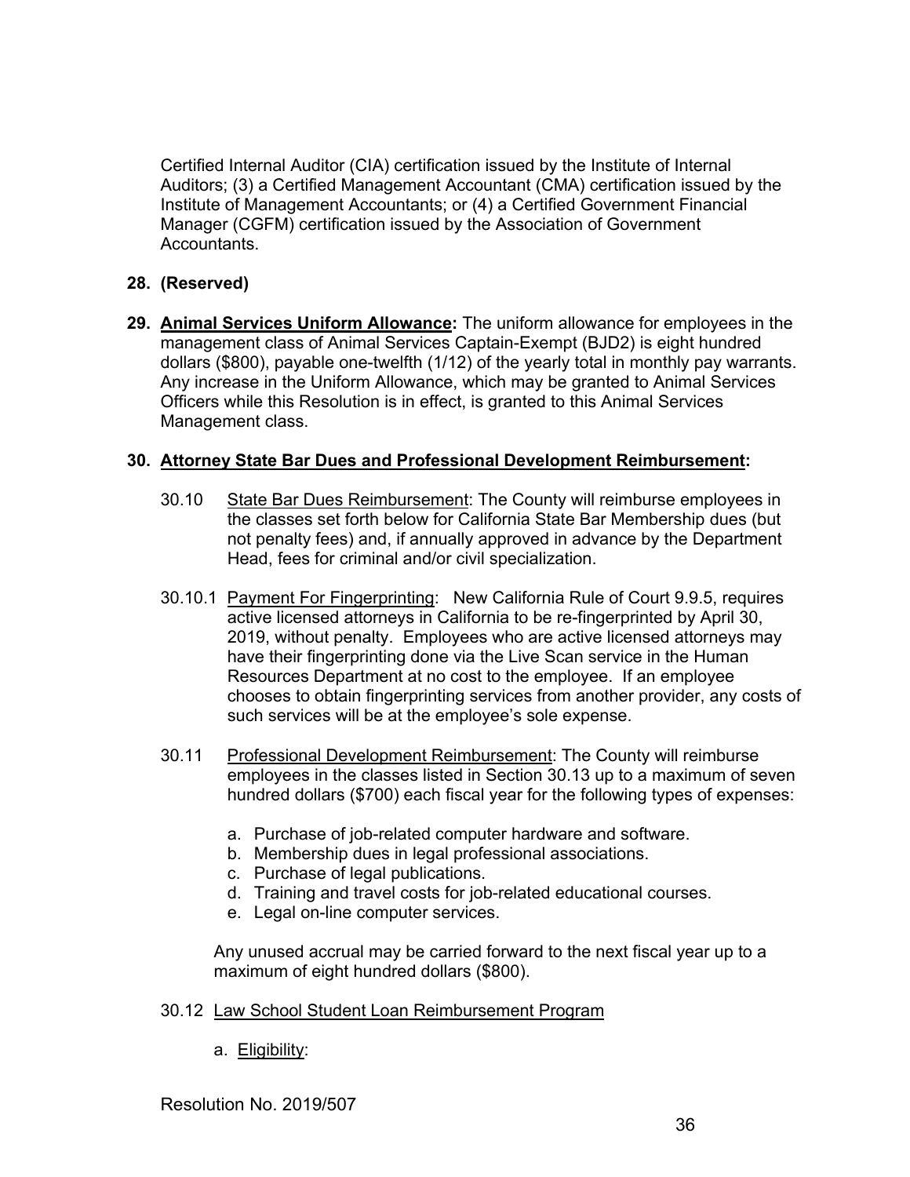Certified Internal Auditor (CIA) certification issued by the Institute of Internal Auditors; (3) a Certified Management Accountant (CMA) certification issued by the Institute of Management Accountants; or (4) a Certified Government Financial Manager (CGFM) certification issued by the Association of Government Accountants.

**28. (Reserved)**

**29. <u>Animal Services Uniform Allowance</u>:** The uniform allowance for employees in the management class of Animal Services Captain-Exempt (BJD2) is eight hundred dollars ($800), payable one-twelfth (1/12) of the yearly total in monthly pay warrants. Any increase in the Uniform Allowance, which may be granted to Animal Services Officers while this Resolution is in effect, is granted to this Animal Services Management class.

**30. <u>Attorney State Bar Dues and Professional Development Reimbursement</u>:**

30.10 <u>State Bar Dues Reimbursement</u>: The County will reimburse employees in the classes set forth below for California State Bar Membership dues (but not penalty fees) and, if annually approved in advance by the Department Head, fees for criminal and/or civil specialization.

30.10.1 <u>Payment For Fingerprinting</u>: New California Rule of Court 9.9.5, requires active licensed attorneys in California to be re-fingerprinted by April 30, 2019, without penalty. Employees who are active licensed attorneys may have their fingerprinting done via the Live Scan service in the Human Resources Department at no cost to the employee. If an employee chooses to obtain fingerprinting services from another provider, any costs of such services will be at the employee's sole expense.

30.11 <u>Professional Development Reimbursement</u>: The County will reimburse employees in the classes listed in Section 30.13 up to a maximum of seven hundred dollars ($700) each fiscal year for the following types of expenses:

a. Purchase of job-related computer hardware and software.
b. Membership dues in legal professional associations.
c. Purchase of legal publications.
d. Training and travel costs for job-related educational courses.
e. Legal on-line computer services.

Any unused accrual may be carried forward to the next fiscal year up to a maximum of eight hundred dollars ($800).

30.12 <u>Law School Student Loan Reimbursement Program</u>

a. <u>Eligibility</u>: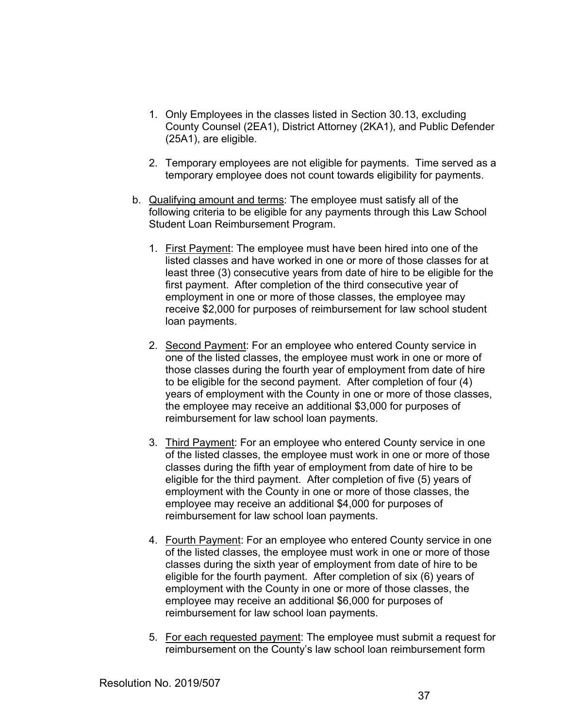1. Only Employees in the classes listed in Section 30.13, excluding County Counsel (2EA1), District Attorney (2KA1), and Public Defender (25A1), are eligible.

2. Temporary employees are not eligible for payments. Time served as a temporary employee does not count towards eligibility for payments.

b. Qualifying amount and terms: The employee must satisfy all of the following criteria to be eligible for any payments through this Law School Student Loan Reimbursement Program.

   1. First Payment: The employee must have been hired into one of the listed classes and have worked in one or more of those classes for at least three (3) consecutive years from date of hire to be eligible for the first payment. After completion of the third consecutive year of employment in one or more of those classes, the employee may receive $2,000 for purposes of reimbursement for law school student loan payments.

   2. Second Payment: For an employee who entered County service in one of the listed classes, the employee must work in one or more of those classes during the fourth year of employment from date of hire to be eligible for the second payment. After completion of four (4) years of employment with the County in one or more of those classes, the employee may receive an additional $3,000 for purposes of reimbursement for law school loan payments.

   3. Third Payment: For an employee who entered County service in one of the listed classes, the employee must work in one or more of those classes during the fifth year of employment from date of hire to be eligible for the third payment. After completion of five (5) years of employment with the County in one or more of those classes, the employee may receive an additional $4,000 for purposes of reimbursement for law school loan payments.

   4. Fourth Payment: For an employee who entered County service in one of the listed classes, the employee must work in one or more of those classes during the sixth year of employment from date of hire to be eligible for the fourth payment. After completion of six (6) years of employment with the County in one or more of those classes, the employee may receive an additional $6,000 for purposes of reimbursement for law school loan payments.

   5. For each requested payment: The employee must submit a request for reimbursement on the County's law school loan reimbursement form

Resolution No. 2019/507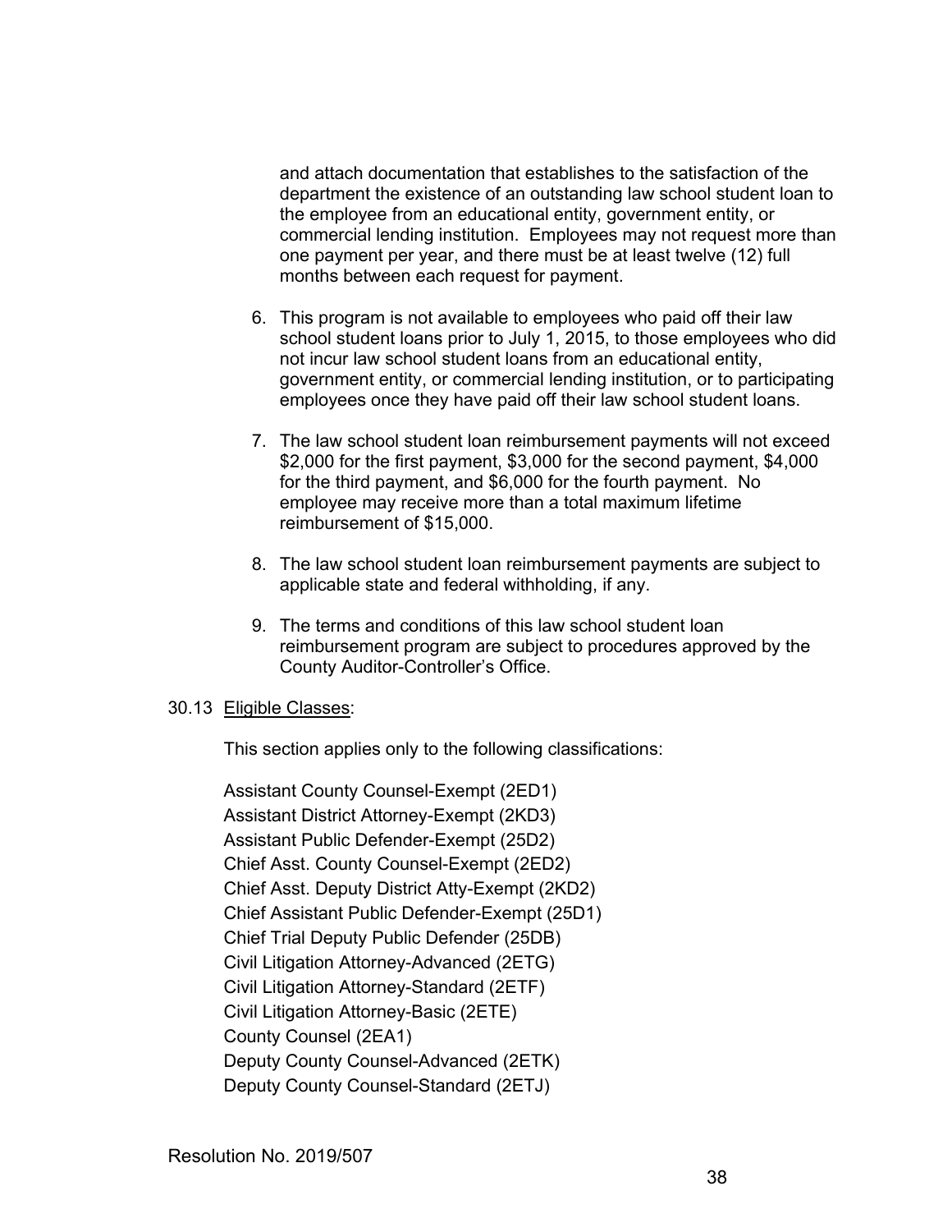and attach documentation that establishes to the satisfaction of the department the existence of an outstanding law school student loan to the employee from an educational entity, government entity, or commercial lending institution. Employees may not request more than one payment per year, and there must be at least twelve (12) full months between each request for payment.

6. This program is not available to employees who paid off their law school student loans prior to July 1, 2015, to those employees who did not incur law school student loans from an educational entity, government entity, or commercial lending institution, or to participating employees once they have paid off their law school student loans.

7. The law school student loan reimbursement payments will not exceed \$2,000 for the first payment, \$3,000 for the second payment, \$4,000 for the third payment, and \$6,000 for the fourth payment. No employee may receive more than a total maximum lifetime reimbursement of \$15,000.

8. The law school student loan reimbursement payments are subject to applicable state and federal withholding, if any.

9. The terms and conditions of this law school student loan reimbursement program are subject to procedures approved by the County Auditor-Controller's Office.

30.13 <u>Eligible Classes</u>:

This section applies only to the following classifications:

Assistant County Counsel-Exempt (2ED1)
Assistant District Attorney-Exempt (2KD3)
Assistant Public Defender-Exempt (25D2)
Chief Asst. County Counsel-Exempt (2ED2)
Chief Asst. Deputy District Atty-Exempt (2KD2)
Chief Assistant Public Defender-Exempt (25D1)
Chief Trial Deputy Public Defender (25DB)
Civil Litigation Attorney-Advanced (2ETG)
Civil Litigation Attorney-Standard (2ETF)
Civil Litigation Attorney-Basic (2ETE)
County Counsel (2EA1)
Deputy County Counsel-Advanced (2ETK)
Deputy County Counsel-Standard (2ETJ)

Resolution No. 2019/507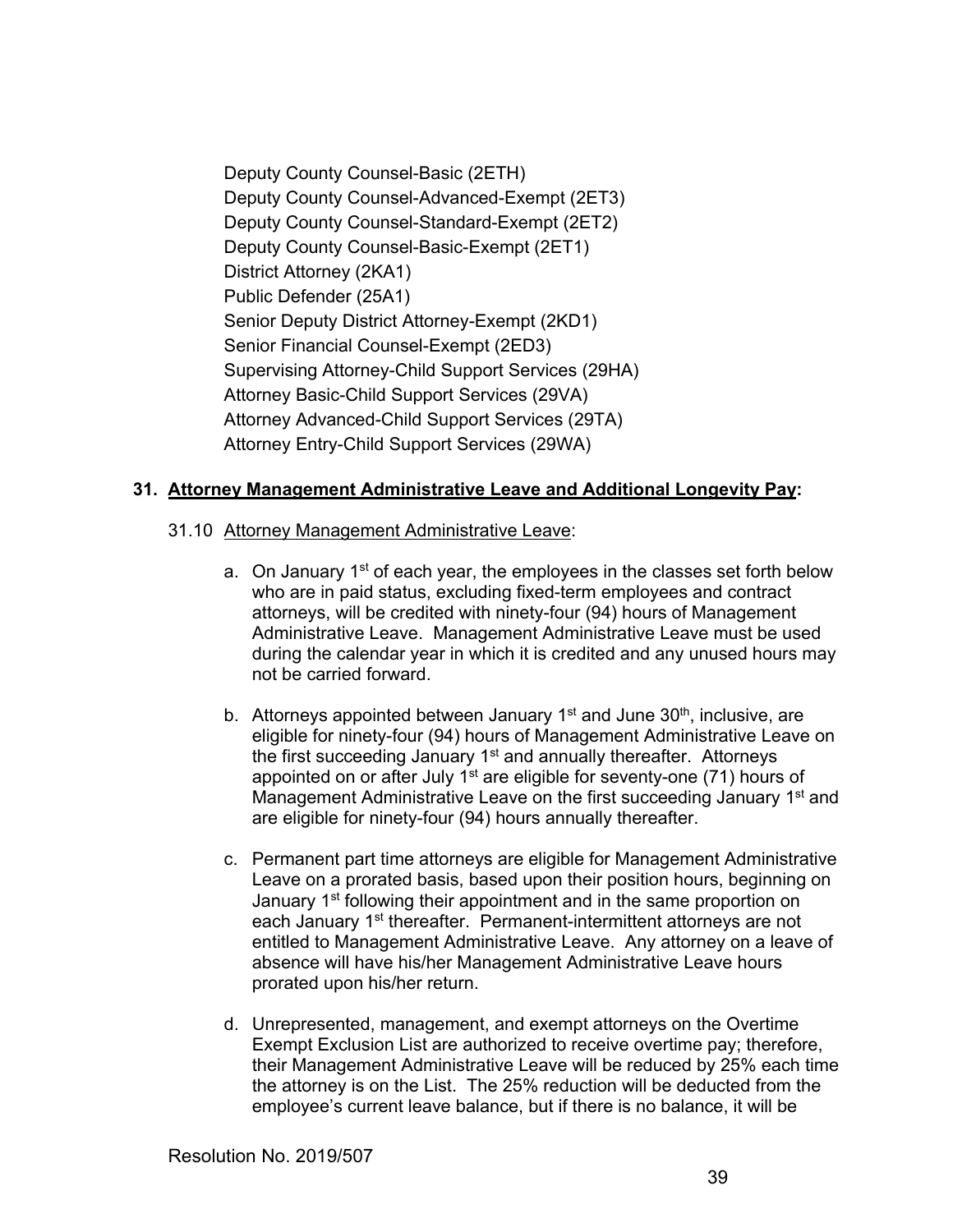Deputy County Counsel-Basic (2ETH)
Deputy County Counsel-Advanced-Exempt (2ET3)
Deputy County Counsel-Standard-Exempt (2ET2)
Deputy County Counsel-Basic-Exempt (2ET1)
District Attorney (2KA1)
Public Defender (25A1)
Senior Deputy District Attorney-Exempt (2KD1)
Senior Financial Counsel-Exempt (2ED3)
Supervising Attorney-Child Support Services (29HA)
Attorney Basic-Child Support Services (29VA)
Attorney Advanced-Child Support Services (29TA)
Attorney Entry-Child Support Services (29WA)

**31. Attorney Management Administrative Leave and Additional Longevity Pay:**

31.10 Attorney Management Administrative Leave:

a. On January 1st of each year, the employees in the classes set forth below who are in paid status, excluding fixed-term employees and contract attorneys, will be credited with ninety-four (94) hours of Management Administrative Leave. Management Administrative Leave must be used during the calendar year in which it is credited and any unused hours may not be carried forward.

b. Attorneys appointed between January 1st and June 30th, inclusive, are eligible for ninety-four (94) hours of Management Administrative Leave on the first succeeding January 1st and annually thereafter. Attorneys appointed on or after July 1st are eligible for seventy-one (71) hours of Management Administrative Leave on the first succeeding January 1st and are eligible for ninety-four (94) hours annually thereafter.

c. Permanent part time attorneys are eligible for Management Administrative Leave on a prorated basis, based upon their position hours, beginning on January 1st following their appointment and in the same proportion on each January 1st thereafter. Permanent-intermittent attorneys are not entitled to Management Administrative Leave. Any attorney on a leave of absence will have his/her Management Administrative Leave hours prorated upon his/her return.

d. Unrepresented, management, and exempt attorneys on the Overtime Exempt Exclusion List are authorized to receive overtime pay; therefore, their Management Administrative Leave will be reduced by 25% each time the attorney is on the List. The 25% reduction will be deducted from the employee's current leave balance, but if there is no balance, it will be

Resolution No. 2019/507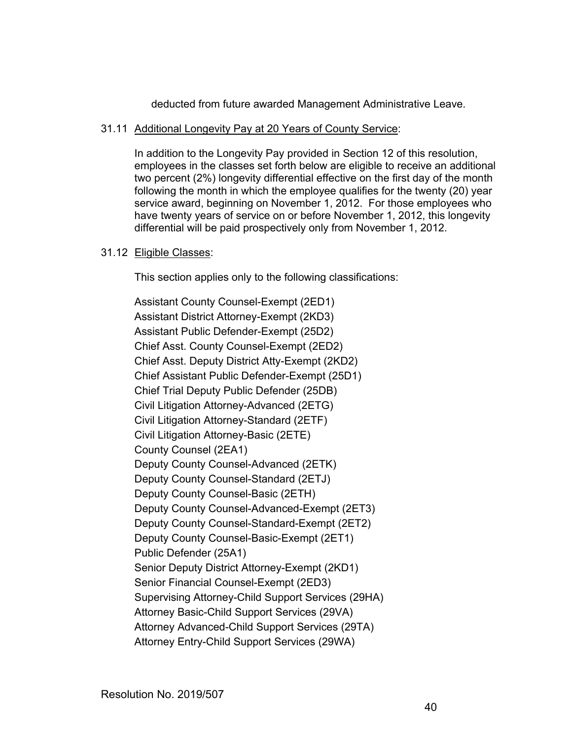deducted from future awarded Management Administrative Leave.

31.11 <u>Additional Longevity Pay at 20 Years of County Service</u>:

In addition to the Longevity Pay provided in Section 12 of this resolution, employees in the classes set forth below are eligible to receive an additional two percent (2%) longevity differential effective on the first day of the month following the month in which the employee qualifies for the twenty (20) year service award, beginning on November 1, 2012. For those employees who have twenty years of service on or before November 1, 2012, this longevity differential will be paid prospectively only from November 1, 2012.

31.12 <u>Eligible Classes</u>:

This section applies only to the following classifications:

Assistant County Counsel-Exempt (2ED1)
Assistant District Attorney-Exempt (2KD3)
Assistant Public Defender-Exempt (25D2)
Chief Asst. County Counsel-Exempt (2ED2)
Chief Asst. Deputy District Atty-Exempt (2KD2)
Chief Assistant Public Defender-Exempt (25D1)
Chief Trial Deputy Public Defender (25DB)
Civil Litigation Attorney-Advanced (2ETG)
Civil Litigation Attorney-Standard (2ETF)
Civil Litigation Attorney-Basic (2ETE)
County Counsel (2EA1)
Deputy County Counsel-Advanced (2ETK)
Deputy County Counsel-Standard (2ETJ)
Deputy County Counsel-Basic (2ETH)
Deputy County Counsel-Advanced-Exempt (2ET3)
Deputy County Counsel-Standard-Exempt (2ET2)
Deputy County Counsel-Basic-Exempt (2ET1)
Public Defender (25A1)
Senior Deputy District Attorney-Exempt (2KD1)
Senior Financial Counsel-Exempt (2ED3)
Supervising Attorney-Child Support Services (29HA)
Attorney Basic-Child Support Services (29VA)
Attorney Advanced-Child Support Services (29TA)
Attorney Entry-Child Support Services (29WA)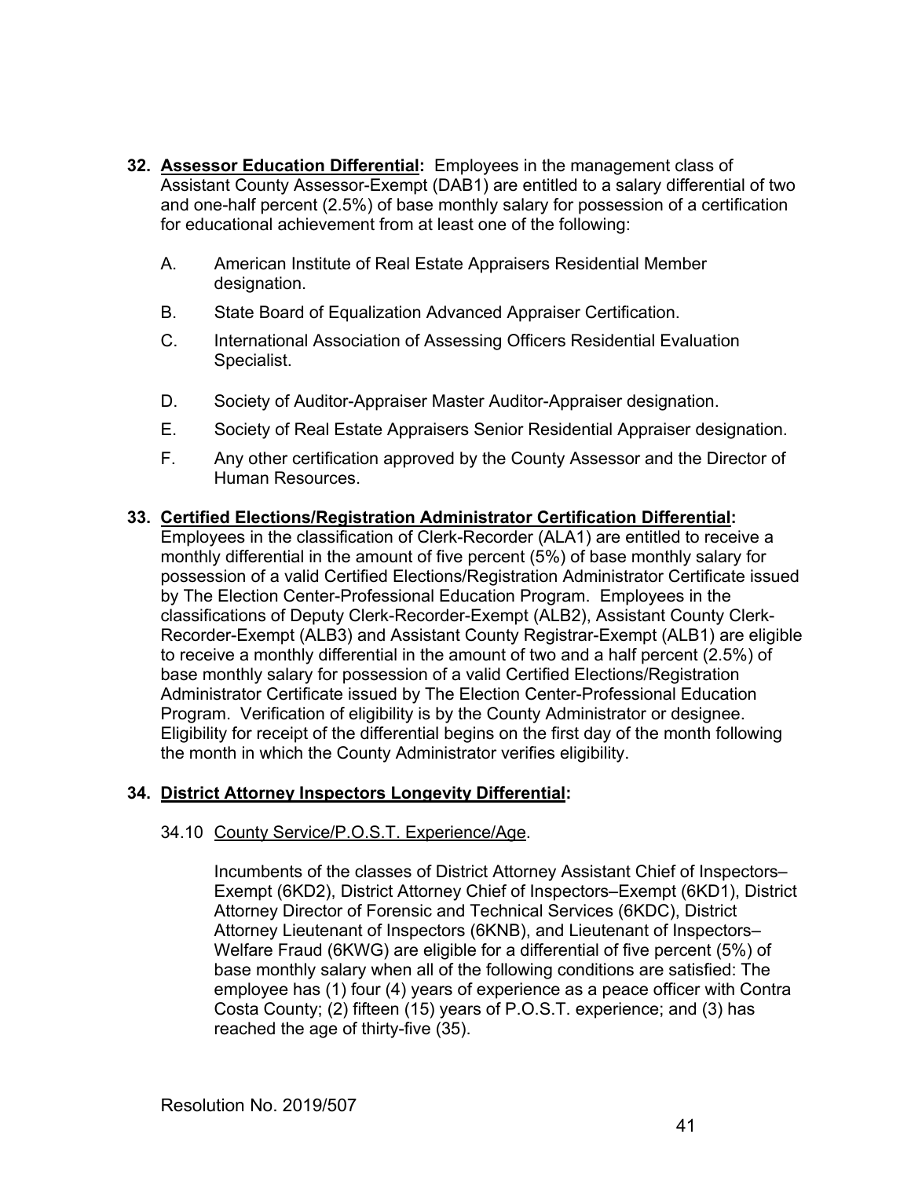**32. <u>Assessor Education Differential</u>:** Employees in the management class of Assistant County Assessor-Exempt (DAB1) are entitled to a salary differential of two and one-half percent (2.5%) of base monthly salary for possession of a certification for educational achievement from at least one of the following:

A. American Institute of Real Estate Appraisers Residential Member designation.

B. State Board of Equalization Advanced Appraiser Certification.

C. International Association of Assessing Officers Residential Evaluation Specialist.

D. Society of Auditor-Appraiser Master Auditor-Appraiser designation.

E. Society of Real Estate Appraisers Senior Residential Appraiser designation.

F. Any other certification approved by the County Assessor and the Director of Human Resources.

**33. <u>Certified Elections/Registration Administrator Certification Differential</u>:** Employees in the classification of Clerk-Recorder (ALA1) are entitled to receive a monthly differential in the amount of five percent (5%) of base monthly salary for possession of a valid Certified Elections/Registration Administrator Certificate issued by The Election Center-Professional Education Program. Employees in the classifications of Deputy Clerk-Recorder-Exempt (ALB2), Assistant County Clerk-Recorder-Exempt (ALB3) and Assistant County Registrar-Exempt (ALB1) are eligible to receive a monthly differential in the amount of two and a half percent (2.5%) of base monthly salary for possession of a valid Certified Elections/Registration Administrator Certificate issued by The Election Center-Professional Education Program. Verification of eligibility is by the County Administrator or designee. Eligibility for receipt of the differential begins on the first day of the month following the month in which the County Administrator verifies eligibility.

**34. <u>District Attorney Inspectors Longevity Differential</u>:**

34.10 <u>County Service/P.O.S.T. Experience/Age</u>.

Incumbents of the classes of District Attorney Assistant Chief of Inspectors–Exempt (6KD2), District Attorney Chief of Inspectors–Exempt (6KD1), District Attorney Director of Forensic and Technical Services (6KDC), District Attorney Lieutenant of Inspectors (6KNB), and Lieutenant of Inspectors–Welfare Fraud (6KWG) are eligible for a differential of five percent (5%) of base monthly salary when all of the following conditions are satisfied: The employee has (1) four (4) years of experience as a peace officer with Contra Costa County; (2) fifteen (15) years of P.O.S.T. experience; and (3) has reached the age of thirty-five (35).

Resolution No. 2019/507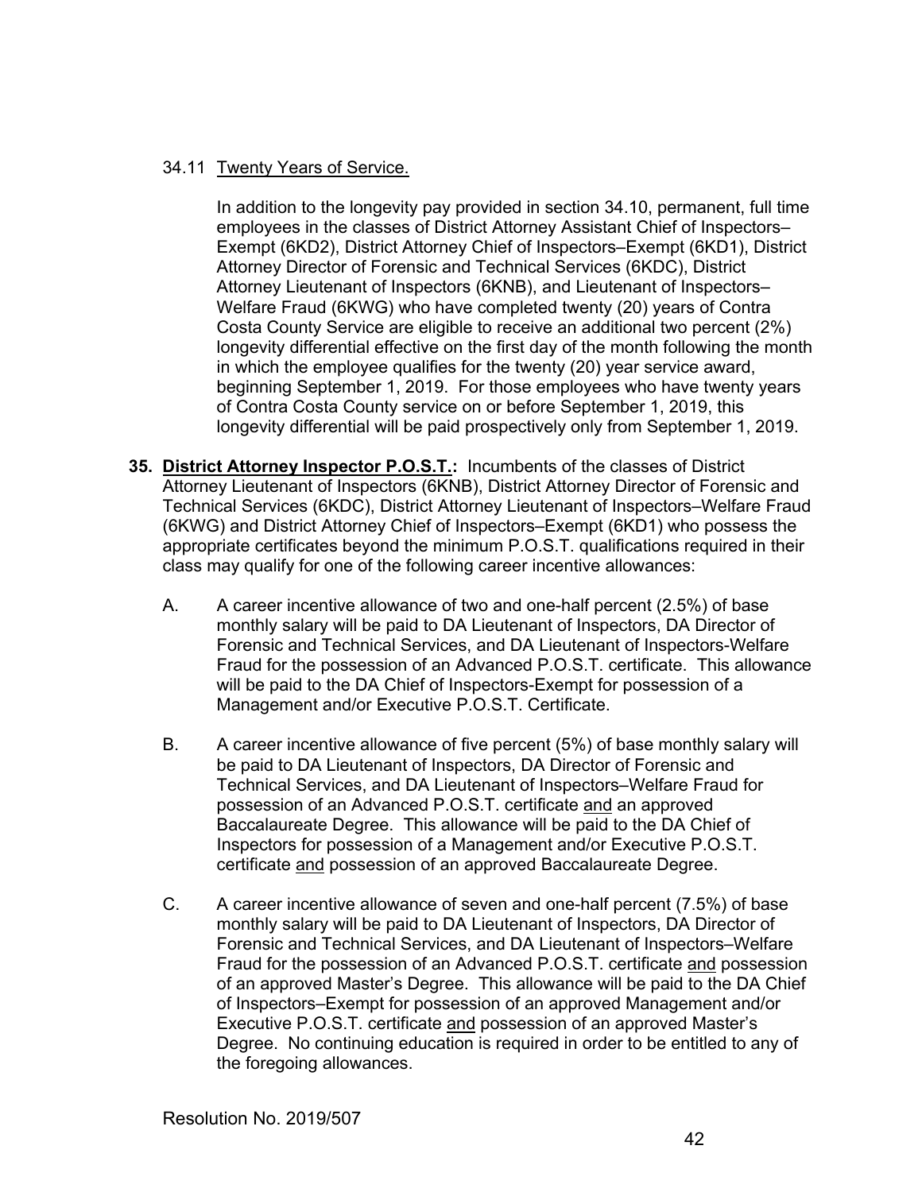34.11 Twenty Years of Service.

In addition to the longevity pay provided in section 34.10, permanent, full time employees in the classes of District Attorney Assistant Chief of Inspectors–Exempt (6KD2), District Attorney Chief of Inspectors–Exempt (6KD1), District Attorney Director of Forensic and Technical Services (6KDC), District Attorney Lieutenant of Inspectors (6KNB), and Lieutenant of Inspectors–Welfare Fraud (6KWG) who have completed twenty (20) years of Contra Costa County Service are eligible to receive an additional two percent (2%) longevity differential effective on the first day of the month following the month in which the employee qualifies for the twenty (20) year service award, beginning September 1, 2019. For those employees who have twenty years of Contra Costa County service on or before September 1, 2019, this longevity differential will be paid prospectively only from September 1, 2019.

**35. District Attorney Inspector P.O.S.T.:** Incumbents of the classes of District Attorney Lieutenant of Inspectors (6KNB), District Attorney Director of Forensic and Technical Services (6KDC), District Attorney Lieutenant of Inspectors–Welfare Fraud (6KWG) and District Attorney Chief of Inspectors–Exempt (6KD1) who possess the appropriate certificates beyond the minimum P.O.S.T. qualifications required in their class may qualify for one of the following career incentive allowances:

A. A career incentive allowance of two and one-half percent (2.5%) of base monthly salary will be paid to DA Lieutenant of Inspectors, DA Director of Forensic and Technical Services, and DA Lieutenant of Inspectors-Welfare Fraud for the possession of an Advanced P.O.S.T. certificate. This allowance will be paid to the DA Chief of Inspectors-Exempt for possession of a Management and/or Executive P.O.S.T. Certificate.

B. A career incentive allowance of five percent (5%) of base monthly salary will be paid to DA Lieutenant of Inspectors, DA Director of Forensic and Technical Services, and DA Lieutenant of Inspectors–Welfare Fraud for possession of an Advanced P.O.S.T. certificate and an approved Baccalaureate Degree. This allowance will be paid to the DA Chief of Inspectors for possession of a Management and/or Executive P.O.S.T. certificate and possession of an approved Baccalaureate Degree.

C. A career incentive allowance of seven and one-half percent (7.5%) of base monthly salary will be paid to DA Lieutenant of Inspectors, DA Director of Forensic and Technical Services, and DA Lieutenant of Inspectors–Welfare Fraud for the possession of an Advanced P.O.S.T. certificate and possession of an approved Master's Degree. This allowance will be paid to the DA Chief of Inspectors–Exempt for possession of an approved Management and/or Executive P.O.S.T. certificate and possession of an approved Master's Degree. No continuing education is required in order to be entitled to any of the foregoing allowances.

Resolution No. 2019/507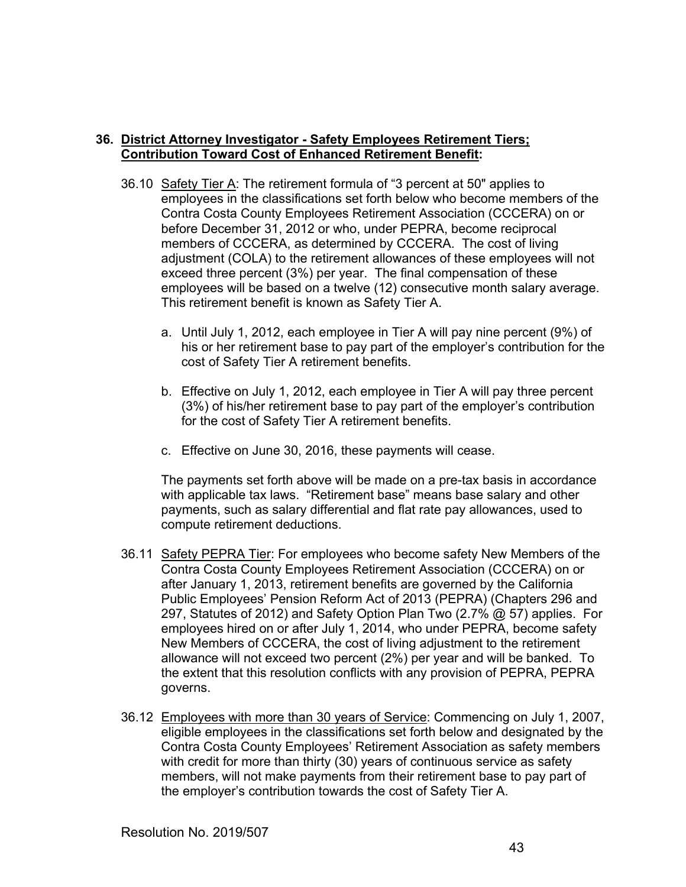**36. District Attorney Investigator - Safety Employees Retirement Tiers; Contribution Toward Cost of Enhanced Retirement Benefit:**

36.10 Safety Tier A: The retirement formula of "3 percent at 50" applies to employees in the classifications set forth below who become members of the Contra Costa County Employees Retirement Association (CCCERA) on or before December 31, 2012 or who, under PEPRA, become reciprocal members of CCCERA, as determined by CCCERA. The cost of living adjustment (COLA) to the retirement allowances of these employees will not exceed three percent (3%) per year. The final compensation of these employees will be based on a twelve (12) consecutive month salary average. This retirement benefit is known as Safety Tier A.

a. Until July 1, 2012, each employee in Tier A will pay nine percent (9%) of his or her retirement base to pay part of the employer's contribution for the cost of Safety Tier A retirement benefits.

b. Effective on July 1, 2012, each employee in Tier A will pay three percent (3%) of his/her retirement base to pay part of the employer's contribution for the cost of Safety Tier A retirement benefits.

c. Effective on June 30, 2016, these payments will cease.

The payments set forth above will be made on a pre-tax basis in accordance with applicable tax laws. "Retirement base" means base salary and other payments, such as salary differential and flat rate pay allowances, used to compute retirement deductions.

36.11 Safety PEPRA Tier: For employees who become safety New Members of the Contra Costa County Employees Retirement Association (CCCERA) on or after January 1, 2013, retirement benefits are governed by the California Public Employees' Pension Reform Act of 2013 (PEPRA) (Chapters 296 and 297, Statutes of 2012) and Safety Option Plan Two (2.7% @ 57) applies. For employees hired on or after July 1, 2014, who under PEPRA, become safety New Members of CCCERA, the cost of living adjustment to the retirement allowance will not exceed two percent (2%) per year and will be banked. To the extent that this resolution conflicts with any provision of PEPRA, PEPRA governs.

36.12 Employees with more than 30 years of Service: Commencing on July 1, 2007, eligible employees in the classifications set forth below and designated by the Contra Costa County Employees' Retirement Association as safety members with credit for more than thirty (30) years of continuous service as safety members, will not make payments from their retirement base to pay part of the employer's contribution towards the cost of Safety Tier A.

Resolution No. 2019/507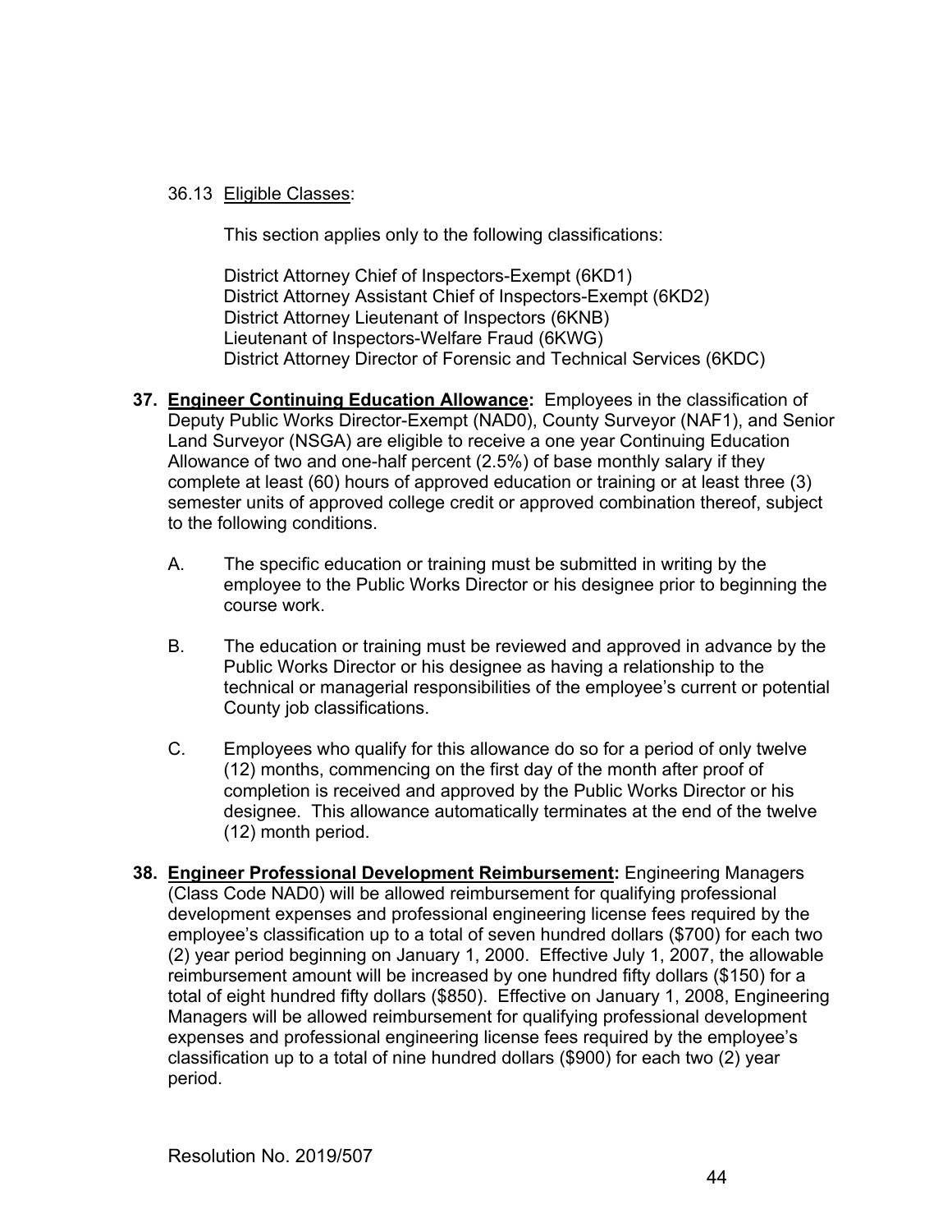36.13 Eligible Classes:

This section applies only to the following classifications:

District Attorney Chief of Inspectors-Exempt (6KD1)
District Attorney Assistant Chief of Inspectors-Exempt (6KD2)
District Attorney Lieutenant of Inspectors (6KNB)
Lieutenant of Inspectors-Welfare Fraud (6KWG)
District Attorney Director of Forensic and Technical Services (6KDC)

**37. Engineer Continuing Education Allowance:** Employees in the classification of Deputy Public Works Director-Exempt (NAD0), County Surveyor (NAF1), and Senior Land Surveyor (NSGA) are eligible to receive a one year Continuing Education Allowance of two and one-half percent (2.5%) of base monthly salary if they complete at least (60) hours of approved education or training or at least three (3) semester units of approved college credit or approved combination thereof, subject to the following conditions.

A. The specific education or training must be submitted in writing by the employee to the Public Works Director or his designee prior to beginning the course work.

B. The education or training must be reviewed and approved in advance by the Public Works Director or his designee as having a relationship to the technical or managerial responsibilities of the employee's current or potential County job classifications.

C. Employees who qualify for this allowance do so for a period of only twelve (12) months, commencing on the first day of the month after proof of completion is received and approved by the Public Works Director or his designee. This allowance automatically terminates at the end of the twelve (12) month period.

**38. Engineer Professional Development Reimbursement:** Engineering Managers (Class Code NAD0) will be allowed reimbursement for qualifying professional development expenses and professional engineering license fees required by the employee's classification up to a total of seven hundred dollars ($700) for each two (2) year period beginning on January 1, 2000. Effective July 1, 2007, the allowable reimbursement amount will be increased by one hundred fifty dollars ($150) for a total of eight hundred fifty dollars ($850). Effective on January 1, 2008, Engineering Managers will be allowed reimbursement for qualifying professional development expenses and professional engineering license fees required by the employee's classification up to a total of nine hundred dollars ($900) for each two (2) year period.

Resolution No. 2019/507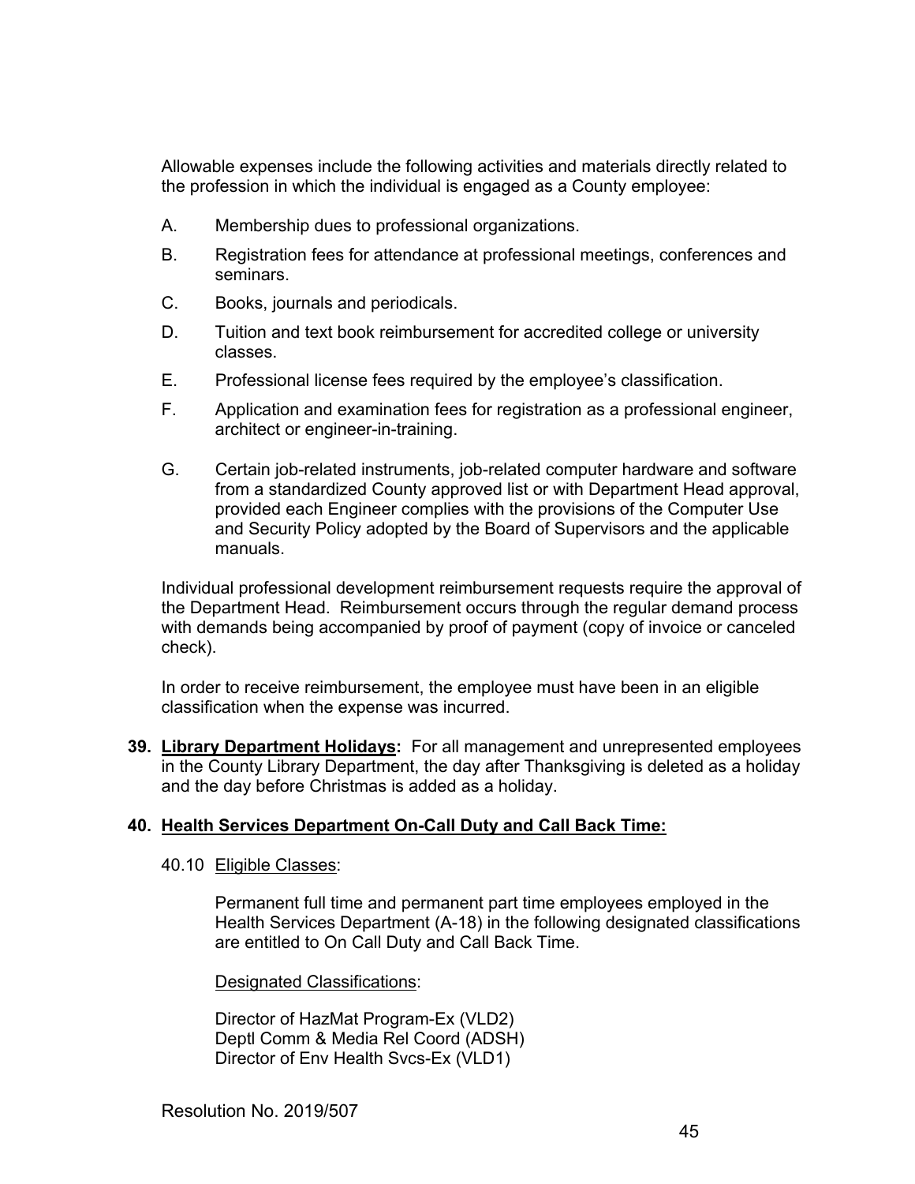Allowable expenses include the following activities and materials directly related to the profession in which the individual is engaged as a County employee:

A. Membership dues to professional organizations.

B. Registration fees for attendance at professional meetings, conferences and seminars.

C. Books, journals and periodicals.

D. Tuition and text book reimbursement for accredited college or university classes.

E. Professional license fees required by the employee's classification.

F. Application and examination fees for registration as a professional engineer, architect or engineer-in-training.

G. Certain job-related instruments, job-related computer hardware and software from a standardized County approved list or with Department Head approval, provided each Engineer complies with the provisions of the Computer Use and Security Policy adopted by the Board of Supervisors and the applicable manuals.

Individual professional development reimbursement requests require the approval of the Department Head. Reimbursement occurs through the regular demand process with demands being accompanied by proof of payment (copy of invoice or canceled check).

In order to receive reimbursement, the employee must have been in an eligible classification when the expense was incurred.

**39. <u>Library Department Holidays</u>:** For all management and unrepresented employees in the County Library Department, the day after Thanksgiving is deleted as a holiday and the day before Christmas is added as a holiday.

**40. <u>Health Services Department On-Call Duty and Call Back Time:</u>**

40.10 <u>Eligible Classes</u>:

Permanent full time and permanent part time employees employed in the Health Services Department (A-18) in the following designated classifications are entitled to On Call Duty and Call Back Time.

<u>Designated Classifications</u>:

Director of HazMat Program-Ex (VLD2)
Deptl Comm & Media Rel Coord (ADSH)
Director of Env Health Svcs-Ex (VLD1)

Resolution No. 2019/507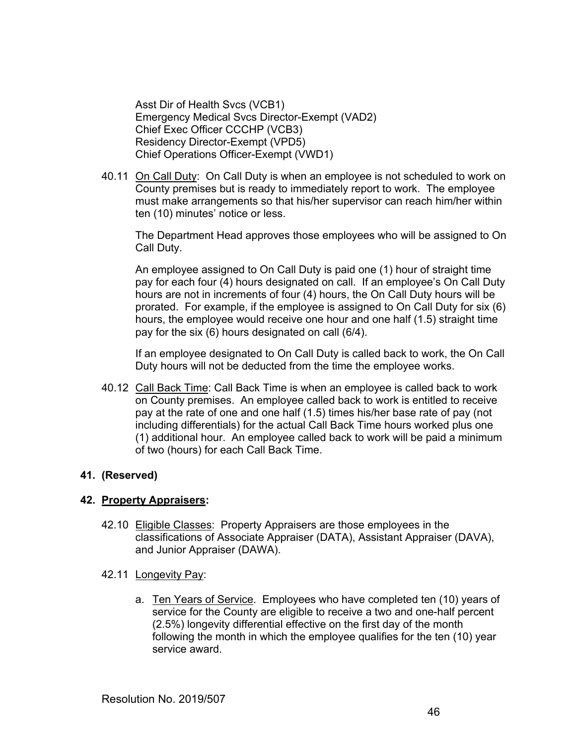Asst Dir of Health Svcs (VCB1)
Emergency Medical Svcs Director-Exempt (VAD2)
Chief Exec Officer CCCHP (VCB3)
Residency Director-Exempt (VPD5)
Chief Operations Officer-Exempt (VWD1)

40.11 <u>On Call Duty</u>: On Call Duty is when an employee is not scheduled to work on County premises but is ready to immediately report to work. The employee must make arrangements so that his/her supervisor can reach him/her within ten (10) minutes' notice or less.

The Department Head approves those employees who will be assigned to On Call Duty.

An employee assigned to On Call Duty is paid one (1) hour of straight time pay for each four (4) hours designated on call. If an employee's On Call Duty hours are not in increments of four (4) hours, the On Call Duty hours will be prorated. For example, if the employee is assigned to On Call Duty for six (6) hours, the employee would receive one hour and one half (1.5) straight time pay for the six (6) hours designated on call (6/4).

If an employee designated to On Call Duty is called back to work, the On Call Duty hours will not be deducted from the time the employee works.

40.12 <u>Call Back Time</u>: Call Back Time is when an employee is called back to work on County premises. An employee called back to work is entitled to receive pay at the rate of one and one half (1.5) times his/her base rate of pay (not including differentials) for the actual Call Back Time hours worked plus one (1) additional hour. An employee called back to work will be paid a minimum of two (hours) for each Call Back Time.

## 41. (Reserved)

## 42. <u>Property Appraisers</u>:

42.10 <u>Eligible Classes</u>: Property Appraisers are those employees in the classifications of Associate Appraiser (DATA), Assistant Appraiser (DAVA), and Junior Appraiser (DAWA).

42.11 <u>Longevity Pay</u>:

a. <u>Ten Years of Service</u>. Employees who have completed ten (10) years of service for the County are eligible to receive a two and one-half percent (2.5%) longevity differential effective on the first day of the month following the month in which the employee qualifies for the ten (10) year service award.

Resolution No. 2019/507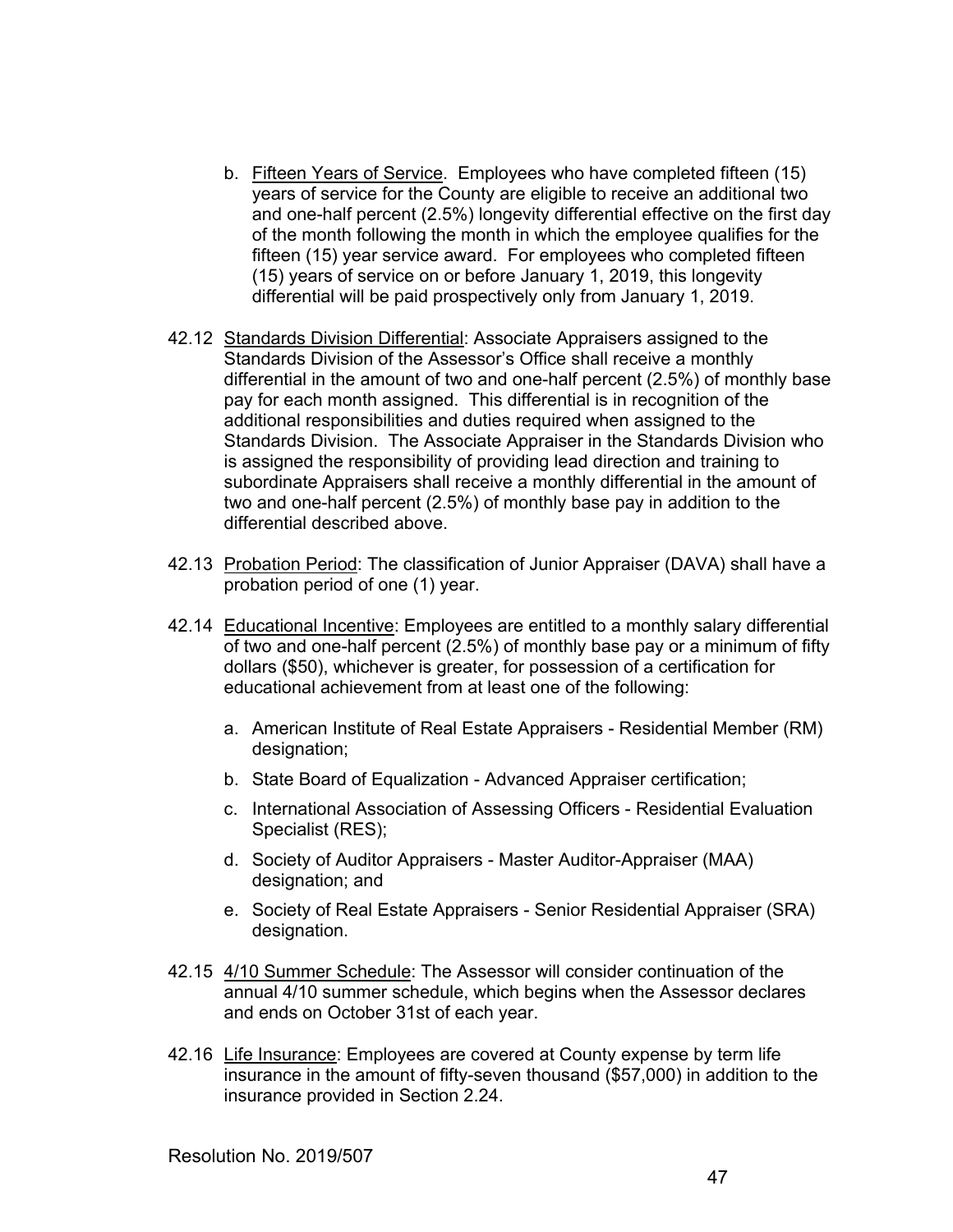b. Fifteen Years of Service. Employees who have completed fifteen (15) years of service for the County are eligible to receive an additional two and one-half percent (2.5%) longevity differential effective on the first day of the month following the month in which the employee qualifies for the fifteen (15) year service award. For employees who completed fifteen (15) years of service on or before January 1, 2019, this longevity differential will be paid prospectively only from January 1, 2019.

42.12 Standards Division Differential: Associate Appraisers assigned to the Standards Division of the Assessor's Office shall receive a monthly differential in the amount of two and one-half percent (2.5%) of monthly base pay for each month assigned. This differential is in recognition of the additional responsibilities and duties required when assigned to the Standards Division. The Associate Appraiser in the Standards Division who is assigned the responsibility of providing lead direction and training to subordinate Appraisers shall receive a monthly differential in the amount of two and one-half percent (2.5%) of monthly base pay in addition to the differential described above.

42.13 Probation Period: The classification of Junior Appraiser (DAVA) shall have a probation period of one (1) year.

42.14 Educational Incentive: Employees are entitled to a monthly salary differential of two and one-half percent (2.5%) of monthly base pay or a minimum of fifty dollars ($50), whichever is greater, for possession of a certification for educational achievement from at least one of the following:

a. American Institute of Real Estate Appraisers - Residential Member (RM) designation;

b. State Board of Equalization - Advanced Appraiser certification;

c. International Association of Assessing Officers - Residential Evaluation Specialist (RES);

d. Society of Auditor Appraisers - Master Auditor-Appraiser (MAA) designation; and

e. Society of Real Estate Appraisers - Senior Residential Appraiser (SRA) designation.

42.15 4/10 Summer Schedule: The Assessor will consider continuation of the annual 4/10 summer schedule, which begins when the Assessor declares and ends on October 31st of each year.

42.16 Life Insurance: Employees are covered at County expense by term life insurance in the amount of fifty-seven thousand ($57,000) in addition to the insurance provided in Section 2.24.

Resolution No. 2019/507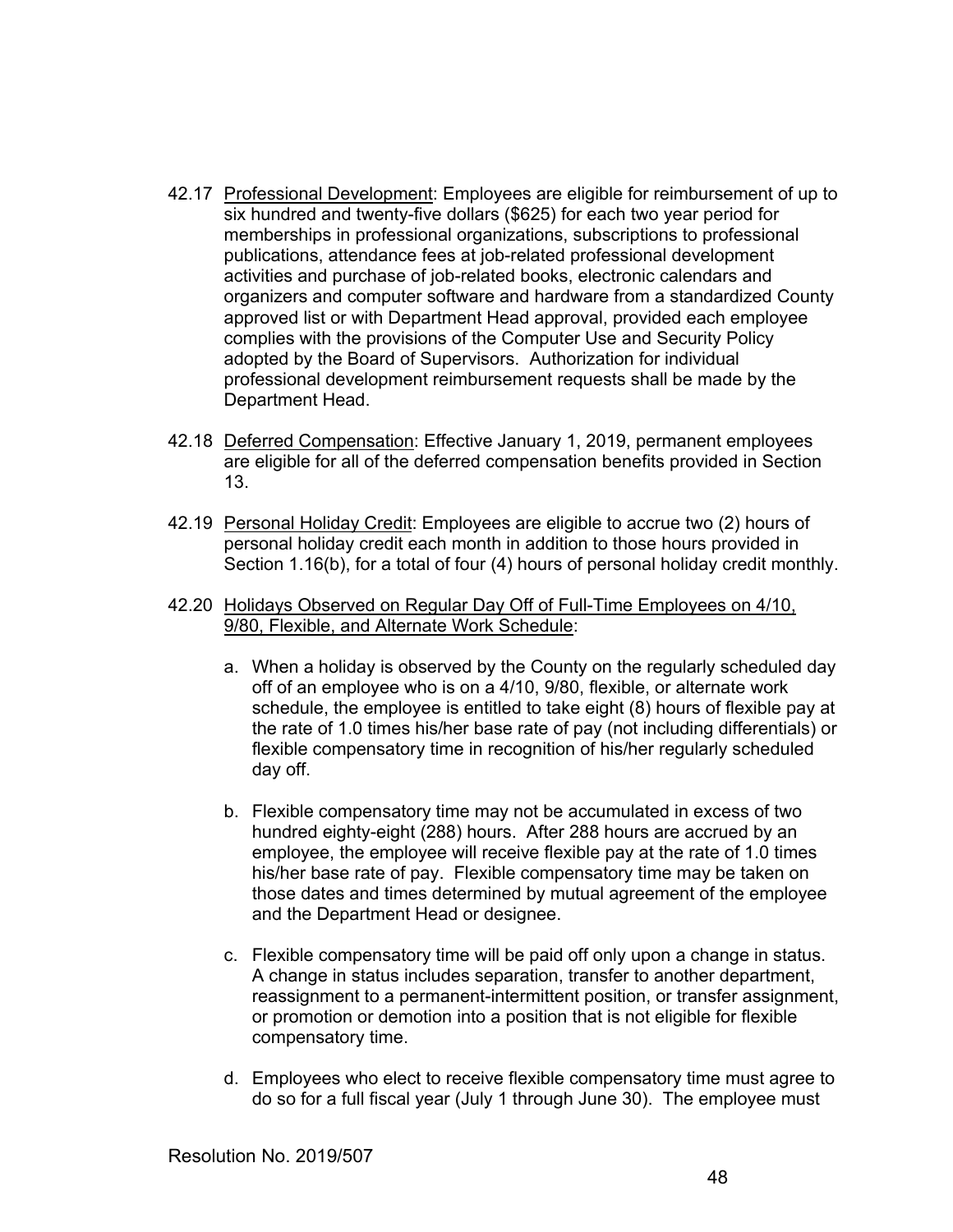42.17 Professional Development: Employees are eligible for reimbursement of up to six hundred and twenty-five dollars ($625) for each two year period for memberships in professional organizations, subscriptions to professional publications, attendance fees at job-related professional development activities and purchase of job-related books, electronic calendars and organizers and computer software and hardware from a standardized County approved list or with Department Head approval, provided each employee complies with the provisions of the Computer Use and Security Policy adopted by the Board of Supervisors. Authorization for individual professional development reimbursement requests shall be made by the Department Head.

42.18 Deferred Compensation: Effective January 1, 2019, permanent employees are eligible for all of the deferred compensation benefits provided in Section 13.

42.19 Personal Holiday Credit: Employees are eligible to accrue two (2) hours of personal holiday credit each month in addition to those hours provided in Section 1.16(b), for a total of four (4) hours of personal holiday credit monthly.

42.20 Holidays Observed on Regular Day Off of Full-Time Employees on 4/10, 9/80, Flexible, and Alternate Work Schedule:

a. When a holiday is observed by the County on the regularly scheduled day off of an employee who is on a 4/10, 9/80, flexible, or alternate work schedule, the employee is entitled to take eight (8) hours of flexible pay at the rate of 1.0 times his/her base rate of pay (not including differentials) or flexible compensatory time in recognition of his/her regularly scheduled day off.

b. Flexible compensatory time may not be accumulated in excess of two hundred eighty-eight (288) hours. After 288 hours are accrued by an employee, the employee will receive flexible pay at the rate of 1.0 times his/her base rate of pay. Flexible compensatory time may be taken on those dates and times determined by mutual agreement of the employee and the Department Head or designee.

c. Flexible compensatory time will be paid off only upon a change in status. A change in status includes separation, transfer to another department, reassignment to a permanent-intermittent position, or transfer assignment, or promotion or demotion into a position that is not eligible for flexible compensatory time.

d. Employees who elect to receive flexible compensatory time must agree to do so for a full fiscal year (July 1 through June 30). The employee must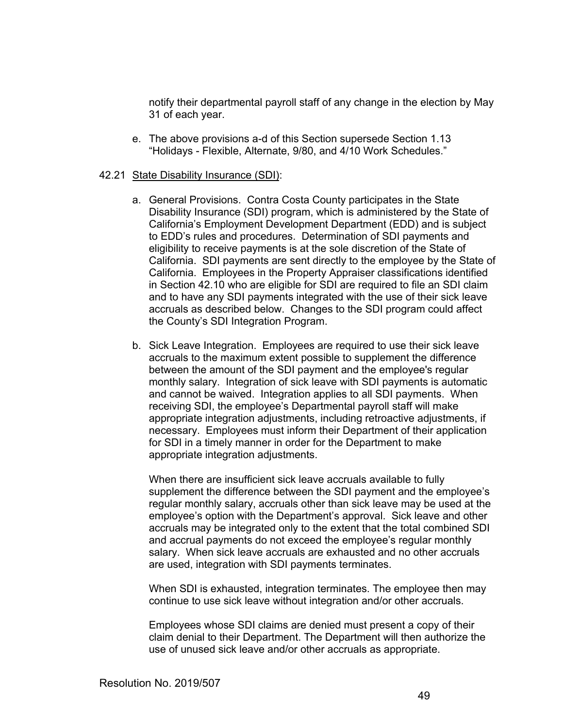notify their departmental payroll staff of any change in the election by May 31 of each year.

e. The above provisions a-d of this Section supersede Section 1.13 "Holidays - Flexible, Alternate, 9/80, and 4/10 Work Schedules."

42.21 State Disability Insurance (SDI):

a. General Provisions. Contra Costa County participates in the State Disability Insurance (SDI) program, which is administered by the State of California's Employment Development Department (EDD) and is subject to EDD's rules and procedures. Determination of SDI payments and eligibility to receive payments is at the sole discretion of the State of California. SDI payments are sent directly to the employee by the State of California. Employees in the Property Appraiser classifications identified in Section 42.10 who are eligible for SDI are required to file an SDI claim and to have any SDI payments integrated with the use of their sick leave accruals as described below. Changes to the SDI program could affect the County's SDI Integration Program.

b. Sick Leave Integration. Employees are required to use their sick leave accruals to the maximum extent possible to supplement the difference between the amount of the SDI payment and the employee's regular monthly salary. Integration of sick leave with SDI payments is automatic and cannot be waived. Integration applies to all SDI payments. When receiving SDI, the employee's Departmental payroll staff will make appropriate integration adjustments, including retroactive adjustments, if necessary. Employees must inform their Department of their application for SDI in a timely manner in order for the Department to make appropriate integration adjustments.

When there are insufficient sick leave accruals available to fully supplement the difference between the SDI payment and the employee's regular monthly salary, accruals other than sick leave may be used at the employee's option with the Department's approval. Sick leave and other accruals may be integrated only to the extent that the total combined SDI and accrual payments do not exceed the employee's regular monthly salary. When sick leave accruals are exhausted and no other accruals are used, integration with SDI payments terminates.

When SDI is exhausted, integration terminates. The employee then may continue to use sick leave without integration and/or other accruals.

Employees whose SDI claims are denied must present a copy of their claim denial to their Department. The Department will then authorize the use of unused sick leave and/or other accruals as appropriate.

Resolution No. 2019/507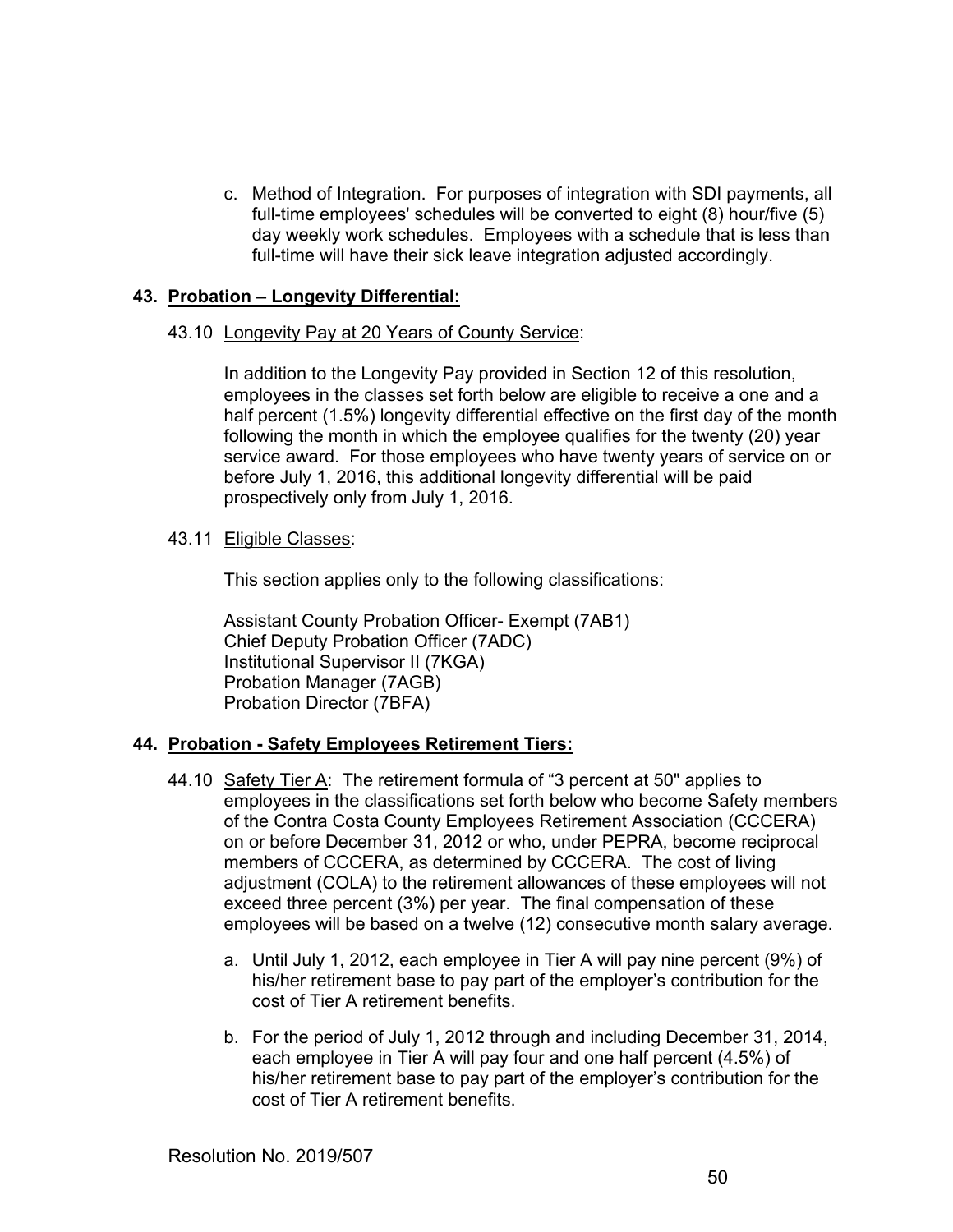c. Method of Integration. For purposes of integration with SDI payments, all full-time employees' schedules will be converted to eight (8) hour/five (5) day weekly work schedules. Employees with a schedule that is less than full-time will have their sick leave integration adjusted accordingly.

## 43. Probation – Longevity Differential:

43.10 Longevity Pay at 20 Years of County Service:

In addition to the Longevity Pay provided in Section 12 of this resolution, employees in the classes set forth below are eligible to receive a one and a half percent (1.5%) longevity differential effective on the first day of the month following the month in which the employee qualifies for the twenty (20) year service award. For those employees who have twenty years of service on or before July 1, 2016, this additional longevity differential will be paid prospectively only from July 1, 2016.

43.11 Eligible Classes:

This section applies only to the following classifications:

Assistant County Probation Officer- Exempt (7AB1)
Chief Deputy Probation Officer (7ADC)
Institutional Supervisor II (7KGA)
Probation Manager (7AGB)
Probation Director (7BFA)

## 44. Probation - Safety Employees Retirement Tiers:

44.10 Safety Tier A: The retirement formula of "3 percent at 50" applies to employees in the classifications set forth below who become Safety members of the Contra Costa County Employees Retirement Association (CCCERA) on or before December 31, 2012 or who, under PEPRA, become reciprocal members of CCCERA, as determined by CCCERA. The cost of living adjustment (COLA) to the retirement allowances of these employees will not exceed three percent (3%) per year. The final compensation of these employees will be based on a twelve (12) consecutive month salary average.

a. Until July 1, 2012, each employee in Tier A will pay nine percent (9%) of his/her retirement base to pay part of the employer's contribution for the cost of Tier A retirement benefits.

b. For the period of July 1, 2012 through and including December 31, 2014, each employee in Tier A will pay four and one half percent (4.5%) of his/her retirement base to pay part of the employer's contribution for the cost of Tier A retirement benefits.

Resolution No. 2019/507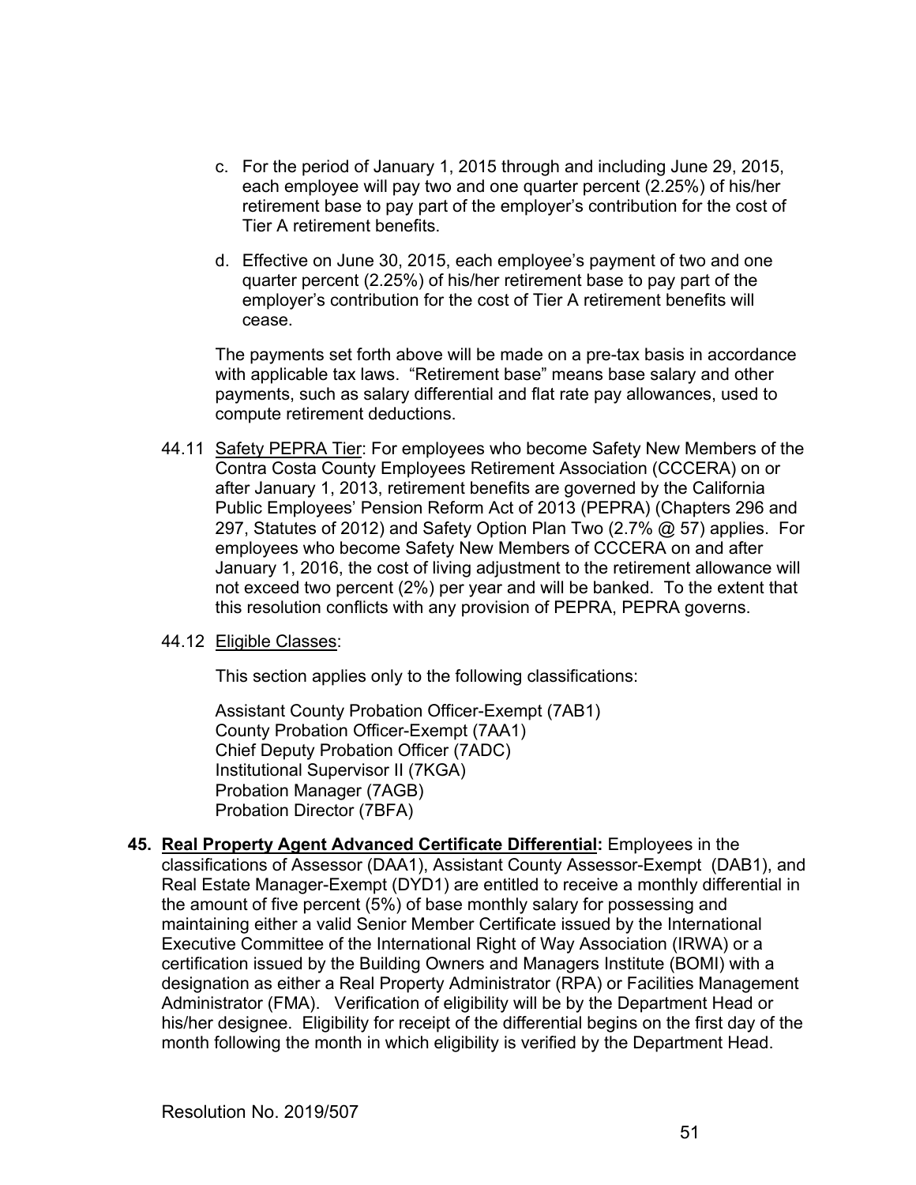c. For the period of January 1, 2015 through and including June 29, 2015, each employee will pay two and one quarter percent (2.25%) of his/her retirement base to pay part of the employer's contribution for the cost of Tier A retirement benefits.

d. Effective on June 30, 2015, each employee's payment of two and one quarter percent (2.25%) of his/her retirement base to pay part of the employer's contribution for the cost of Tier A retirement benefits will cease.

The payments set forth above will be made on a pre-tax basis in accordance with applicable tax laws. "Retirement base" means base salary and other payments, such as salary differential and flat rate pay allowances, used to compute retirement deductions.

44.11 Safety PEPRA Tier: For employees who become Safety New Members of the Contra Costa County Employees Retirement Association (CCCERA) on or after January 1, 2013, retirement benefits are governed by the California Public Employees' Pension Reform Act of 2013 (PEPRA) (Chapters 296 and 297, Statutes of 2012) and Safety Option Plan Two (2.7% @ 57) applies. For employees who become Safety New Members of CCCERA on and after January 1, 2016, the cost of living adjustment to the retirement allowance will not exceed two percent (2%) per year and will be banked. To the extent that this resolution conflicts with any provision of PEPRA, PEPRA governs.

44.12 Eligible Classes:

This section applies only to the following classifications:

Assistant County Probation Officer-Exempt (7AB1)
County Probation Officer-Exempt (7AA1)
Chief Deputy Probation Officer (7ADC)
Institutional Supervisor II (7KGA)
Probation Manager (7AGB)
Probation Director (7BFA)

**45. Real Property Agent Advanced Certificate Differential:** Employees in the classifications of Assessor (DAA1), Assistant County Assessor-Exempt (DAB1), and Real Estate Manager-Exempt (DYD1) are entitled to receive a monthly differential in the amount of five percent (5%) of base monthly salary for possessing and maintaining either a valid Senior Member Certificate issued by the International Executive Committee of the International Right of Way Association (IRWA) or a certification issued by the Building Owners and Managers Institute (BOMI) with a designation as either a Real Property Administrator (RPA) or Facilities Management Administrator (FMA). Verification of eligibility will be by the Department Head or his/her designee. Eligibility for receipt of the differential begins on the first day of the month following the month in which eligibility is verified by the Department Head.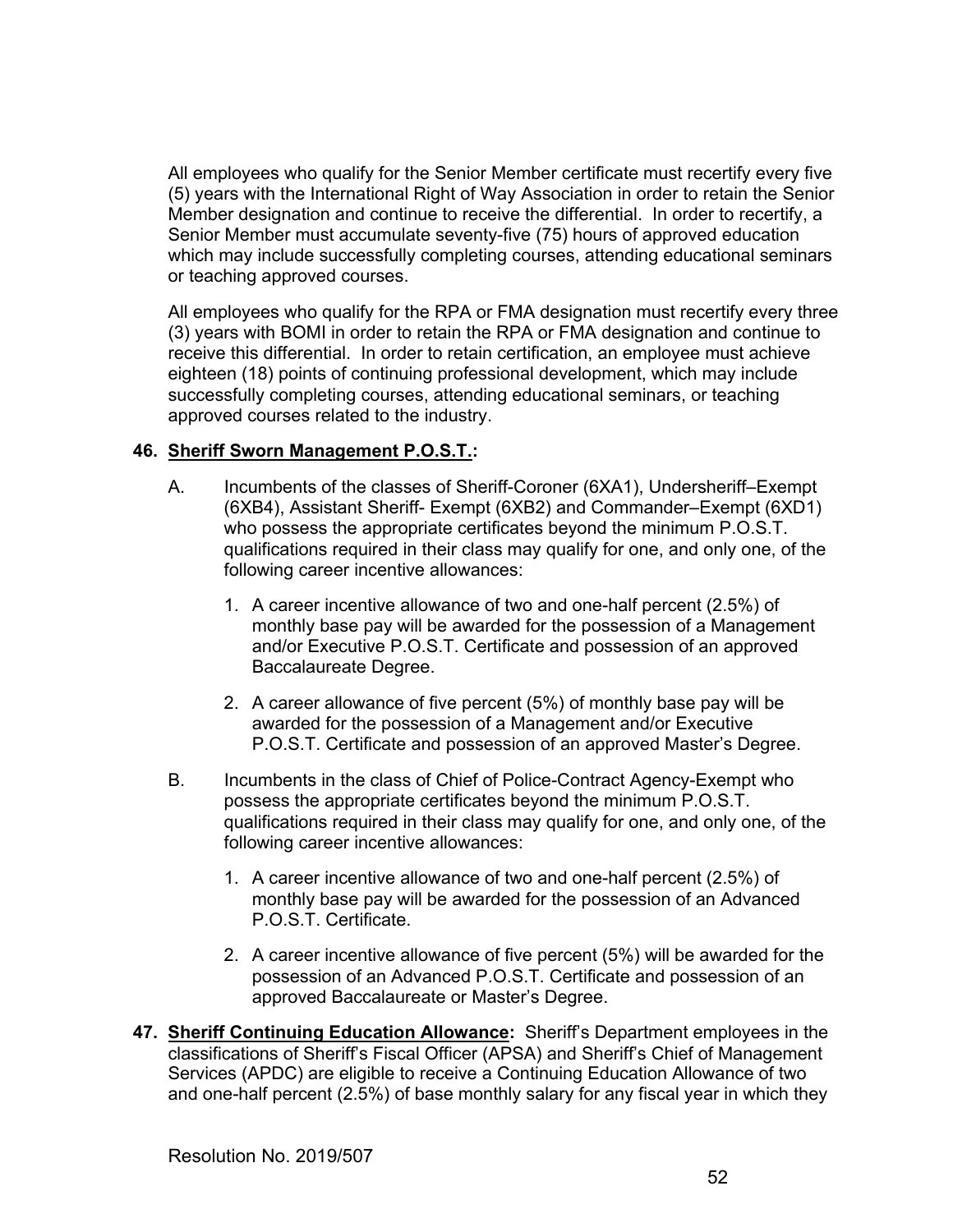All employees who qualify for the Senior Member certificate must recertify every five (5) years with the International Right of Way Association in order to retain the Senior Member designation and continue to receive the differential. In order to recertify, a Senior Member must accumulate seventy-five (75) hours of approved education which may include successfully completing courses, attending educational seminars or teaching approved courses.

All employees who qualify for the RPA or FMA designation must recertify every three (3) years with BOMI in order to retain the RPA or FMA designation and continue to receive this differential. In order to retain certification, an employee must achieve eighteen (18) points of continuing professional development, which may include successfully completing courses, attending educational seminars, or teaching approved courses related to the industry.

**46. <u>Sheriff Sworn Management P.O.S.T.</u>:**

A. Incumbents of the classes of Sheriff-Coroner (6XA1), Undersheriff–Exempt (6XB4), Assistant Sheriff- Exempt (6XB2) and Commander–Exempt (6XD1) who possess the appropriate certificates beyond the minimum P.O.S.T. qualifications required in their class may qualify for one, and only one, of the following career incentive allowances:

1. A career incentive allowance of two and one-half percent (2.5%) of monthly base pay will be awarded for the possession of a Management and/or Executive P.O.S.T. Certificate and possession of an approved Baccalaureate Degree.

2. A career allowance of five percent (5%) of monthly base pay will be awarded for the possession of a Management and/or Executive P.O.S.T. Certificate and possession of an approved Master's Degree.

B. Incumbents in the class of Chief of Police-Contract Agency-Exempt who possess the appropriate certificates beyond the minimum P.O.S.T. qualifications required in their class may qualify for one, and only one, of the following career incentive allowances:

1. A career incentive allowance of two and one-half percent (2.5%) of monthly base pay will be awarded for the possession of an Advanced P.O.S.T. Certificate.

2. A career incentive allowance of five percent (5%) will be awarded for the possession of an Advanced P.O.S.T. Certificate and possession of an approved Baccalaureate or Master's Degree.

**47. <u>Sheriff Continuing Education Allowance</u>:** Sheriff's Department employees in the classifications of Sheriff's Fiscal Officer (APSA) and Sheriff's Chief of Management Services (APDC) are eligible to receive a Continuing Education Allowance of two and one-half percent (2.5%) of base monthly salary for any fiscal year in which they

Resolution No. 2019/507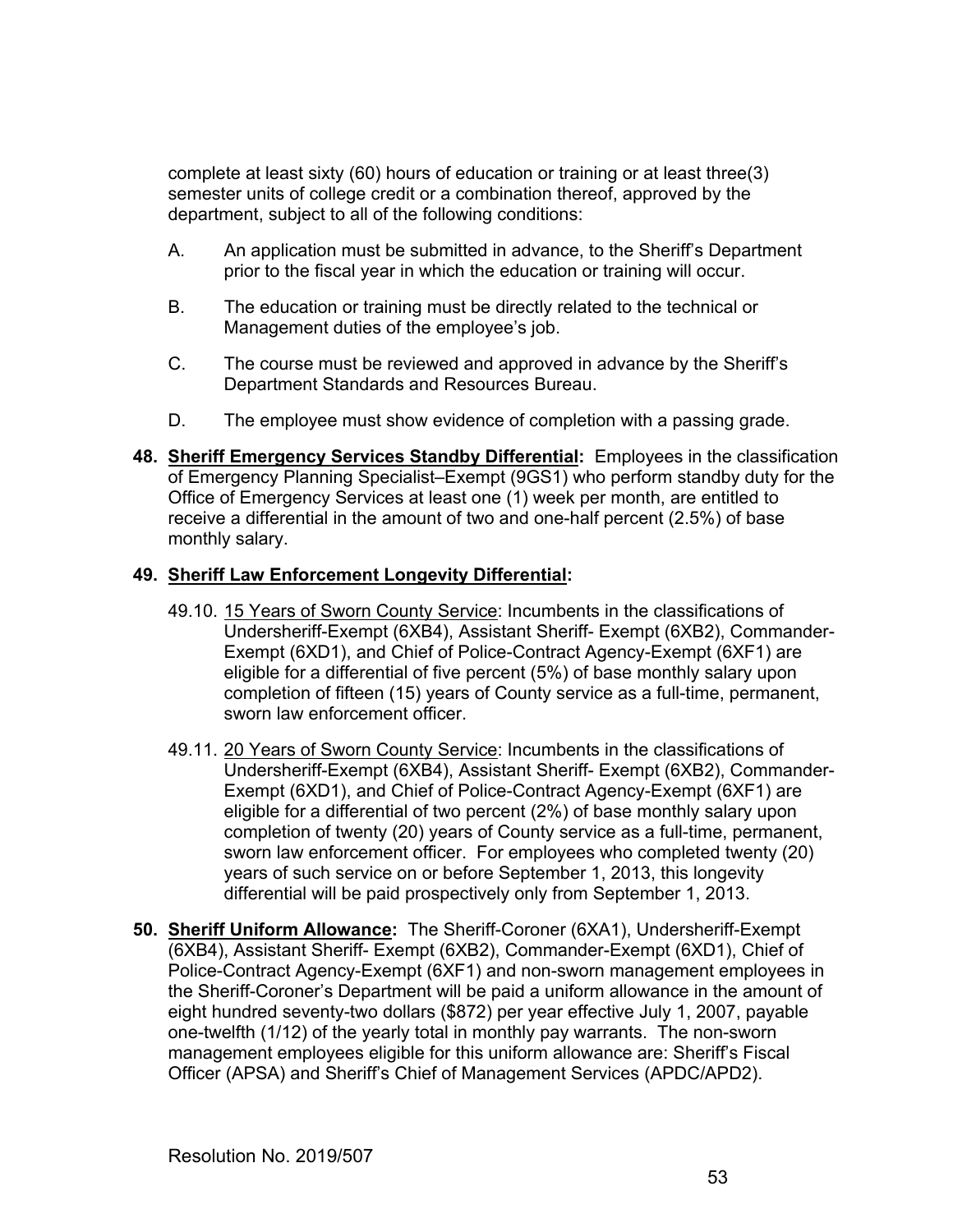complete at least sixty (60) hours of education or training or at least three(3) semester units of college credit or a combination thereof, approved by the department, subject to all of the following conditions:

A. An application must be submitted in advance, to the Sheriff's Department prior to the fiscal year in which the education or training will occur.

B. The education or training must be directly related to the technical or Management duties of the employee's job.

C. The course must be reviewed and approved in advance by the Sheriff's Department Standards and Resources Bureau.

D. The employee must show evidence of completion with a passing grade.

**48. <u>Sheriff Emergency Services Standby Differential</u>:** Employees in the classification of Emergency Planning Specialist–Exempt (9GS1) who perform standby duty for the Office of Emergency Services at least one (1) week per month, are entitled to receive a differential in the amount of two and one-half percent (2.5%) of base monthly salary.

**49. <u>Sheriff Law Enforcement Longevity Differential</u>:**

49.10. <u>15 Years of Sworn County Service</u>: Incumbents in the classifications of Undersheriff-Exempt (6XB4), Assistant Sheriff- Exempt (6XB2), Commander-Exempt (6XD1), and Chief of Police-Contract Agency-Exempt (6XF1) are eligible for a differential of five percent (5%) of base monthly salary upon completion of fifteen (15) years of County service as a full-time, permanent, sworn law enforcement officer.

49.11. <u>20 Years of Sworn County Service</u>: Incumbents in the classifications of Undersheriff-Exempt (6XB4), Assistant Sheriff- Exempt (6XB2), Commander-Exempt (6XD1), and Chief of Police-Contract Agency-Exempt (6XF1) are eligible for a differential of two percent (2%) of base monthly salary upon completion of twenty (20) years of County service as a full-time, permanent, sworn law enforcement officer. For employees who completed twenty (20) years of such service on or before September 1, 2013, this longevity differential will be paid prospectively only from September 1, 2013.

**50. <u>Sheriff Uniform Allowance</u>:** The Sheriff-Coroner (6XA1), Undersheriff-Exempt (6XB4), Assistant Sheriff- Exempt (6XB2), Commander-Exempt (6XD1), Chief of Police-Contract Agency-Exempt (6XF1) and non-sworn management employees in the Sheriff-Coroner's Department will be paid a uniform allowance in the amount of eight hundred seventy-two dollars ($872) per year effective July 1, 2007, payable one-twelfth (1/12) of the yearly total in monthly pay warrants. The non-sworn management employees eligible for this uniform allowance are: Sheriff's Fiscal Officer (APSA) and Sheriff's Chief of Management Services (APDC/APD2).

Resolution No. 2019/507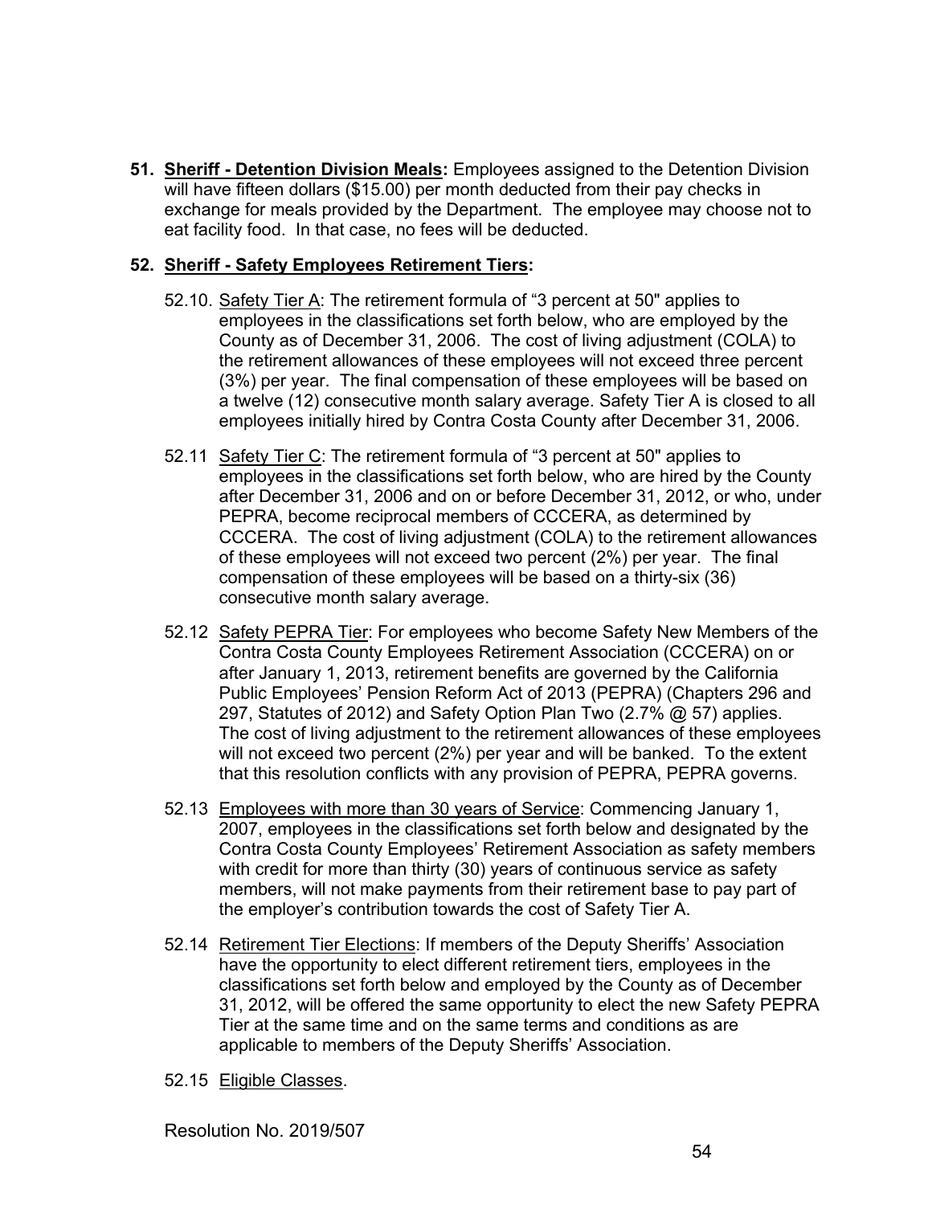**51. Sheriff - Detention Division Meals:** Employees assigned to the Detention Division will have fifteen dollars ($15.00) per month deducted from their pay checks in exchange for meals provided by the Department. The employee may choose not to eat facility food. In that case, no fees will be deducted.

**52. Sheriff - Safety Employees Retirement Tiers:**

52.10. Safety Tier A: The retirement formula of "3 percent at 50" applies to employees in the classifications set forth below, who are employed by the County as of December 31, 2006. The cost of living adjustment (COLA) to the retirement allowances of these employees will not exceed three percent (3%) per year. The final compensation of these employees will be based on a twelve (12) consecutive month salary average. Safety Tier A is closed to all employees initially hired by Contra Costa County after December 31, 2006.

52.11 Safety Tier C: The retirement formula of "3 percent at 50" applies to employees in the classifications set forth below, who are hired by the County after December 31, 2006 and on or before December 31, 2012, or who, under PEPRA, become reciprocal members of CCCERA, as determined by CCCERA. The cost of living adjustment (COLA) to the retirement allowances of these employees will not exceed two percent (2%) per year. The final compensation of these employees will be based on a thirty-six (36) consecutive month salary average.

52.12 Safety PEPRA Tier: For employees who become Safety New Members of the Contra Costa County Employees Retirement Association (CCCERA) on or after January 1, 2013, retirement benefits are governed by the California Public Employees' Pension Reform Act of 2013 (PEPRA) (Chapters 296 and 297, Statutes of 2012) and Safety Option Plan Two (2.7% @ 57) applies. The cost of living adjustment to the retirement allowances of these employees will not exceed two percent (2%) per year and will be banked. To the extent that this resolution conflicts with any provision of PEPRA, PEPRA governs.

52.13 Employees with more than 30 years of Service: Commencing January 1, 2007, employees in the classifications set forth below and designated by the Contra Costa County Employees' Retirement Association as safety members with credit for more than thirty (30) years of continuous service as safety members, will not make payments from their retirement base to pay part of the employer's contribution towards the cost of Safety Tier A.

52.14 Retirement Tier Elections: If members of the Deputy Sheriffs' Association have the opportunity to elect different retirement tiers, employees in the classifications set forth below and employed by the County as of December 31, 2012, will be offered the same opportunity to elect the new Safety PEPRA Tier at the same time and on the same terms and conditions as are applicable to members of the Deputy Sheriffs' Association.

52.15 Eligible Classes.

Resolution No. 2019/507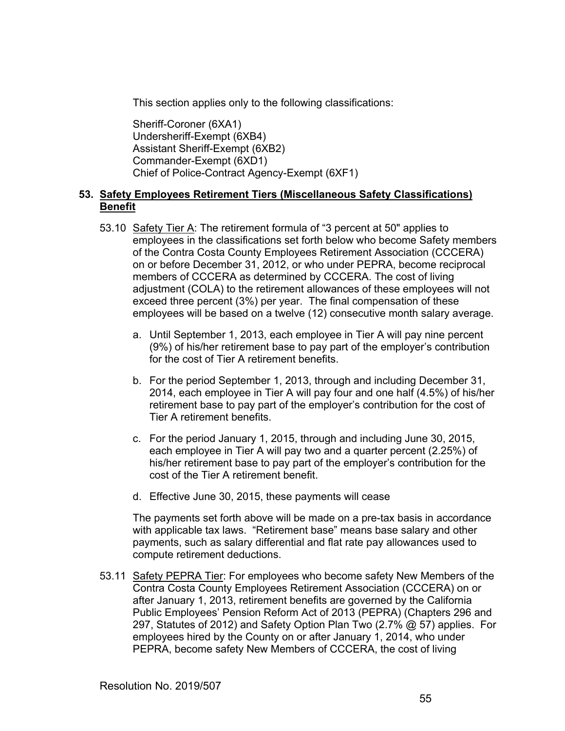This section applies only to the following classifications:

Sheriff-Coroner (6XA1)
Undersheriff-Exempt (6XB4)
Assistant Sheriff-Exempt (6XB2)
Commander-Exempt (6XD1)
Chief of Police-Contract Agency-Exempt (6XF1)

## 53. Safety Employees Retirement Tiers (Miscellaneous Safety Classifications) Benefit

53.10 Safety Tier A: The retirement formula of "3 percent at 50" applies to employees in the classifications set forth below who become Safety members of the Contra Costa County Employees Retirement Association (CCCERA) on or before December 31, 2012, or who under PEPRA, become reciprocal members of CCCERA as determined by CCCERA. The cost of living adjustment (COLA) to the retirement allowances of these employees will not exceed three percent (3%) per year. The final compensation of these employees will be based on a twelve (12) consecutive month salary average.

a. Until September 1, 2013, each employee in Tier A will pay nine percent (9%) of his/her retirement base to pay part of the employer's contribution for the cost of Tier A retirement benefits.

b. For the period September 1, 2013, through and including December 31, 2014, each employee in Tier A will pay four and one half (4.5%) of his/her retirement base to pay part of the employer's contribution for the cost of Tier A retirement benefits.

c. For the period January 1, 2015, through and including June 30, 2015, each employee in Tier A will pay two and a quarter percent (2.25%) of his/her retirement base to pay part of the employer's contribution for the cost of the Tier A retirement benefit.

d. Effective June 30, 2015, these payments will cease

The payments set forth above will be made on a pre-tax basis in accordance with applicable tax laws. "Retirement base" means base salary and other payments, such as salary differential and flat rate pay allowances used to compute retirement deductions.

53.11 Safety PEPRA Tier: For employees who become safety New Members of the Contra Costa County Employees Retirement Association (CCCERA) on or after January 1, 2013, retirement benefits are governed by the California Public Employees' Pension Reform Act of 2013 (PEPRA) (Chapters 296 and 297, Statutes of 2012) and Safety Option Plan Two (2.7% @ 57) applies. For employees hired by the County on or after January 1, 2014, who under PEPRA, become safety New Members of CCCERA, the cost of living

Resolution No. 2019/507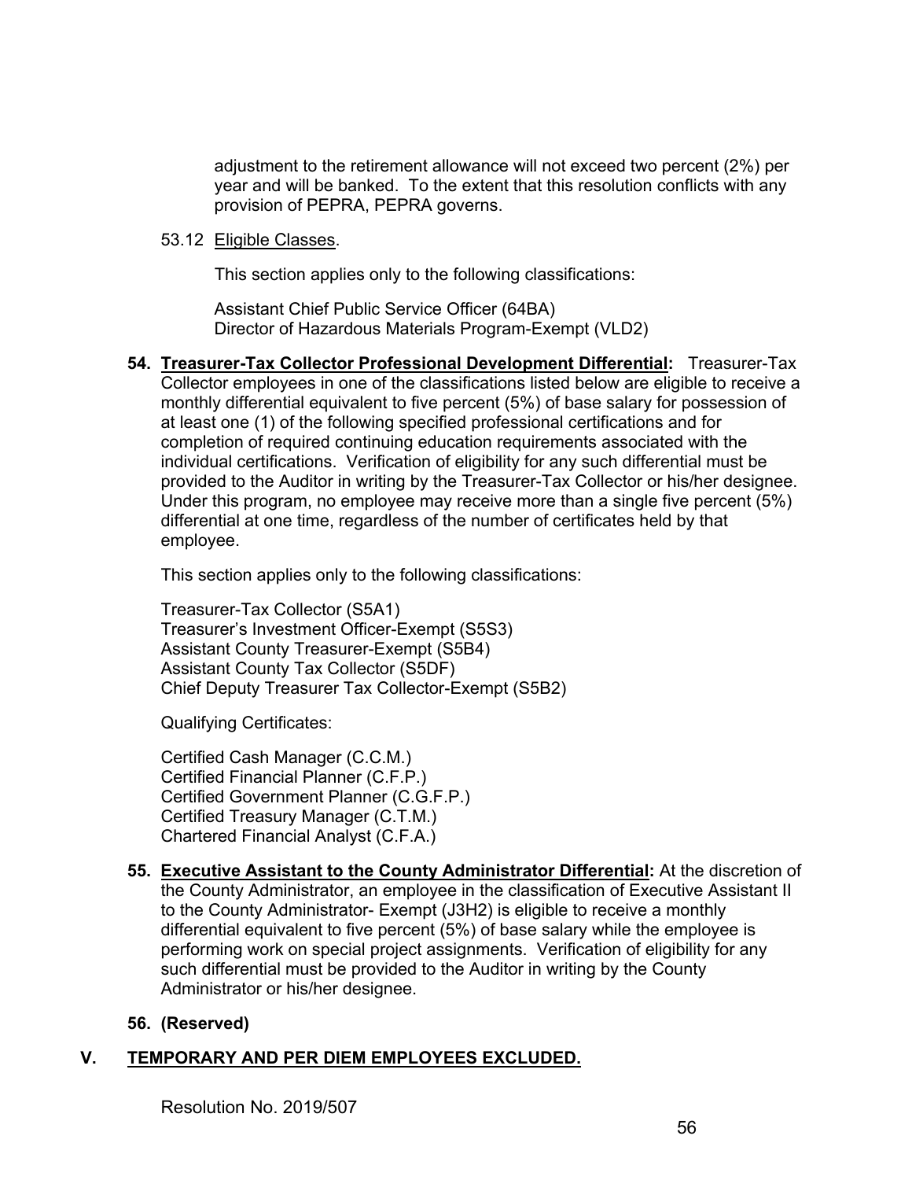adjustment to the retirement allowance will not exceed two percent (2%) per year and will be banked. To the extent that this resolution conflicts with any provision of PEPRA, PEPRA governs.

53.12 Eligible Classes.

This section applies only to the following classifications:

Assistant Chief Public Service Officer (64BA)
Director of Hazardous Materials Program-Exempt (VLD2)

**54. Treasurer-Tax Collector Professional Development Differential:** Treasurer-Tax Collector employees in one of the classifications listed below are eligible to receive a monthly differential equivalent to five percent (5%) of base salary for possession of at least one (1) of the following specified professional certifications and for completion of required continuing education requirements associated with the individual certifications. Verification of eligibility for any such differential must be provided to the Auditor in writing by the Treasurer-Tax Collector or his/her designee. Under this program, no employee may receive more than a single five percent (5%) differential at one time, regardless of the number of certificates held by that employee.

This section applies only to the following classifications:

Treasurer-Tax Collector (S5A1)
Treasurer's Investment Officer-Exempt (S5S3)
Assistant County Treasurer-Exempt (S5B4)
Assistant County Tax Collector (S5DF)
Chief Deputy Treasurer Tax Collector-Exempt (S5B2)

Qualifying Certificates:

Certified Cash Manager (C.C.M.)
Certified Financial Planner (C.F.P.)
Certified Government Planner (C.G.F.P.)
Certified Treasury Manager (C.T.M.)
Chartered Financial Analyst (C.F.A.)

**55. Executive Assistant to the County Administrator Differential:** At the discretion of the County Administrator, an employee in the classification of Executive Assistant II to the County Administrator- Exempt (J3H2) is eligible to receive a monthly differential equivalent to five percent (5%) of base salary while the employee is performing work on special project assignments. Verification of eligibility for any such differential must be provided to the Auditor in writing by the County Administrator or his/her designee.

**56. (Reserved)**

## V. TEMPORARY AND PER DIEM EMPLOYEES EXCLUDED.

Resolution No. 2019/507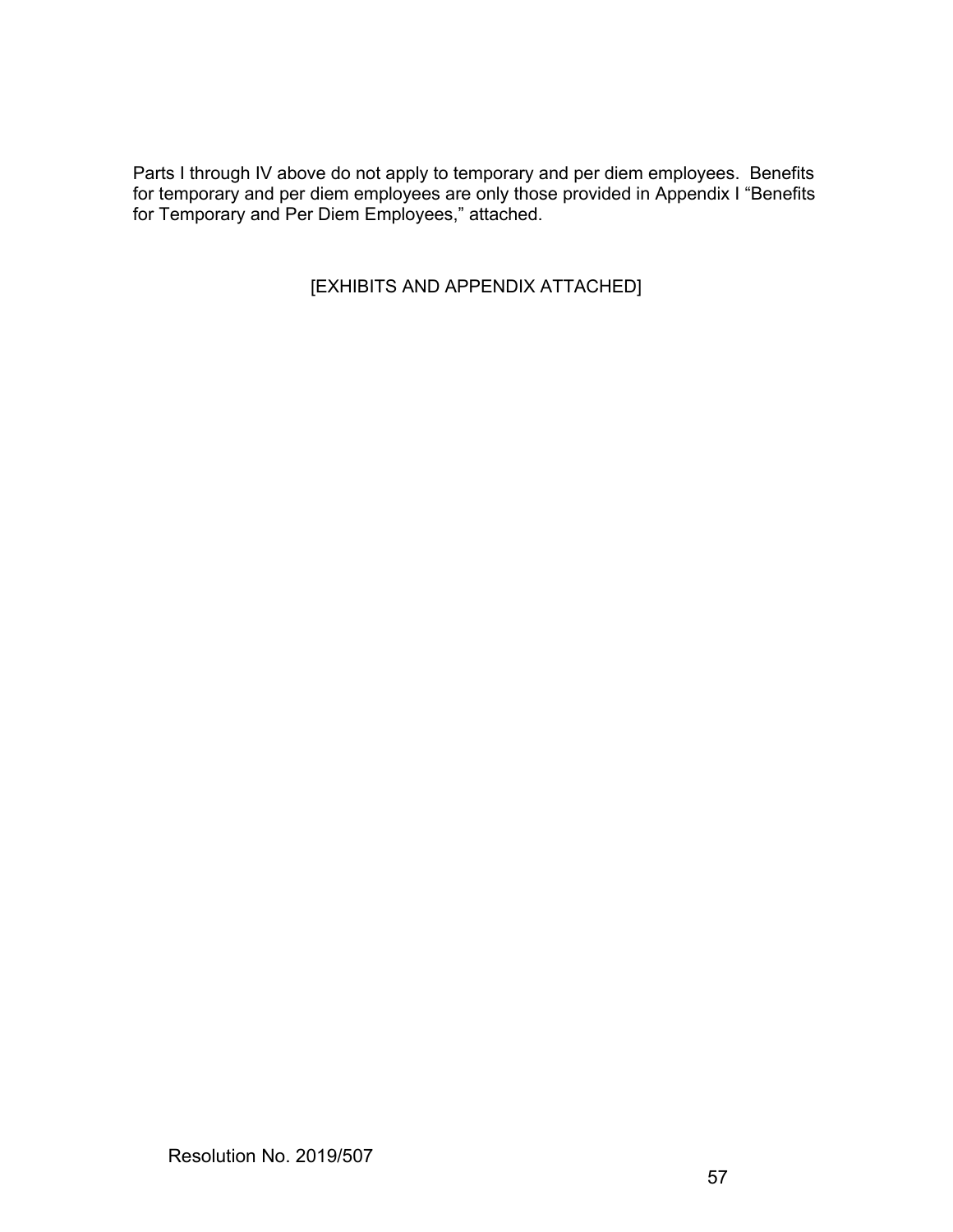Parts I through IV above do not apply to temporary and per diem employees. Benefits for temporary and per diem employees are only those provided in Appendix I "Benefits for Temporary and Per Diem Employees," attached.

[EXHIBITS AND APPENDIX ATTACHED]

Resolution No. 2019/507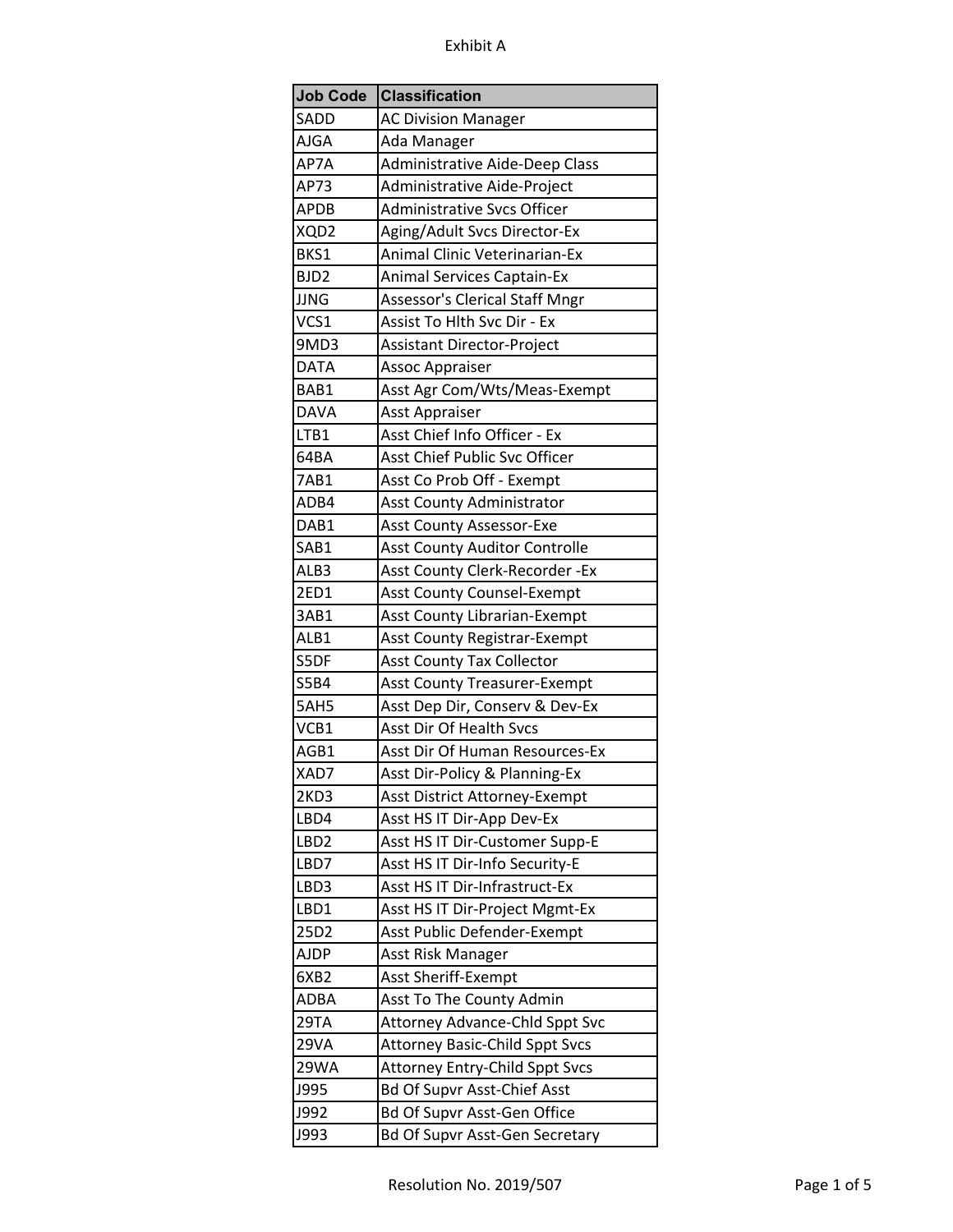Exhibit A

| Job Code | Classification |
|---|---|
| SADD | AC Division Manager |
| AJGA | Ada Manager |
| AP7A | Administrative Aide-Deep Class |
| AP73 | Administrative Aide-Project |
| APDB | Administrative Svcs Officer |
| XQD2 | Aging/Adult Svcs Director-Ex |
| BKS1 | Animal Clinic Veterinarian-Ex |
| BJD2 | Animal Services Captain-Ex |
| JJNG | Assessor's Clerical Staff Mngr |
| VCS1 | Assist To Hlth Svc Dir - Ex |
| 9MD3 | Assistant Director-Project |
| DATA | Assoc Appraiser |
| BAB1 | Asst Agr Com/Wts/Meas-Exempt |
| DAVA | Asst Appraiser |
| LTB1 | Asst Chief Info Officer - Ex |
| 64BA | Asst Chief Public Svc Officer |
| 7AB1 | Asst Co Prob Off - Exempt |
| ADB4 | Asst County Administrator |
| DAB1 | Asst County Assessor-Exe |
| SAB1 | Asst County Auditor Controlle |
| ALB3 | Asst County Clerk-Recorder -Ex |
| 2ED1 | Asst County Counsel-Exempt |
| 3AB1 | Asst County Librarian-Exempt |
| ALB1 | Asst County Registrar-Exempt |
| S5DF | Asst County Tax Collector |
| S5B4 | Asst County Treasurer-Exempt |
| 5AH5 | Asst Dep Dir, Conserv & Dev-Ex |
| VCB1 | Asst Dir Of Health Svcs |
| AGB1 | Asst Dir Of Human Resources-Ex |
| XAD7 | Asst Dir-Policy & Planning-Ex |
| 2KD3 | Asst District Attorney-Exempt |
| LBD4 | Asst HS IT Dir-App Dev-Ex |
| LBD2 | Asst HS IT Dir-Customer Supp-E |
| LBD7 | Asst HS IT Dir-Info Security-E |
| LBD3 | Asst HS IT Dir-Infrastruct-Ex |
| LBD1 | Asst HS IT Dir-Project Mgmt-Ex |
| 25D2 | Asst Public Defender-Exempt |
| AJDP | Asst Risk Manager |
| 6XB2 | Asst Sheriff-Exempt |
| ADBA | Asst To The County Admin |
| 29TA | Attorney Advance-Chld Sppt Svc |
| 29VA | Attorney Basic-Child Sppt Svcs |
| 29WA | Attorney Entry-Child Sppt Svcs |
| J995 | Bd Of Supvr Asst-Chief Asst |
| J992 | Bd Of Supvr Asst-Gen Office |
| J993 | Bd Of Supvr Asst-Gen Secretary |

Resolution No. 2019/507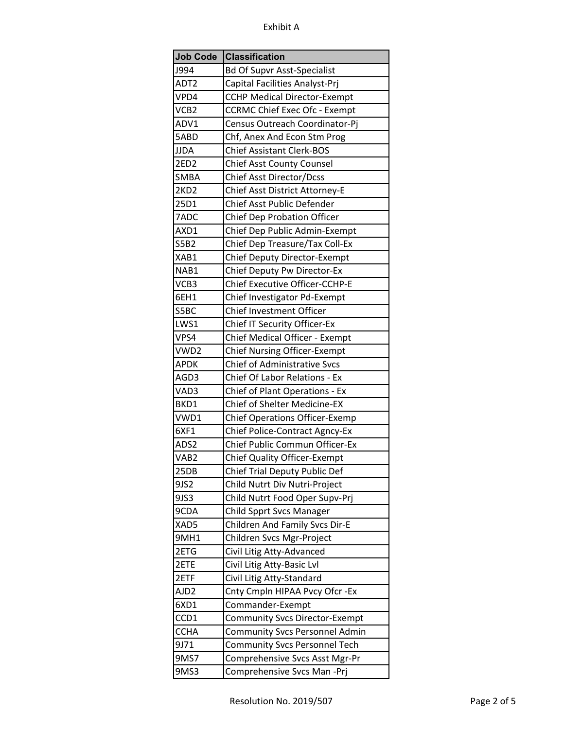Exhibit A

| Job Code | Classification |
| --- | --- |
| J994 | Bd Of Supvr Asst-Specialist |
| ADT2 | Capital Facilities Analyst-Prj |
| VPD4 | CCHP Medical Director-Exempt |
| VCB2 | CCRMC Chief Exec Ofc - Exempt |
| ADV1 | Census Outreach Coordinator-Pj |
| 5ABD | Chf, Anex And Econ Stm Prog |
| JJDA | Chief Assistant Clerk-BOS |
| 2ED2 | Chief Asst County Counsel |
| SMBA | Chief Asst Director/Dcss |
| 2KD2 | Chief Asst District Attorney-E |
| 25D1 | Chief Asst Public Defender |
| 7ADC | Chief Dep Probation Officer |
| AXD1 | Chief Dep Public Admin-Exempt |
| S5B2 | Chief Dep Treasure/Tax Coll-Ex |
| XAB1 | Chief Deputy Director-Exempt |
| NAB1 | Chief Deputy Pw Director-Ex |
| VCB3 | Chief Executive Officer-CCHP-E |
| 6EH1 | Chief Investigator Pd-Exempt |
| S5BC | Chief Investment Officer |
| LWS1 | Chief IT Security Officer-Ex |
| VPS4 | Chief Medical Officer - Exempt |
| VWD2 | Chief Nursing Officer-Exempt |
| APDK | Chief of Administrative Svcs |
| AGD3 | Chief Of Labor Relations - Ex |
| VAD3 | Chief of Plant Operations - Ex |
| BKD1 | Chief of Shelter Medicine-EX |
| VWD1 | Chief Operations Officer-Exemp |
| 6XF1 | Chief Police-Contract Agncy-Ex |
| ADS2 | Chief Public Commun Officer-Ex |
| VAB2 | Chief Quality Officer-Exempt |
| 25DB | Chief Trial Deputy Public Def |
| 9JS2 | Child Nutrt Div Nutri-Project |
| 9JS3 | Child Nutrt Food Oper Supv-Prj |
| 9CDA | Child Spprt Svcs Manager |
| XAD5 | Children And Family Svcs Dir-E |
| 9MH1 | Children Svcs Mgr-Project |
| 2ETG | Civil Litig Atty-Advanced |
| 2ETE | Civil Litig Atty-Basic Lvl |
| 2ETF | Civil Litig Atty-Standard |
| AJD2 | Cnty Cmpln HIPAA Pvcy Ofcr -Ex |
| 6XD1 | Commander-Exempt |
| CCD1 | Community Svcs Director-Exempt |
| CCHA | Community Svcs Personnel Admin |
| 9J71 | Community Svcs Personnel Tech |
| 9MS7 | Comprehensive Svcs Asst Mgr-Pr |
| 9MS3 | Comprehensive Svcs Man -Prj |

Resolution No. 2019/507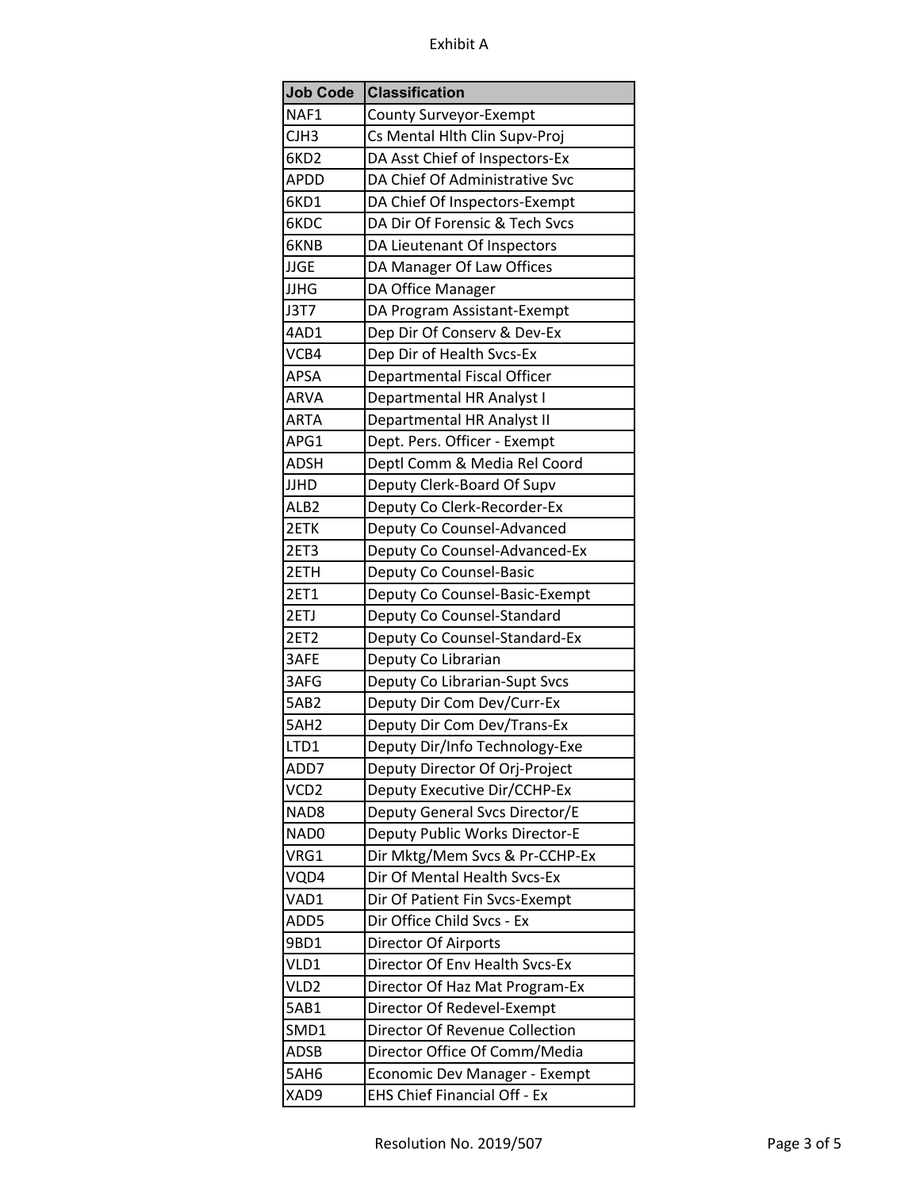Exhibit A

| Job Code | Classification |
|---|---|
| NAF1 | County Surveyor-Exempt |
| CJH3 | Cs Mental Hlth Clin Supv-Proj |
| 6KD2 | DA Asst Chief of Inspectors-Ex |
| APDD | DA Chief Of Administrative Svc |
| 6KD1 | DA Chief Of Inspectors-Exempt |
| 6KDC | DA Dir Of Forensic & Tech Svcs |
| 6KNB | DA Lieutenant Of Inspectors |
| JJGE | DA Manager Of Law Offices |
| JJHG | DA Office Manager |
| J3T7 | DA Program Assistant-Exempt |
| 4AD1 | Dep Dir Of Conserv & Dev-Ex |
| VCB4 | Dep Dir of Health Svcs-Ex |
| APSA | Departmental Fiscal Officer |
| ARVA | Departmental HR Analyst I |
| ARTA | Departmental HR Analyst II |
| APG1 | Dept. Pers. Officer - Exempt |
| ADSH | Deptl Comm & Media Rel Coord |
| JJHD | Deputy Clerk-Board Of Supv |
| ALB2 | Deputy Co Clerk-Recorder-Ex |
| 2ETK | Deputy Co Counsel-Advanced |
| 2ET3 | Deputy Co Counsel-Advanced-Ex |
| 2ETH | Deputy Co Counsel-Basic |
| 2ET1 | Deputy Co Counsel-Basic-Exempt |
| 2ETJ | Deputy Co Counsel-Standard |
| 2ET2 | Deputy Co Counsel-Standard-Ex |
| 3AFE | Deputy Co Librarian |
| 3AFG | Deputy Co Librarian-Supt Svcs |
| 5AB2 | Deputy Dir Com Dev/Curr-Ex |
| 5AH2 | Deputy Dir Com Dev/Trans-Ex |
| LTD1 | Deputy Dir/Info Technology-Exe |
| ADD7 | Deputy Director Of Orj-Project |
| VCD2 | Deputy Executive Dir/CCHP-Ex |
| NAD8 | Deputy General Svcs Director/E |
| NAD0 | Deputy Public Works Director-E |
| VRG1 | Dir Mktg/Mem Svcs & Pr-CCHP-Ex |
| VQD4 | Dir Of Mental Health Svcs-Ex |
| VAD1 | Dir Of Patient Fin Svcs-Exempt |
| ADD5 | Dir Office Child Svcs - Ex |
| 9BD1 | Director Of Airports |
| VLD1 | Director Of Env Health Svcs-Ex |
| VLD2 | Director Of Haz Mat Program-Ex |
| 5AB1 | Director Of Redevel-Exempt |
| SMD1 | Director Of Revenue Collection |
| ADSB | Director Office Of Comm/Media |
| 5AH6 | Economic Dev Manager - Exempt |
| XAD9 | EHS Chief Financial Off - Ex |

Resolution No. 2019/507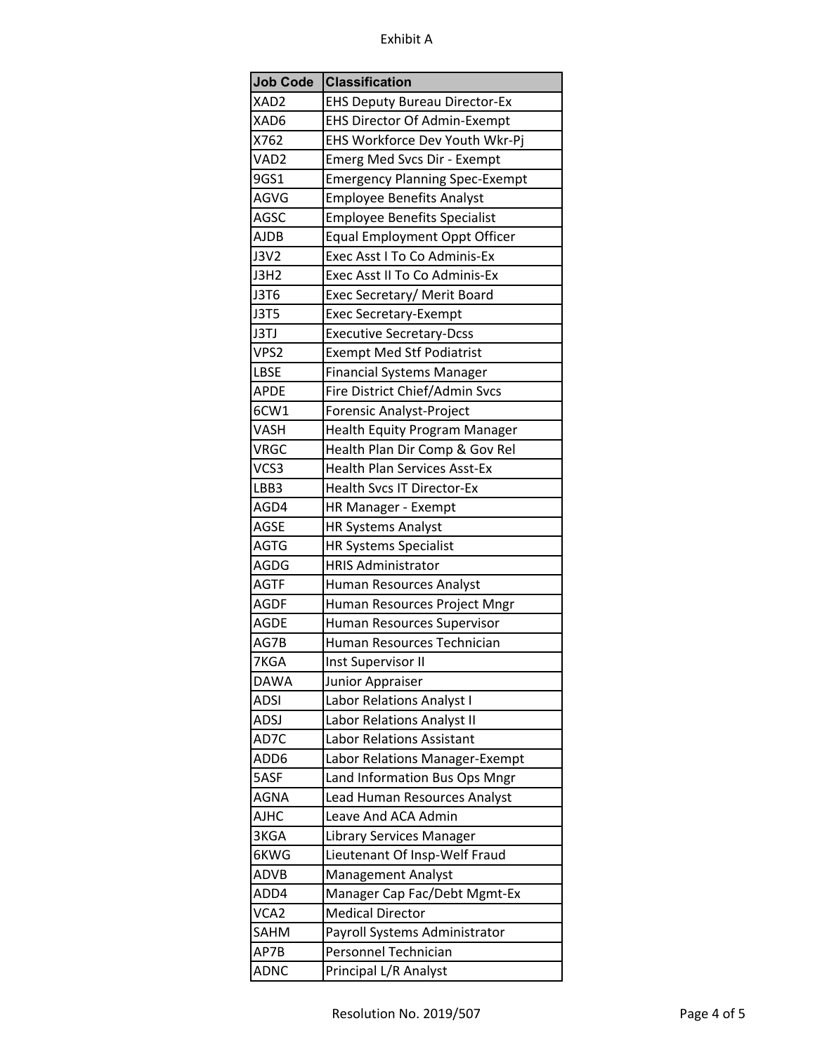Exhibit A

| Job Code | Classification |
|---|---|
| XAD2 | EHS Deputy Bureau Director-Ex |
| XAD6 | EHS Director Of Admin-Exempt |
| X762 | EHS Workforce Dev Youth Wkr-Pj |
| VAD2 | Emerg Med Svcs Dir - Exempt |
| 9GS1 | Emergency Planning Spec-Exempt |
| AGVG | Employee Benefits Analyst |
| AGSC | Employee Benefits Specialist |
| AJDB | Equal Employment Oppt Officer |
| J3V2 | Exec Asst I To Co Adminis-Ex |
| J3H2 | Exec Asst II To Co Adminis-Ex |
| J3T6 | Exec Secretary/ Merit Board |
| J3T5 | Exec Secretary-Exempt |
| J3TJ | Executive Secretary-Dcss |
| VPS2 | Exempt Med Stf Podiatrist |
| LBSE | Financial Systems Manager |
| APDE | Fire District Chief/Admin Svcs |
| 6CW1 | Forensic Analyst-Project |
| VASH | Health Equity Program Manager |
| VRGC | Health Plan Dir Comp & Gov Rel |
| VCS3 | Health Plan Services Asst-Ex |
| LBB3 | Health Svcs IT Director-Ex |
| AGD4 | HR Manager - Exempt |
| AGSE | HR Systems Analyst |
| AGTG | HR Systems Specialist |
| AGDG | HRIS Administrator |
| AGTF | Human Resources Analyst |
| AGDF | Human Resources Project Mngr |
| AGDE | Human Resources Supervisor |
| AG7B | Human Resources Technician |
| 7KGA | Inst Supervisor II |
| DAWA | Junior Appraiser |
| ADSI | Labor Relations Analyst I |
| ADSJ | Labor Relations Analyst II |
| AD7C | Labor Relations Assistant |
| ADD6 | Labor Relations Manager-Exempt |
| 5ASF | Land Information Bus Ops Mngr |
| AGNA | Lead Human Resources Analyst |
| AJHC | Leave And ACA Admin |
| 3KGA | Library Services Manager |
| 6KWG | Lieutenant Of Insp-Welf Fraud |
| ADVB | Management Analyst |
| ADD4 | Manager Cap Fac/Debt Mgmt-Ex |
| VCA2 | Medical Director |
| SAHM | Payroll Systems Administrator |
| AP7B | Personnel Technician |
| ADNC | Principal L/R Analyst |

Resolution No. 2019/507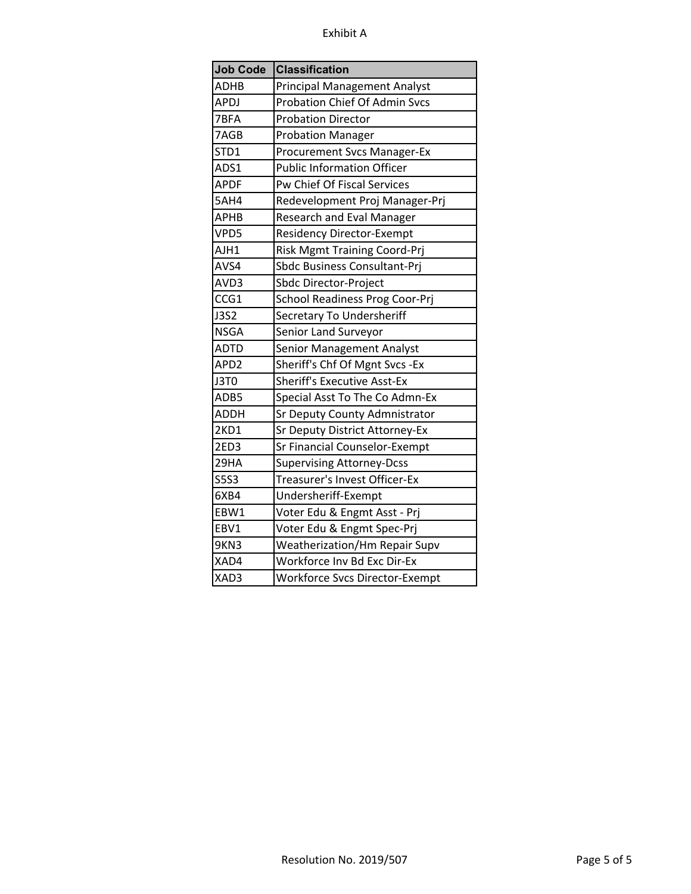Exhibit A

| Job Code | Classification |
|---|---|
| ADHB | Principal Management Analyst |
| APDJ | Probation Chief Of Admin Svcs |
| 7BFA | Probation Director |
| 7AGB | Probation Manager |
| STD1 | Procurement Svcs Manager-Ex |
| ADS1 | Public Information Officer |
| APDF | Pw Chief Of Fiscal Services |
| 5AH4 | Redevelopment Proj Manager-Prj |
| APHB | Research and Eval Manager |
| VPD5 | Residency Director-Exempt |
| AJH1 | Risk Mgmt Training Coord-Prj |
| AVS4 | Sbdc Business Consultant-Prj |
| AVD3 | Sbdc Director-Project |
| CCG1 | School Readiness Prog Coor-Prj |
| J3S2 | Secretary To Undersheriff |
| NSGA | Senior Land Surveyor |
| ADTD | Senior Management Analyst |
| APD2 | Sheriff's Chf Of Mgnt Svcs -Ex |
| J3T0 | Sheriff's Executive Asst-Ex |
| ADB5 | Special Asst To The Co Admn-Ex |
| ADDH | Sr Deputy County Admnistrator |
| 2KD1 | Sr Deputy District Attorney-Ex |
| 2ED3 | Sr Financial Counselor-Exempt |
| 29HA | Supervising Attorney-Dcss |
| S5S3 | Treasurer's Invest Officer-Ex |
| 6XB4 | Undersheriff-Exempt |
| EBW1 | Voter Edu & Engmt Asst - Prj |
| EBV1 | Voter Edu & Engmt Spec-Prj |
| 9KN3 | Weatherization/Hm Repair Supv |
| XAD4 | Workforce Inv Bd Exc Dir-Ex |
| XAD3 | Workforce Svcs Director-Exempt |

Resolution No. 2019/507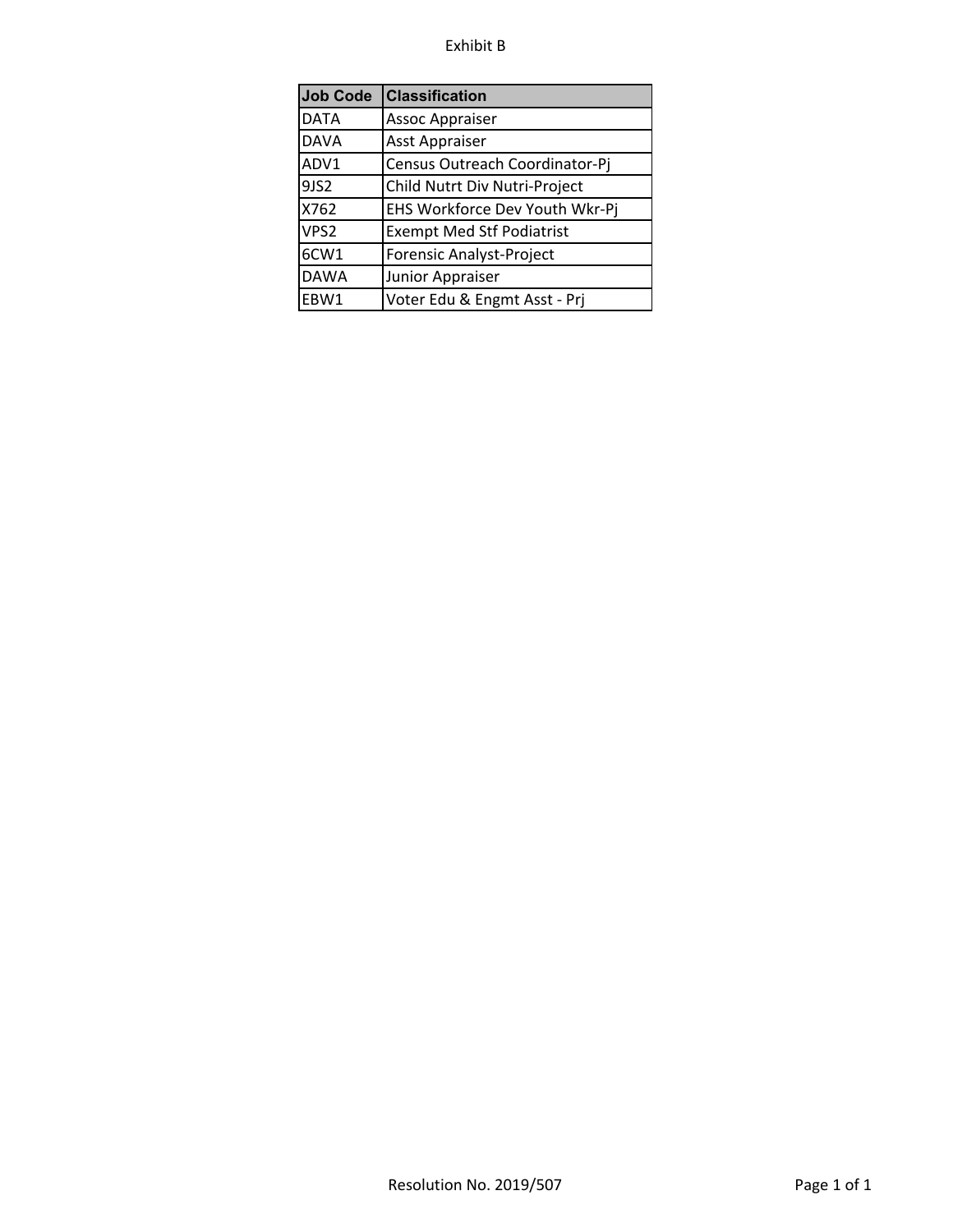Exhibit B

| Job Code | Classification |
| --- | --- |
| DATA | Assoc Appraiser |
| DAVA | Asst Appraiser |
| ADV1 | Census Outreach Coordinator-Pj |
| 9JS2 | Child Nutrt Div Nutri-Project |
| X762 | EHS Workforce Dev Youth Wkr-Pj |
| VPS2 | Exempt Med Stf Podiatrist |
| 6CW1 | Forensic Analyst-Project |
| DAWA | Junior Appraiser |
| EBW1 | Voter Edu & Engmt Asst - Prj |

Resolution No. 2019/507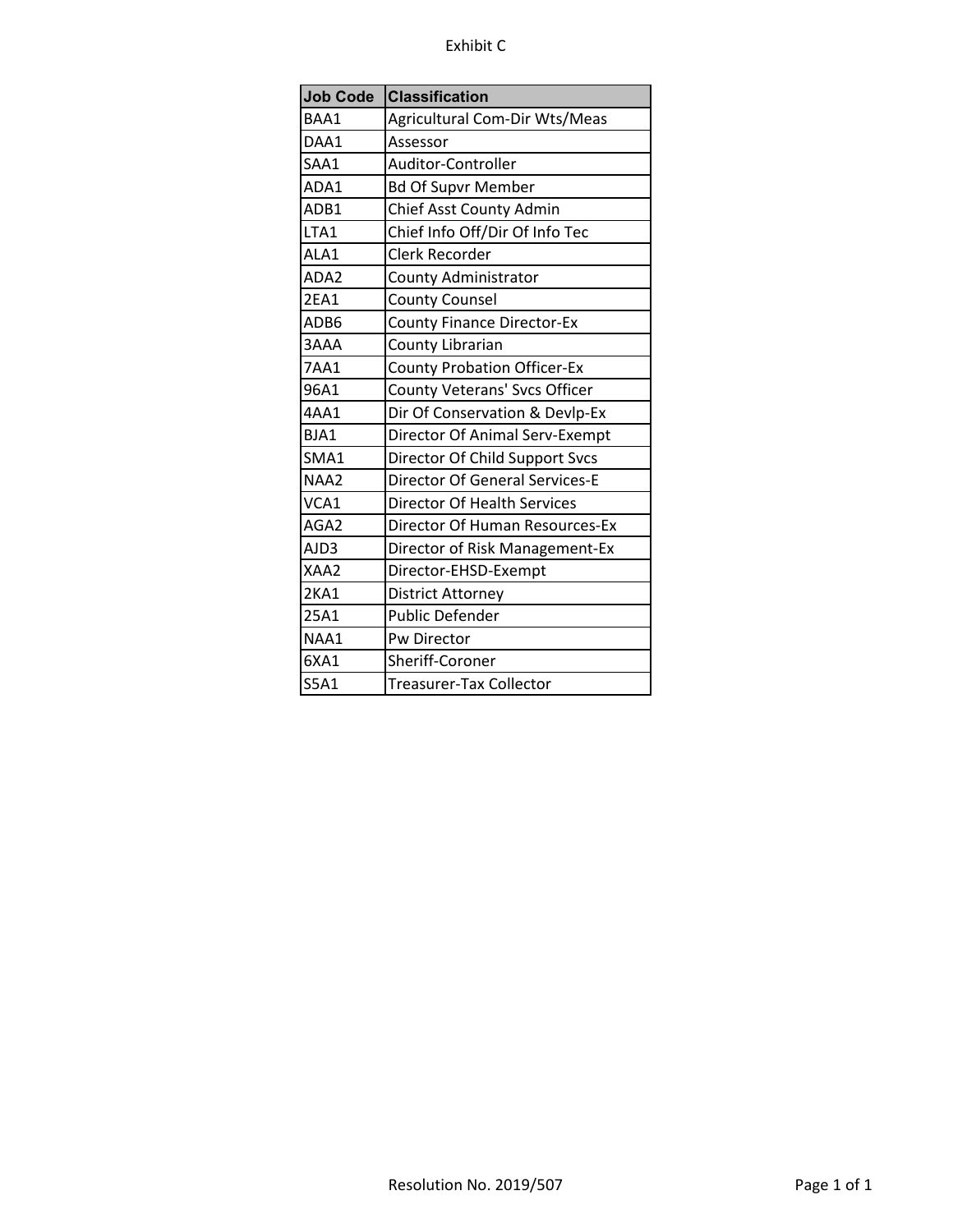Exhibit C

| Job Code | Classification |
|---|---|
| BAA1 | Agricultural Com-Dir Wts/Meas |
| DAA1 | Assessor |
| SAA1 | Auditor-Controller |
| ADA1 | Bd Of Supvr Member |
| ADB1 | Chief Asst County Admin |
| LTA1 | Chief Info Off/Dir Of Info Tec |
| ALA1 | Clerk Recorder |
| ADA2 | County Administrator |
| 2EA1 | County Counsel |
| ADB6 | County Finance Director-Ex |
| 3AAA | County Librarian |
| 7AA1 | County Probation Officer-Ex |
| 96A1 | County Veterans' Svcs Officer |
| 4AA1 | Dir Of Conservation & Devlp-Ex |
| BJA1 | Director Of Animal Serv-Exempt |
| SMA1 | Director Of Child Support Svcs |
| NAA2 | Director Of General Services-E |
| VCA1 | Director Of Health Services |
| AGA2 | Director Of Human Resources-Ex |
| AJD3 | Director of Risk Management-Ex |
| XAA2 | Director-EHSD-Exempt |
| 2KA1 | District Attorney |
| 25A1 | Public Defender |
| NAA1 | Pw Director |
| 6XA1 | Sheriff-Coroner |
| S5A1 | Treasurer-Tax Collector |

Resolution No. 2019/507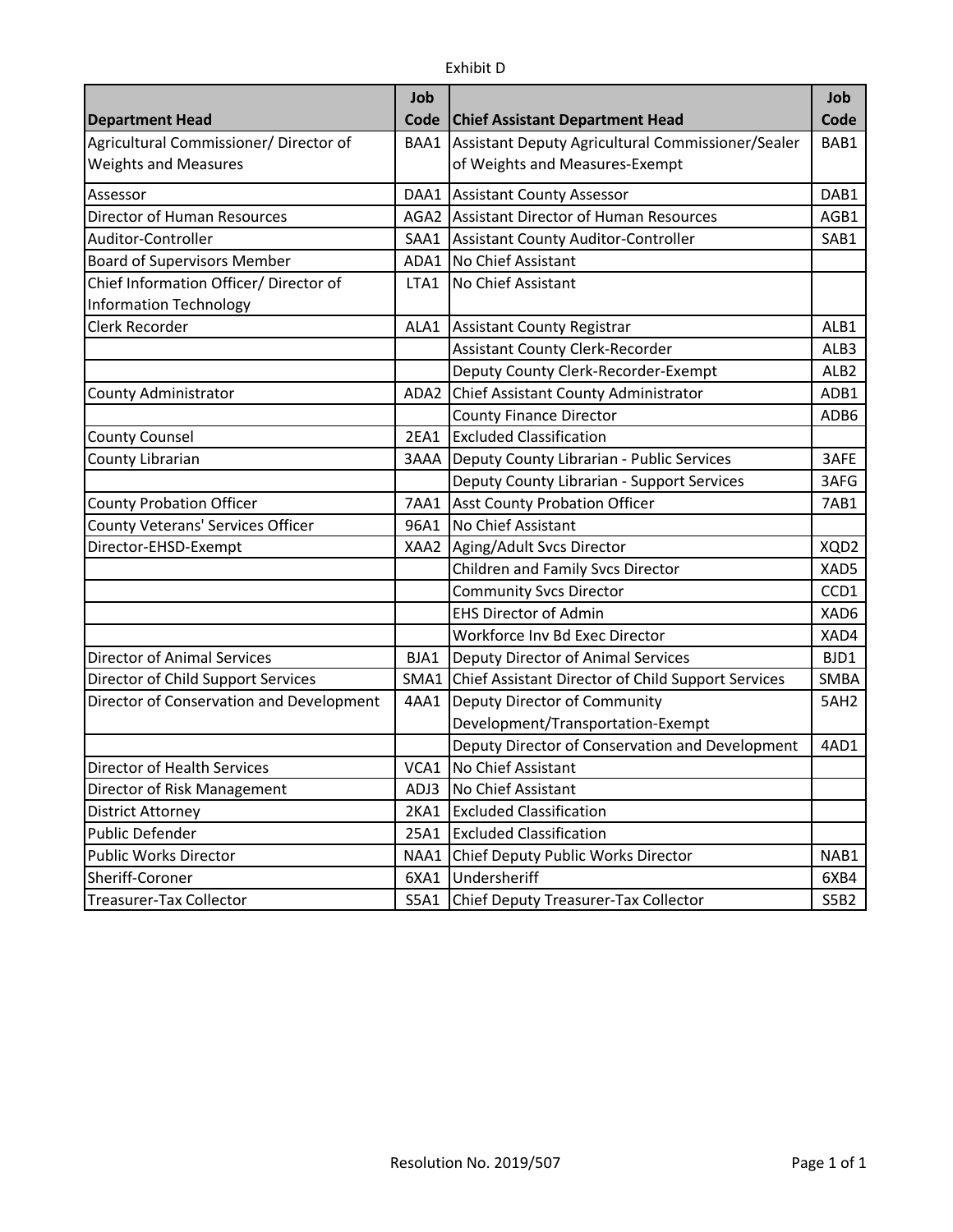Exhibit D

| Department Head | Job Code | Chief Assistant Department Head | Job Code |
|---|---|---|---|
| Agricultural Commissioner/ Director of Weights and Measures | BAA1 | Assistant Deputy Agricultural Commissioner/Sealer of Weights and Measures-Exempt | BAB1 |
| Assessor | DAA1 | Assistant County Assessor | DAB1 |
| Director of Human Resources | AGA2 | Assistant Director of Human Resources | AGB1 |
| Auditor-Controller | SAA1 | Assistant County Auditor-Controller | SAB1 |
| Board of Supervisors Member | ADA1 | No Chief Assistant | |
| Chief Information Officer/ Director of Information Technology | LTA1 | No Chief Assistant | |
| Clerk Recorder | ALA1 | Assistant County Registrar | ALB1 |
| | | Assistant County Clerk-Recorder | ALB3 |
| | | Deputy County Clerk-Recorder-Exempt | ALB2 |
| County Administrator | ADA2 | Chief Assistant County Administrator | ADB1 |
| | | County Finance Director | ADB6 |
| County Counsel | 2EA1 | Excluded Classification | |
| County Librarian | 3AAA | Deputy County Librarian - Public Services | 3AFE |
| | | Deputy County Librarian - Support Services | 3AFG |
| County Probation Officer | 7AA1 | Asst County Probation Officer | 7AB1 |
| County Veterans' Services Officer | 96A1 | No Chief Assistant | |
| Director-EHSD-Exempt | XAA2 | Aging/Adult Svcs Director | XQD2 |
| | | Children and Family Svcs Director | XAD5 |
| | | Community Svcs Director | CCD1 |
| | | EHS Director of Admin | XAD6 |
| | | Workforce Inv Bd Exec Director | XAD4 |
| Director of Animal Services | BJA1 | Deputy Director of Animal Services | BJD1 |
| Director of Child Support Services | SMA1 | Chief Assistant Director of Child Support Services | SMBA |
| Director of Conservation and Development | 4AA1 | Deputy Director of Community Development/Transportation-Exempt | 5AH2 |
| | | Deputy Director of Conservation and Development | 4AD1 |
| Director of Health Services | VCA1 | No Chief Assistant | |
| Director of Risk Management | ADJ3 | No Chief Assistant | |
| District Attorney | 2KA1 | Excluded Classification | |
| Public Defender | 25A1 | Excluded Classification | |
| Public Works Director | NAA1 | Chief Deputy Public Works Director | NAB1 |
| Sheriff-Coroner | 6XA1 | Undersheriff | 6XB4 |
| Treasurer-Tax Collector | S5A1 | Chief Deputy Treasurer-Tax Collector | S5B2 |

Resolution No. 2019/507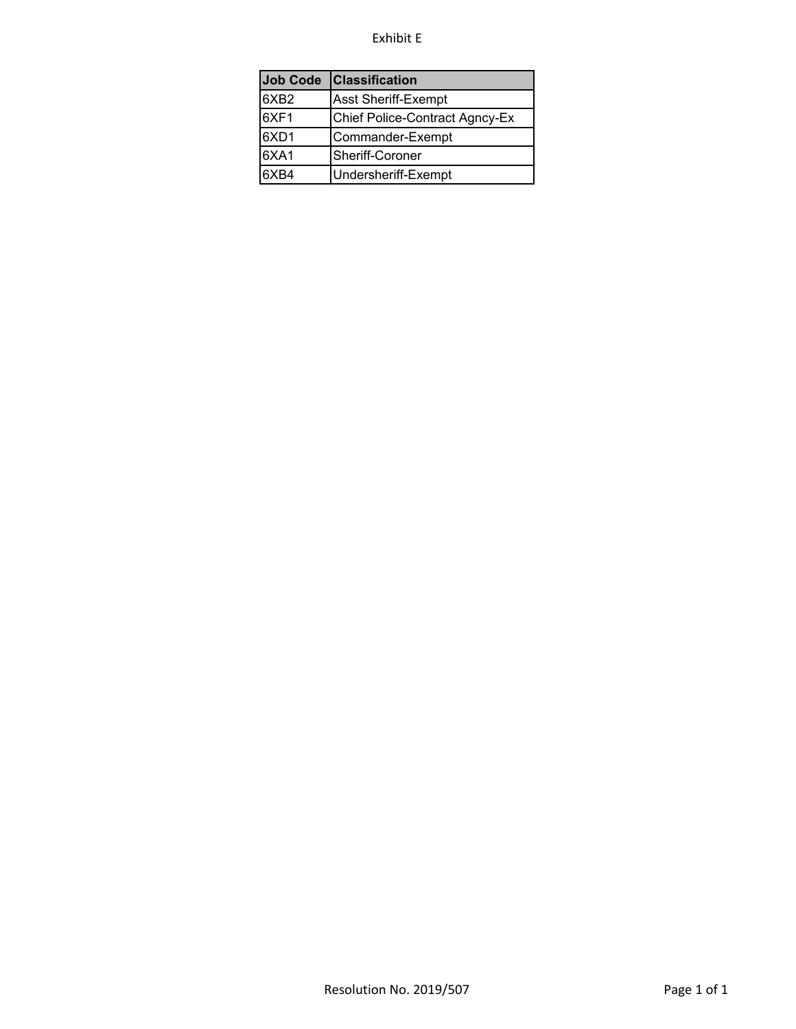Exhibit E

| Job Code | Classification |
|---|---|
| 6XB2 | Asst Sheriff-Exempt |
| 6XF1 | Chief Police-Contract Agncy-Ex |
| 6XD1 | Commander-Exempt |
| 6XA1 | Sheriff-Coroner |
| 6XB4 | Undersheriff-Exempt |

Resolution No. 2019/507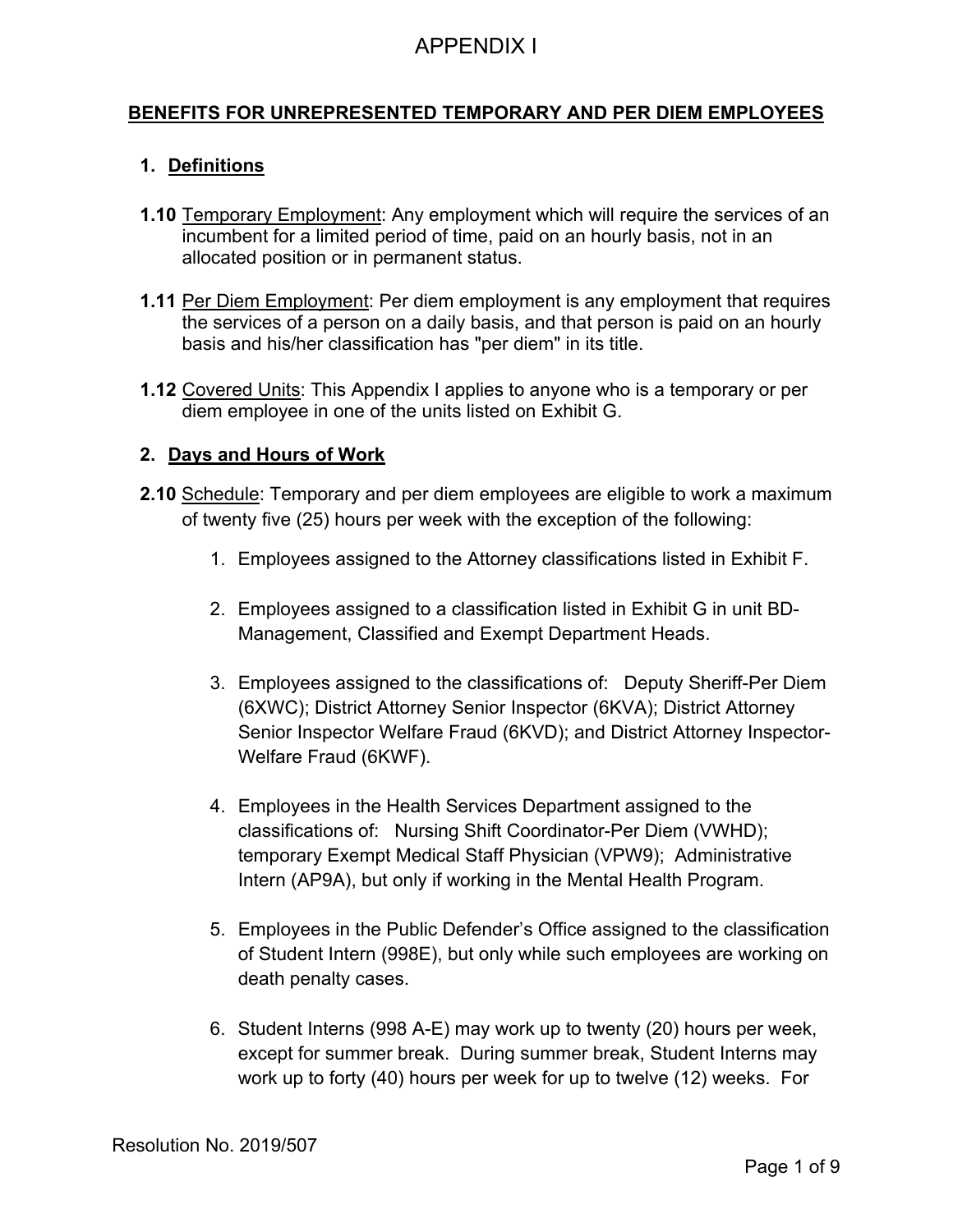# APPENDIX I

## BENEFITS FOR UNREPRESENTED TEMPORARY AND PER DIEM EMPLOYEES

### 1. Definitions

**1.10** Temporary Employment: Any employment which will require the services of an incumbent for a limited period of time, paid on an hourly basis, not in an allocated position or in permanent status.

**1.11** Per Diem Employment: Per diem employment is any employment that requires the services of a person on a daily basis, and that person is paid on an hourly basis and his/her classification has "per diem" in its title.

**1.12** Covered Units: This Appendix I applies to anyone who is a temporary or per diem employee in one of the units listed on Exhibit G.

### 2. Days and Hours of Work

**2.10** Schedule: Temporary and per diem employees are eligible to work a maximum of twenty five (25) hours per week with the exception of the following:

1. Employees assigned to the Attorney classifications listed in Exhibit F.

2. Employees assigned to a classification listed in Exhibit G in unit BD-Management, Classified and Exempt Department Heads.

3. Employees assigned to the classifications of: Deputy Sheriff-Per Diem (6XWC); District Attorney Senior Inspector (6KVA); District Attorney Senior Inspector Welfare Fraud (6KVD); and District Attorney Inspector-Welfare Fraud (6KWF).

4. Employees in the Health Services Department assigned to the classifications of: Nursing Shift Coordinator-Per Diem (VWHD); temporary Exempt Medical Staff Physician (VPW9); Administrative Intern (AP9A), but only if working in the Mental Health Program.

5. Employees in the Public Defender's Office assigned to the classification of Student Intern (998E), but only while such employees are working on death penalty cases.

6. Student Interns (998 A-E) may work up to twenty (20) hours per week, except for summer break. During summer break, Student Interns may work up to forty (40) hours per week for up to twelve (12) weeks. For

Resolution No. 2019/507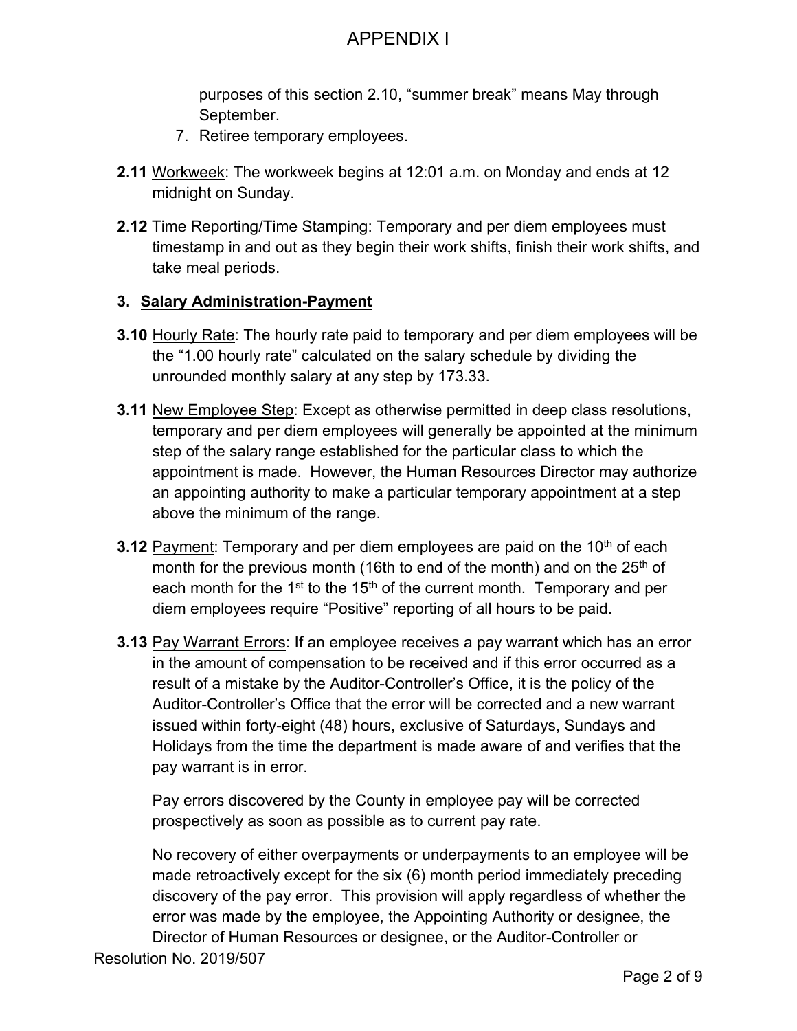purposes of this section 2.10, “summer break” means May through September.

7. Retiree temporary employees.

**2.11** Workweek: The workweek begins at 12:01 a.m. on Monday and ends at 12 midnight on Sunday.

**2.12** Time Reporting/Time Stamping: Temporary and per diem employees must timestamp in and out as they begin their work shifts, finish their work shifts, and take meal periods.

## 3. Salary Administration-Payment

**3.10** Hourly Rate: The hourly rate paid to temporary and per diem employees will be the “1.00 hourly rate” calculated on the salary schedule by dividing the unrounded monthly salary at any step by 173.33.

**3.11** New Employee Step: Except as otherwise permitted in deep class resolutions, temporary and per diem employees will generally be appointed at the minimum step of the salary range established for the particular class to which the appointment is made. However, the Human Resources Director may authorize an appointing authority to make a particular temporary appointment at a step above the minimum of the range.

**3.12** Payment: Temporary and per diem employees are paid on the 10th of each month for the previous month (16th to end of the month) and on the 25th of each month for the 1st to the 15th of the current month. Temporary and per diem employees require “Positive” reporting of all hours to be paid.

**3.13** Pay Warrant Errors: If an employee receives a pay warrant which has an error in the amount of compensation to be received and if this error occurred as a result of a mistake by the Auditor-Controller’s Office, it is the policy of the Auditor-Controller’s Office that the error will be corrected and a new warrant issued within forty-eight (48) hours, exclusive of Saturdays, Sundays and Holidays from the time the department is made aware of and verifies that the pay warrant is in error.

Pay errors discovered by the County in employee pay will be corrected prospectively as soon as possible as to current pay rate.

No recovery of either overpayments or underpayments to an employee will be made retroactively except for the six (6) month period immediately preceding discovery of the pay error. This provision will apply regardless of whether the error was made by the employee, the Appointing Authority or designee, the Director of Human Resources or designee, or the Auditor-Controller or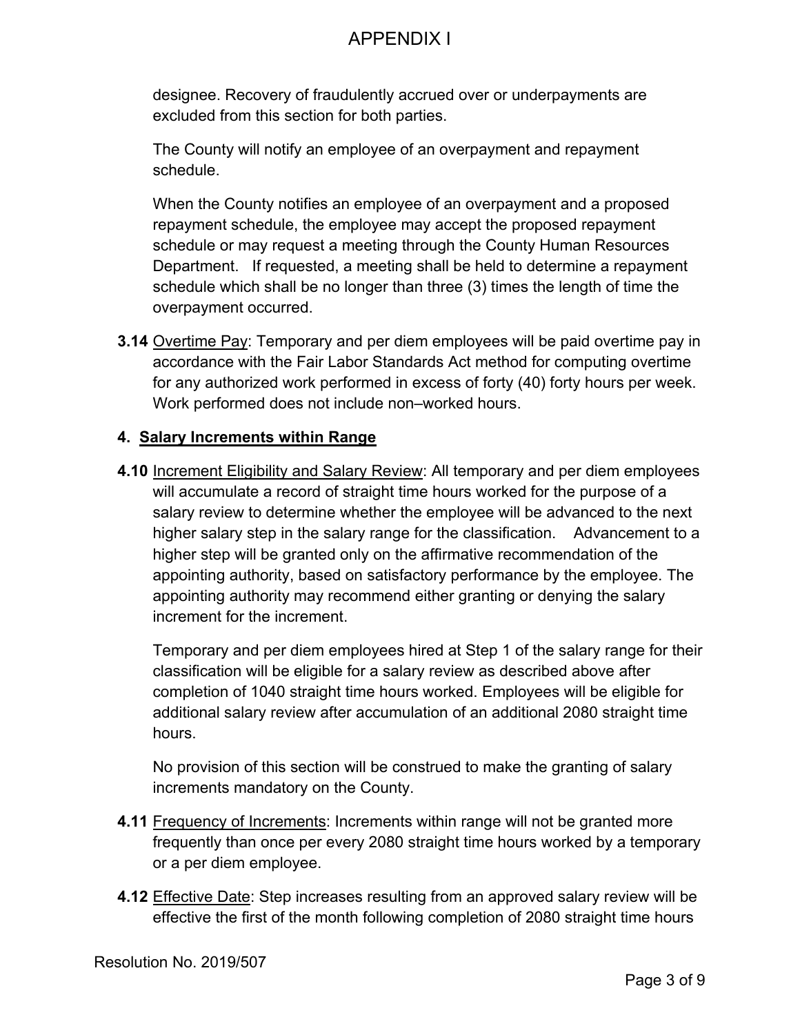designee. Recovery of fraudulently accrued over or underpayments are excluded from this section for both parties.

The County will notify an employee of an overpayment and repayment schedule.

When the County notifies an employee of an overpayment and a proposed repayment schedule, the employee may accept the proposed repayment schedule or may request a meeting through the County Human Resources Department. If requested, a meeting shall be held to determine a repayment schedule which shall be no longer than three (3) times the length of time the overpayment occurred.

**3.14** Overtime Pay: Temporary and per diem employees will be paid overtime pay in accordance with the Fair Labor Standards Act method for computing overtime for any authorized work performed in excess of forty (40) forty hours per week. Work performed does not include non–worked hours.

## 4. Salary Increments within Range

**4.10** Increment Eligibility and Salary Review: All temporary and per diem employees will accumulate a record of straight time hours worked for the purpose of a salary review to determine whether the employee will be advanced to the next higher salary step in the salary range for the classification. Advancement to a higher step will be granted only on the affirmative recommendation of the appointing authority, based on satisfactory performance by the employee. The appointing authority may recommend either granting or denying the salary increment for the increment.

Temporary and per diem employees hired at Step 1 of the salary range for their classification will be eligible for a salary review as described above after completion of 1040 straight time hours worked. Employees will be eligible for additional salary review after accumulation of an additional 2080 straight time hours.

No provision of this section will be construed to make the granting of salary increments mandatory on the County.

**4.11** Frequency of Increments: Increments within range will not be granted more frequently than once per every 2080 straight time hours worked by a temporary or a per diem employee.

**4.12** Effective Date: Step increases resulting from an approved salary review will be effective the first of the month following completion of 2080 straight time hours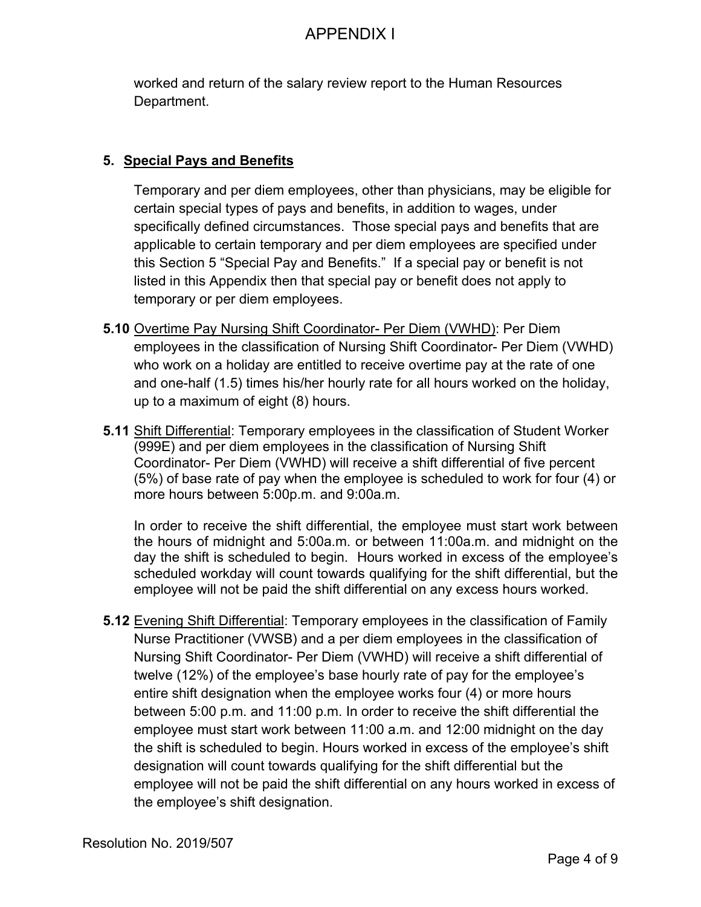worked and return of the salary review report to the Human Resources Department.

## 5. Special Pays and Benefits

Temporary and per diem employees, other than physicians, may be eligible for certain special types of pays and benefits, in addition to wages, under specifically defined circumstances. Those special pays and benefits that are applicable to certain temporary and per diem employees are specified under this Section 5 "Special Pay and Benefits." If a special pay or benefit is not listed in this Appendix then that special pay or benefit does not apply to temporary or per diem employees.

**5.10** Overtime Pay Nursing Shift Coordinator- Per Diem (VWHD): Per Diem employees in the classification of Nursing Shift Coordinator- Per Diem (VWHD) who work on a holiday are entitled to receive overtime pay at the rate of one and one-half (1.5) times his/her hourly rate for all hours worked on the holiday, up to a maximum of eight (8) hours.

**5.11** Shift Differential: Temporary employees in the classification of Student Worker (999E) and per diem employees in the classification of Nursing Shift Coordinator- Per Diem (VWHD) will receive a shift differential of five percent (5%) of base rate of pay when the employee is scheduled to work for four (4) or more hours between 5:00p.m. and 9:00a.m.

In order to receive the shift differential, the employee must start work between the hours of midnight and 5:00a.m. or between 11:00a.m. and midnight on the day the shift is scheduled to begin. Hours worked in excess of the employee's scheduled workday will count towards qualifying for the shift differential, but the employee will not be paid the shift differential on any excess hours worked.

**5.12** Evening Shift Differential: Temporary employees in the classification of Family Nurse Practitioner (VWSB) and a per diem employees in the classification of Nursing Shift Coordinator- Per Diem (VWHD) will receive a shift differential of twelve (12%) of the employee's base hourly rate of pay for the employee's entire shift designation when the employee works four (4) or more hours between 5:00 p.m. and 11:00 p.m. In order to receive the shift differential the employee must start work between 11:00 a.m. and 12:00 midnight on the day the shift is scheduled to begin. Hours worked in excess of the employee's shift designation will count towards qualifying for the shift differential but the employee will not be paid the shift differential on any hours worked in excess of the employee's shift designation.

Resolution No. 2019/507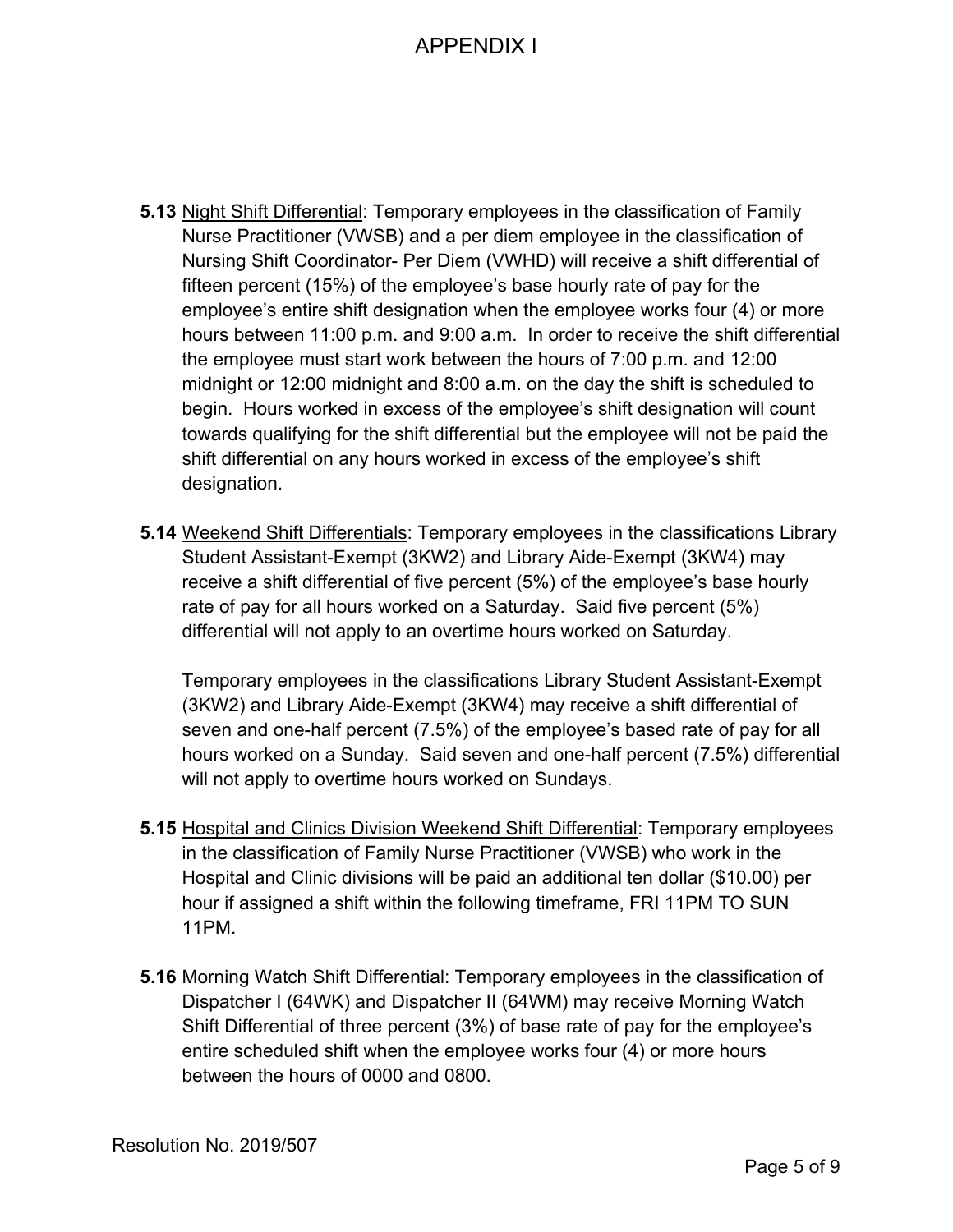# APPENDIX I

**5.13** Night Shift Differential: Temporary employees in the classification of Family Nurse Practitioner (VWSB) and a per diem employee in the classification of Nursing Shift Coordinator- Per Diem (VWHD) will receive a shift differential of fifteen percent (15%) of the employee's base hourly rate of pay for the employee's entire shift designation when the employee works four (4) or more hours between 11:00 p.m. and 9:00 a.m. In order to receive the shift differential the employee must start work between the hours of 7:00 p.m. and 12:00 midnight or 12:00 midnight and 8:00 a.m. on the day the shift is scheduled to begin. Hours worked in excess of the employee's shift designation will count towards qualifying for the shift differential but the employee will not be paid the shift differential on any hours worked in excess of the employee's shift designation.

**5.14** Weekend Shift Differentials: Temporary employees in the classifications Library Student Assistant-Exempt (3KW2) and Library Aide-Exempt (3KW4) may receive a shift differential of five percent (5%) of the employee's base hourly rate of pay for all hours worked on a Saturday. Said five percent (5%) differential will not apply to an overtime hours worked on Saturday.

Temporary employees in the classifications Library Student Assistant-Exempt (3KW2) and Library Aide-Exempt (3KW4) may receive a shift differential of seven and one-half percent (7.5%) of the employee's based rate of pay for all hours worked on a Sunday. Said seven and one-half percent (7.5%) differential will not apply to overtime hours worked on Sundays.

**5.15** Hospital and Clinics Division Weekend Shift Differential: Temporary employees in the classification of Family Nurse Practitioner (VWSB) who work in the Hospital and Clinic divisions will be paid an additional ten dollar ($10.00) per hour if assigned a shift within the following timeframe, FRI 11PM TO SUN 11PM.

**5.16** Morning Watch Shift Differential: Temporary employees in the classification of Dispatcher I (64WK) and Dispatcher II (64WM) may receive Morning Watch Shift Differential of three percent (3%) of base rate of pay for the employee's entire scheduled shift when the employee works four (4) or more hours between the hours of 0000 and 0800.

Resolution No. 2019/507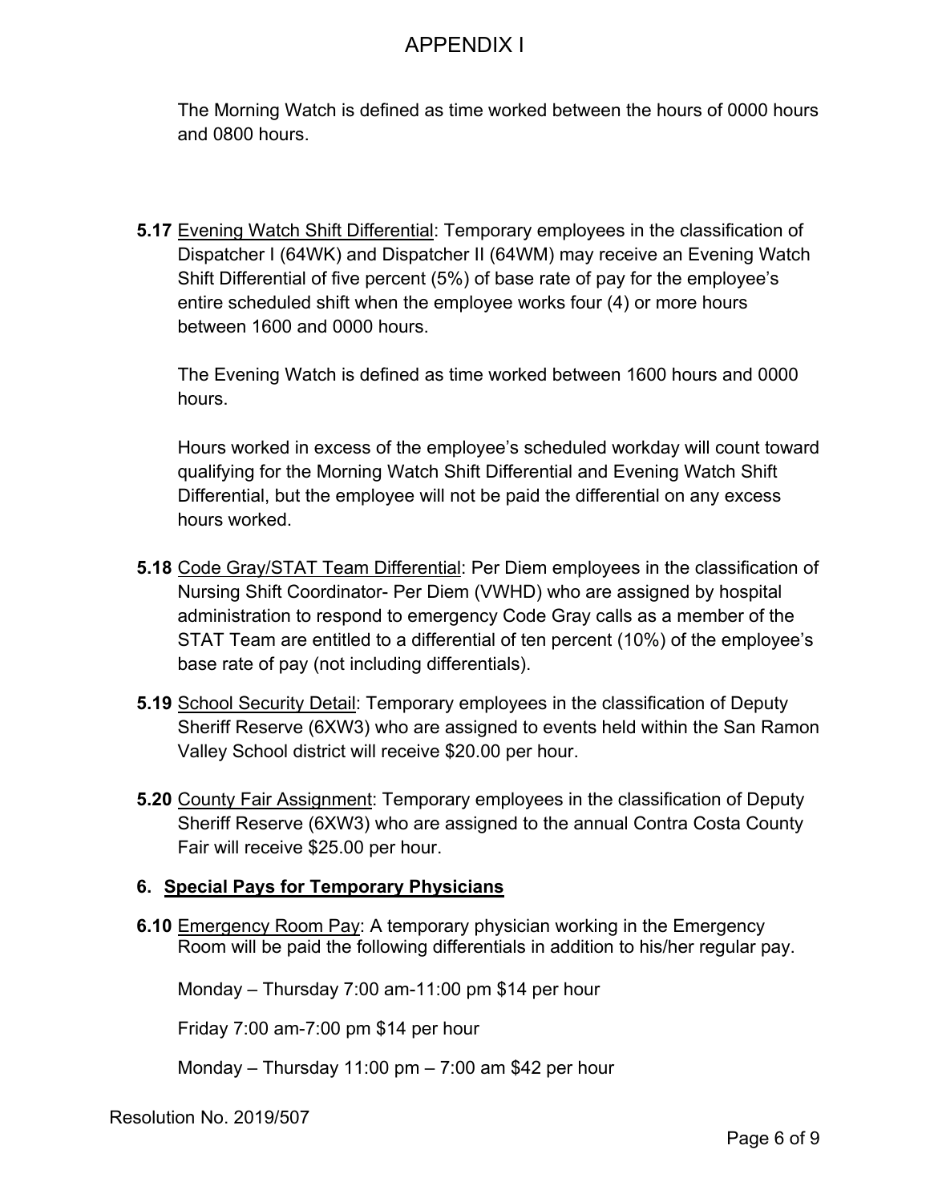The Morning Watch is defined as time worked between the hours of 0000 hours and 0800 hours.

**5.17** Evening Watch Shift Differential: Temporary employees in the classification of Dispatcher I (64WK) and Dispatcher II (64WM) may receive an Evening Watch Shift Differential of five percent (5%) of base rate of pay for the employee's entire scheduled shift when the employee works four (4) or more hours between 1600 and 0000 hours.

The Evening Watch is defined as time worked between 1600 hours and 0000 hours.

Hours worked in excess of the employee's scheduled workday will count toward qualifying for the Morning Watch Shift Differential and Evening Watch Shift Differential, but the employee will not be paid the differential on any excess hours worked.

**5.18** Code Gray/STAT Team Differential: Per Diem employees in the classification of Nursing Shift Coordinator- Per Diem (VWHD) who are assigned by hospital administration to respond to emergency Code Gray calls as a member of the STAT Team are entitled to a differential of ten percent (10%) of the employee's base rate of pay (not including differentials).

**5.19** School Security Detail: Temporary employees in the classification of Deputy Sheriff Reserve (6XW3) who are assigned to events held within the San Ramon Valley School district will receive $20.00 per hour.

**5.20** County Fair Assignment: Temporary employees in the classification of Deputy Sheriff Reserve (6XW3) who are assigned to the annual Contra Costa County Fair will receive $25.00 per hour.

## 6. Special Pays for Temporary Physicians

**6.10** Emergency Room Pay: A temporary physician working in the Emergency Room will be paid the following differentials in addition to his/her regular pay.

Monday – Thursday 7:00 am-11:00 pm $14 per hour

Friday 7:00 am-7:00 pm $14 per hour

Monday – Thursday 11:00 pm – 7:00 am $42 per hour

Resolution No. 2019/507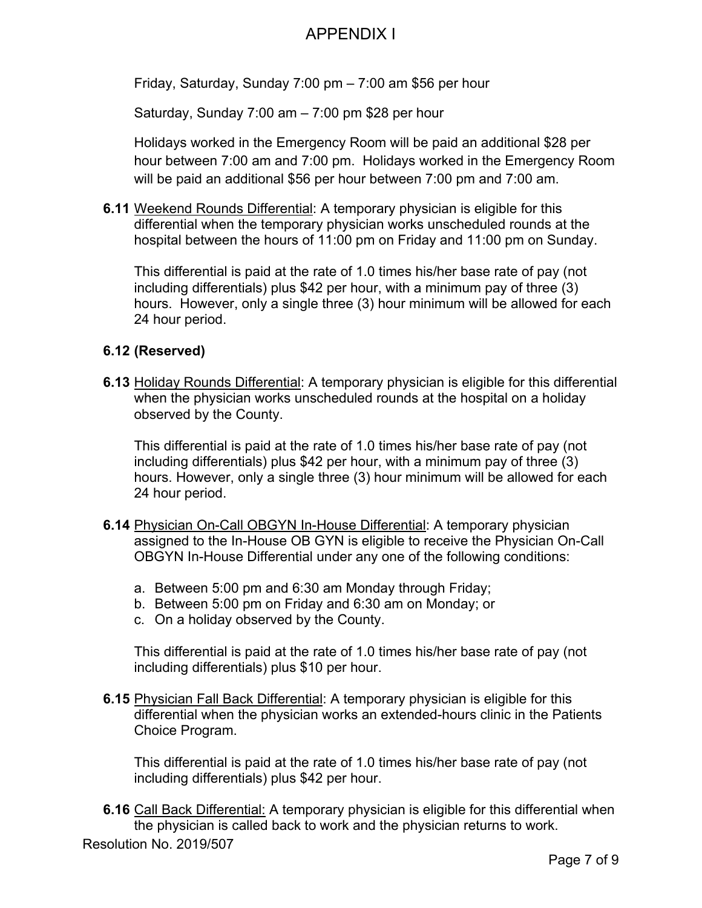Friday, Saturday, Sunday 7:00 pm – 7:00 am $56 per hour

Saturday, Sunday 7:00 am – 7:00 pm $28 per hour

Holidays worked in the Emergency Room will be paid an additional $28 per hour between 7:00 am and 7:00 pm. Holidays worked in the Emergency Room will be paid an additional $56 per hour between 7:00 pm and 7:00 am.

**6.11** Weekend Rounds Differential: A temporary physician is eligible for this differential when the temporary physician works unscheduled rounds at the hospital between the hours of 11:00 pm on Friday and 11:00 pm on Sunday.

This differential is paid at the rate of 1.0 times his/her base rate of pay (not including differentials) plus $42 per hour, with a minimum pay of three (3) hours. However, only a single three (3) hour minimum will be allowed for each 24 hour period.

**6.12 (Reserved)**

**6.13** Holiday Rounds Differential: A temporary physician is eligible for this differential when the physician works unscheduled rounds at the hospital on a holiday observed by the County.

This differential is paid at the rate of 1.0 times his/her base rate of pay (not including differentials) plus $42 per hour, with a minimum pay of three (3) hours. However, only a single three (3) hour minimum will be allowed for each 24 hour period.

**6.14** Physician On-Call OBGYN In-House Differential: A temporary physician assigned to the In-House OB GYN is eligible to receive the Physician On-Call OBGYN In-House Differential under any one of the following conditions:

a. Between 5:00 pm and 6:30 am Monday through Friday;
b. Between 5:00 pm on Friday and 6:30 am on Monday; or
c. On a holiday observed by the County.

This differential is paid at the rate of 1.0 times his/her base rate of pay (not including differentials) plus $10 per hour.

**6.15** Physician Fall Back Differential: A temporary physician is eligible for this differential when the physician works an extended-hours clinic in the Patients Choice Program.

This differential is paid at the rate of 1.0 times his/her base rate of pay (not including differentials) plus $42 per hour.

**6.16** Call Back Differential: A temporary physician is eligible for this differential when the physician is called back to work and the physician returns to work.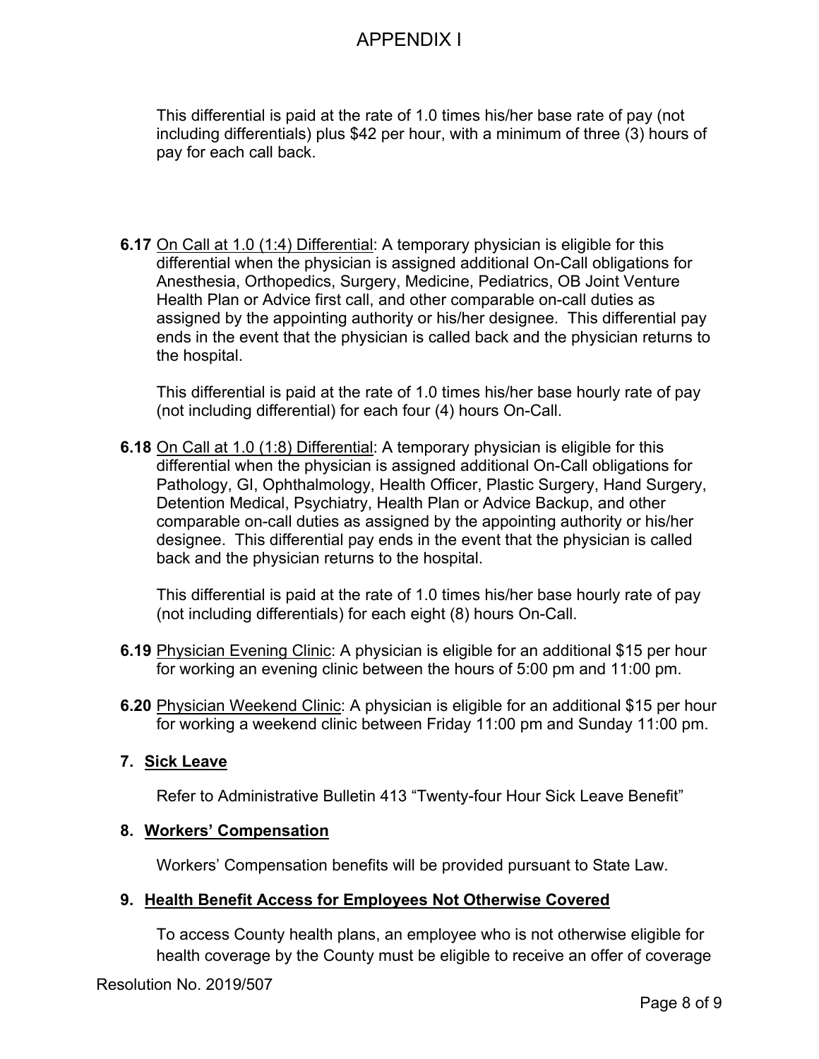This differential is paid at the rate of 1.0 times his/her base rate of pay (not including differentials) plus $42 per hour, with a minimum of three (3) hours of pay for each call back.

**6.17** On Call at 1.0 (1:4) Differential: A temporary physician is eligible for this differential when the physician is assigned additional On-Call obligations for Anesthesia, Orthopedics, Surgery, Medicine, Pediatrics, OB Joint Venture Health Plan or Advice first call, and other comparable on-call duties as assigned by the appointing authority or his/her designee. This differential pay ends in the event that the physician is called back and the physician returns to the hospital.

This differential is paid at the rate of 1.0 times his/her base hourly rate of pay (not including differential) for each four (4) hours On-Call.

**6.18** On Call at 1.0 (1:8) Differential: A temporary physician is eligible for this differential when the physician is assigned additional On-Call obligations for Pathology, GI, Ophthalmology, Health Officer, Plastic Surgery, Hand Surgery, Detention Medical, Psychiatry, Health Plan or Advice Backup, and other comparable on-call duties as assigned by the appointing authority or his/her designee. This differential pay ends in the event that the physician is called back and the physician returns to the hospital.

This differential is paid at the rate of 1.0 times his/her base hourly rate of pay (not including differentials) for each eight (8) hours On-Call.

**6.19** Physician Evening Clinic: A physician is eligible for an additional $15 per hour for working an evening clinic between the hours of 5:00 pm and 11:00 pm.

**6.20** Physician Weekend Clinic: A physician is eligible for an additional $15 per hour for working a weekend clinic between Friday 11:00 pm and Sunday 11:00 pm.

## 7. Sick Leave

Refer to Administrative Bulletin 413 "Twenty-four Hour Sick Leave Benefit"

## 8. Workers' Compensation

Workers' Compensation benefits will be provided pursuant to State Law.

## 9. Health Benefit Access for Employees Not Otherwise Covered

To access County health plans, an employee who is not otherwise eligible for health coverage by the County must be eligible to receive an offer of coverage

Resolution No. 2019/507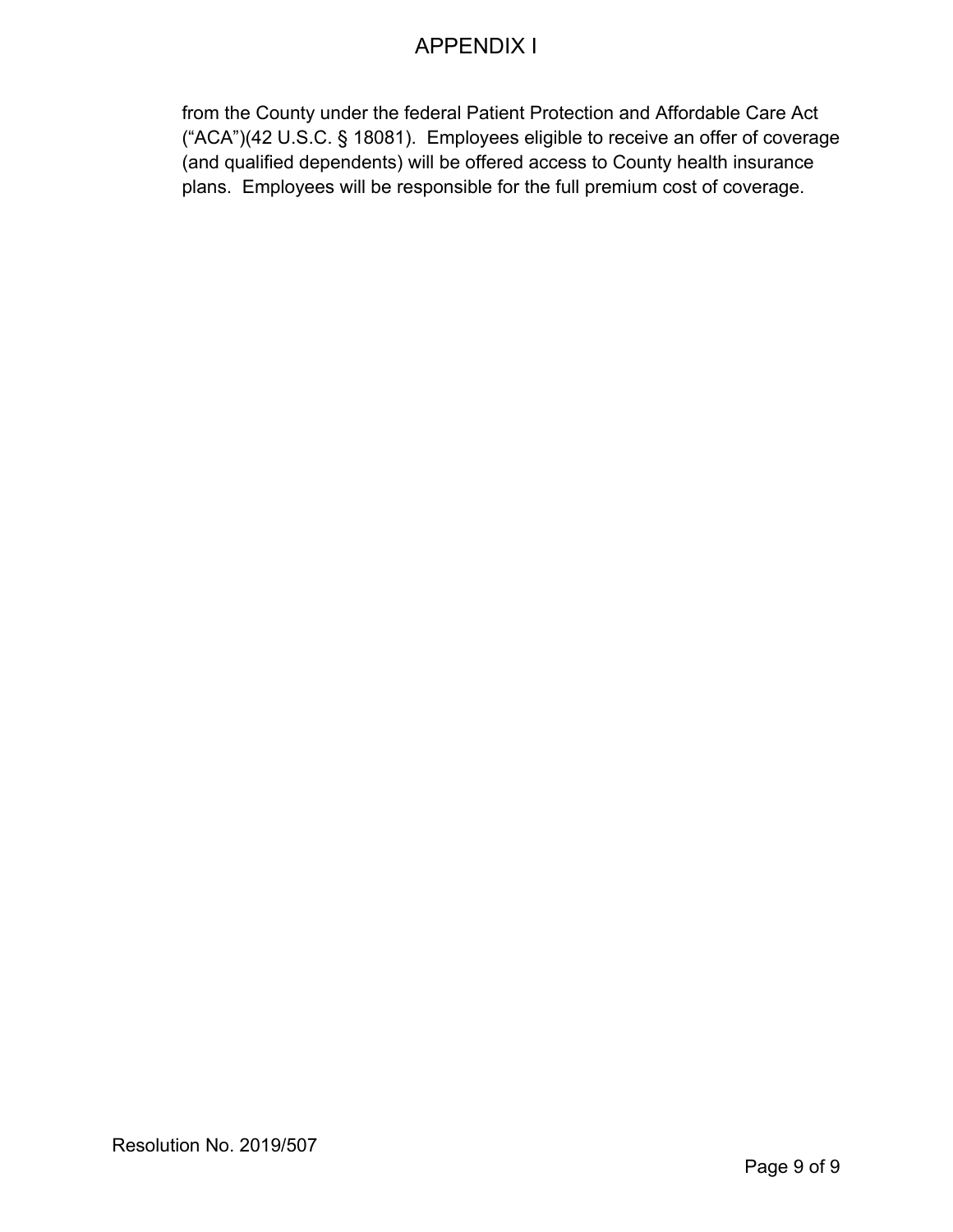from the County under the federal Patient Protection and Affordable Care Act (“ACA”)(42 U.S.C. § 18081). Employees eligible to receive an offer of coverage (and qualified dependents) will be offered access to County health insurance plans. Employees will be responsible for the full premium cost of coverage.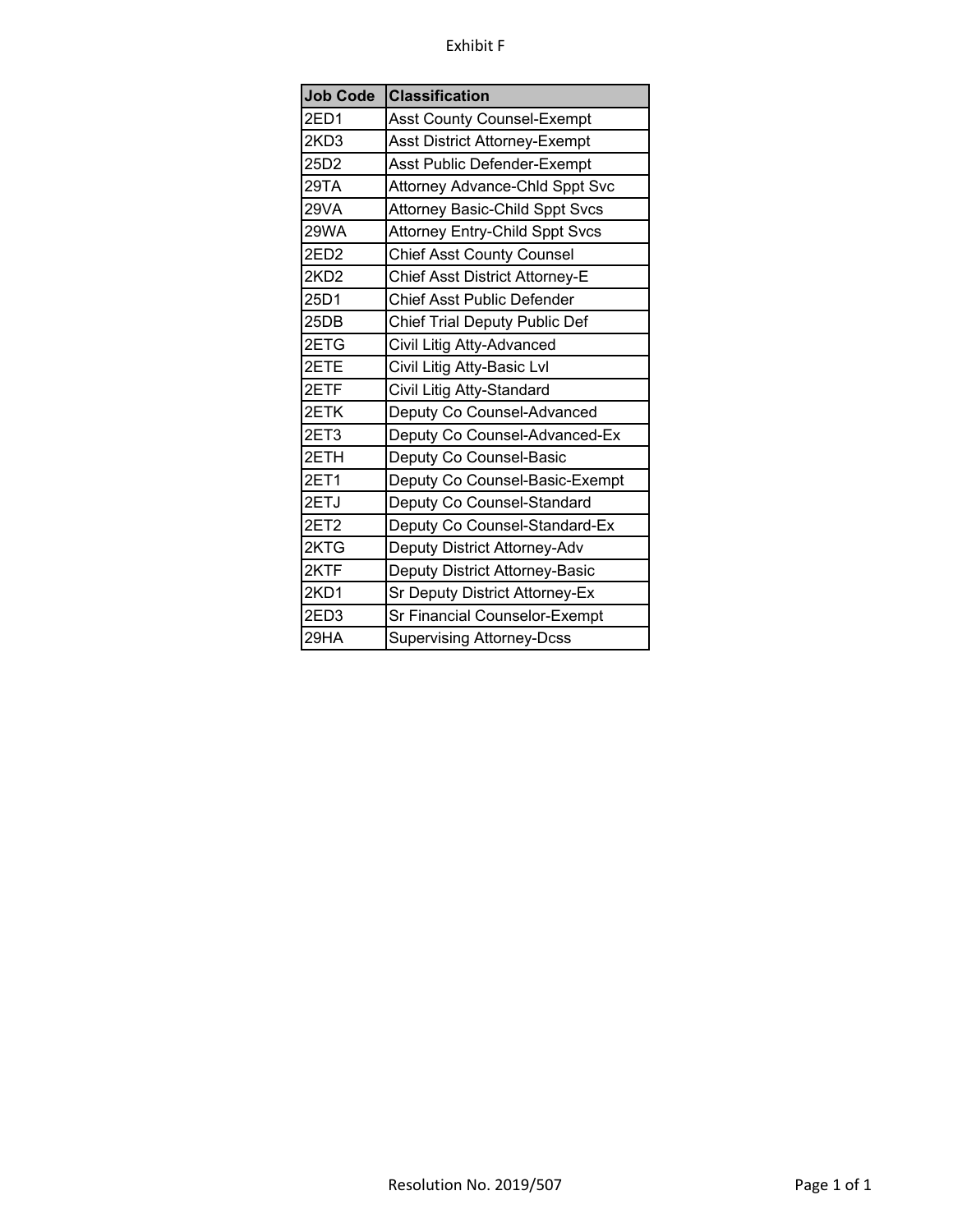Exhibit F

| Job Code | Classification |
|---|---|
| 2ED1 | Asst County Counsel-Exempt |
| 2KD3 | Asst District Attorney-Exempt |
| 25D2 | Asst Public Defender-Exempt |
| 29TA | Attorney Advance-Chld Sppt Svc |
| 29VA | Attorney Basic-Child Sppt Svcs |
| 29WA | Attorney Entry-Child Sppt Svcs |
| 2ED2 | Chief Asst County Counsel |
| 2KD2 | Chief Asst District Attorney-E |
| 25D1 | Chief Asst Public Defender |
| 25DB | Chief Trial Deputy Public Def |
| 2ETG | Civil Litig Atty-Advanced |
| 2ETE | Civil Litig Atty-Basic Lvl |
| 2ETF | Civil Litig Atty-Standard |
| 2ETK | Deputy Co Counsel-Advanced |
| 2ET3 | Deputy Co Counsel-Advanced-Ex |
| 2ETH | Deputy Co Counsel-Basic |
| 2ET1 | Deputy Co Counsel-Basic-Exempt |
| 2ETJ | Deputy Co Counsel-Standard |
| 2ET2 | Deputy Co Counsel-Standard-Ex |
| 2KTG | Deputy District Attorney-Adv |
| 2KTF | Deputy District Attorney-Basic |
| 2KD1 | Sr Deputy District Attorney-Ex |
| 2ED3 | Sr Financial Counselor-Exempt |
| 29HA | Supervising Attorney-Dcss |

Resolution No. 2019/507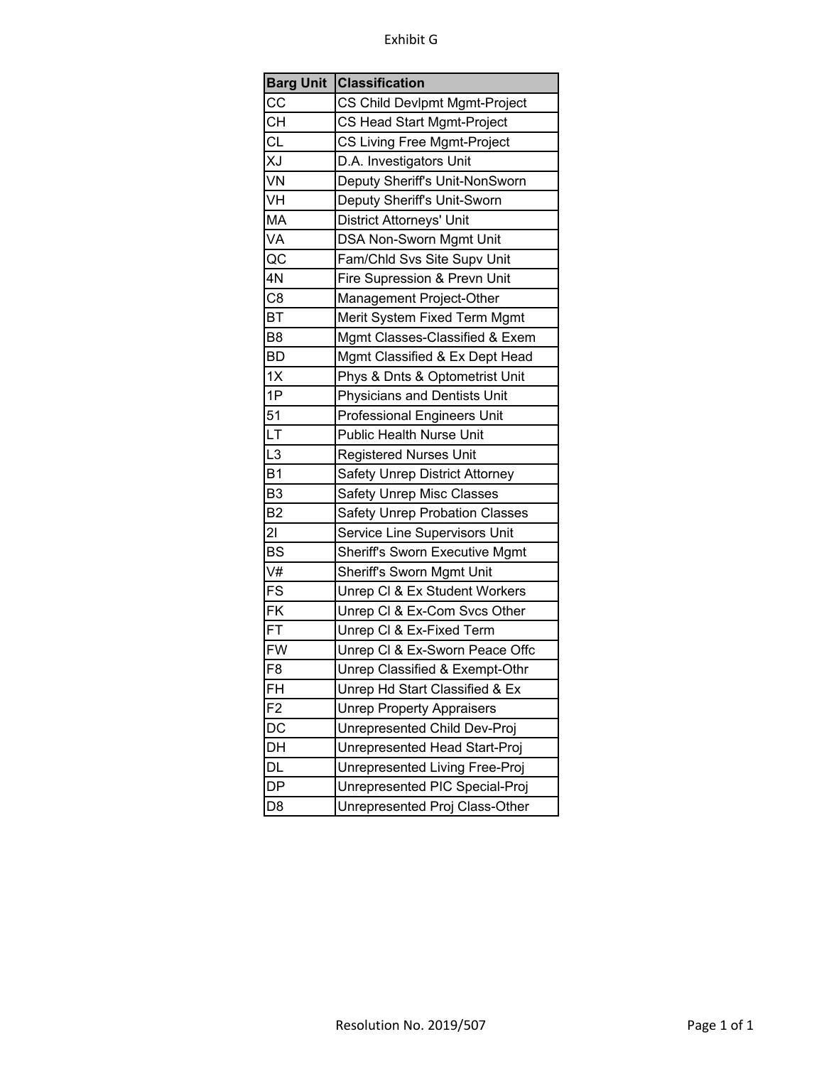Exhibit G

| Barg Unit | Classification |
|---|---|
| CC | CS Child Devlpmt Mgmt-Project |
| CH | CS Head Start Mgmt-Project |
| CL | CS Living Free Mgmt-Project |
| XJ | D.A. Investigators Unit |
| VN | Deputy Sheriff's Unit-NonSworn |
| VH | Deputy Sheriff's Unit-Sworn |
| MA | District Attorneys' Unit |
| VA | DSA Non-Sworn Mgmt Unit |
| QC | Fam/Chld Svs Site Supv Unit |
| 4N | Fire Supression & Prevn Unit |
| C8 | Management Project-Other |
| BT | Merit System Fixed Term Mgmt |
| B8 | Mgmt Classes-Classified & Exem |
| BD | Mgmt Classified & Ex Dept Head |
| 1X | Phys & Dnts & Optometrist Unit |
| 1P | Physicians and Dentists Unit |
| 51 | Professional Engineers Unit |
| LT | Public Health Nurse Unit |
| L3 | Registered Nurses Unit |
| B1 | Safety Unrep District Attorney |
| B3 | Safety Unrep Misc Classes |
| B2 | Safety Unrep Probation Classes |
| 2I | Service Line Supervisors Unit |
| BS | Sheriff's Sworn Executive Mgmt |
| V# | Sheriff's Sworn Mgmt Unit |
| FS | Unrep Cl & Ex Student Workers |
| FK | Unrep Cl & Ex-Com Svcs Other |
| FT | Unrep Cl & Ex-Fixed Term |
| FW | Unrep Cl & Ex-Sworn Peace Offc |
| F8 | Unrep Classified & Exempt-Othr |
| FH | Unrep Hd Start Classified & Ex |
| F2 | Unrep Property Appraisers |
| DC | Unrepresented Child Dev-Proj |
| DH | Unrepresented Head Start-Proj |
| DL | Unrepresented Living Free-Proj |
| DP | Unrepresented PIC Special-Proj |
| D8 | Unrepresented Proj Class-Other |

Resolution No. 2019/507